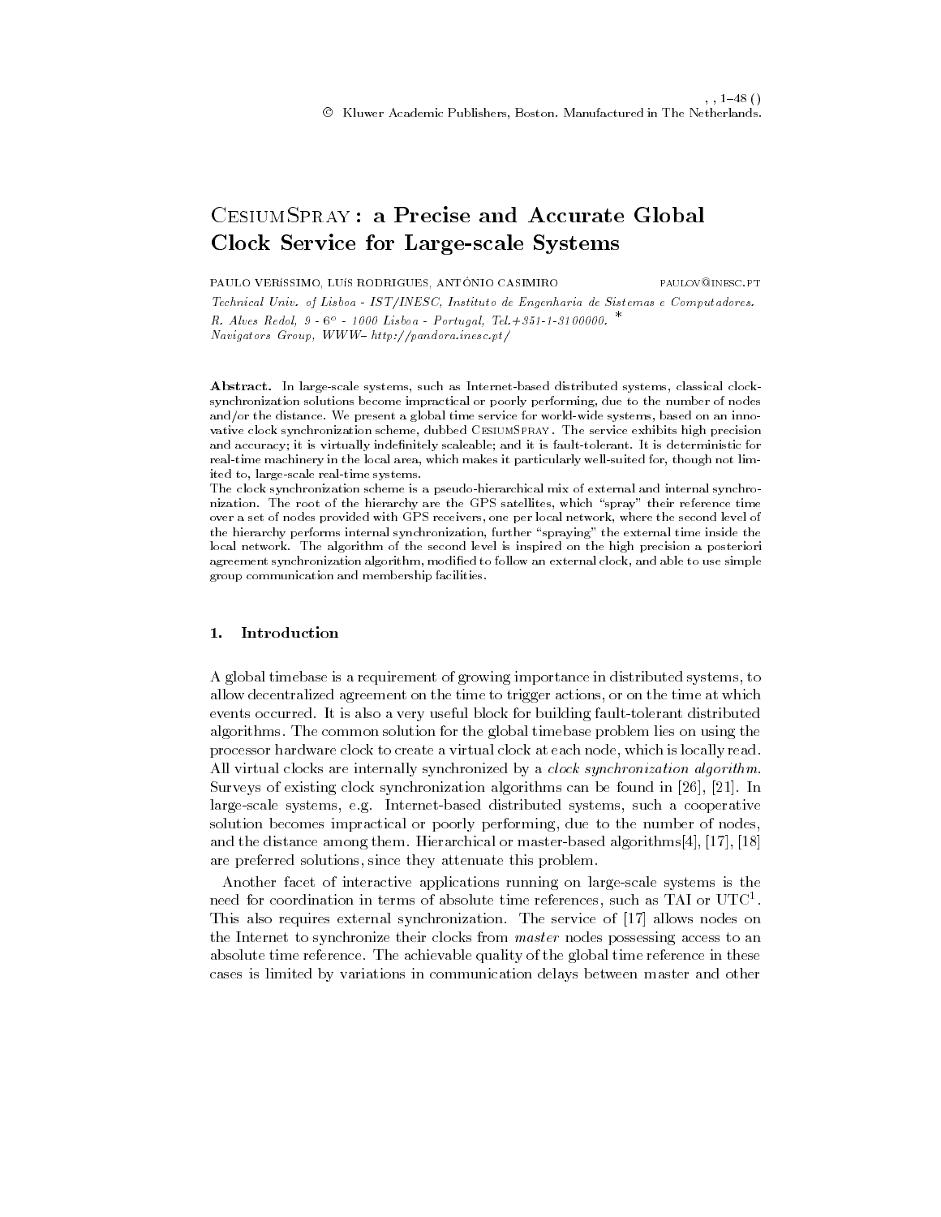# CesiumSpray : a Precise and Accurate Global Clock Service for Large-scale Systems

PAULO VERÍSSIMO, LUÍS RODRIGUES, ANTÓNIO CASIMIRO paulov@inesc.pt

*Technical Univ. of Lisboa - IST/INESC, Instituto de Engenharia de Sistemas e Computadores. R. Alves Redol, 9 - 6° - 1000 Lisboa - Portugal, Tel.+351-1-3100000.* *
*Navigators Group, WWW– http://pandora.inesc.pt/*

**Abstract.** In large-scale systems, such as Internet-based distributed systems, classical clock-synchronization solutions become impractical or poorly performing, due to the number of nodes and/or the distance. We present a global time service for world-wide systems, based on an innovative clock synchronization scheme, dubbed CesiumSpray. The service exhibits high precision and accuracy; it is virtually indefinitely scaleable; and it is fault-tolerant. It is deterministic for real-time machinery in the local area, which makes it particularly well-suited for, though not limited to, large-scale real-time systems.
The clock synchronization scheme is a pseudo-hierarchical mix of external and internal synchronization. The root of the hierarchy are the GPS satellites, which "spray" their reference time over a set of nodes provided with GPS receivers, one per local network, where the second level of the hierarchy performs internal synchronization, further "spraying" the external time inside the local network. The algorithm of the second level is inspired on the high precision a posteriori agreement synchronization algorithm, modified to follow an external clock, and able to use simple group communication and membership facilities.

## 1. Introduction

A global timebase is a requirement of growing importance in distributed systems, to allow decentralized agreement on the time to trigger actions, or on the time at which events occurred. It is also a very useful block for building fault-tolerant distributed algorithms. The common solution for the global timebase problem lies on using the processor hardware clock to create a virtual clock at each node, which is locally read. All virtual clocks are internally synchronized by a *clock synchronization algorithm*. Surveys of existing clock synchronization algorithms can be found in [26], [21]. In large-scale systems, e.g. Internet-based distributed systems, such a cooperative solution becomes impractical or poorly performing, due to the number of nodes, and the distance among them. Hierarchical or master-based algorithms[4], [17], [18] are preferred solutions, since they attenuate this problem.

Another facet of interactive applications running on large-scale systems is the need for coordination in terms of absolute time references, such as TAI or UTC[1]. This also requires external synchronization. The service of [17] allows nodes on the Internet to synchronize their clocks from *master* nodes possessing access to an absolute time reference. The achievable quality of the global time reference in these cases is limited by variations in communication delays between master and other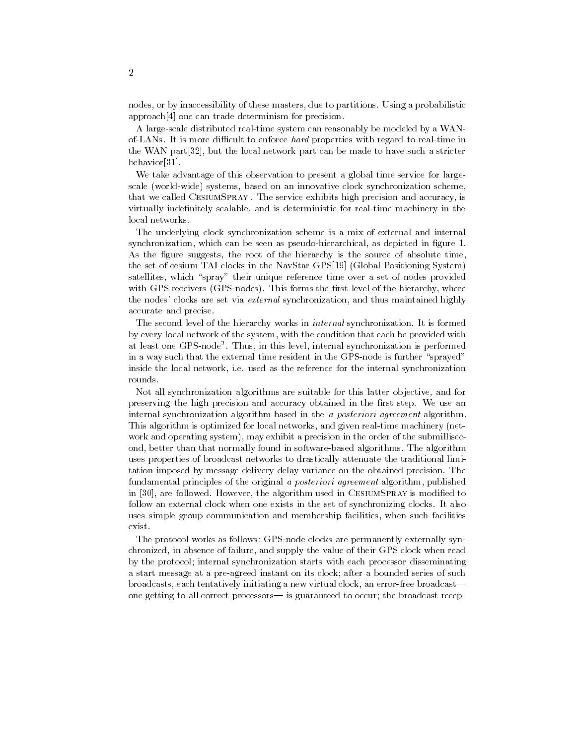nodes, or by inaccessibility of these masters, due to partitions. Using a probabilistic approach[4] one can trade determinism for precision.

A large-scale distributed real-time system can reasonably be modeled by a WAN-of-LANs. It is more difficult to enforce *hard* properties with regard to real-time in the WAN part[32], but the local network part can be made to have such a stricter behavior[31].

We take advantage of this observation to present a global time service for large-scale (world-wide) systems, based on an innovative clock synchronization scheme, that we called CesiumSpray . The service exhibits high precision and accuracy, is virtually indefinitely scalable, and is deterministic for real-time machinery in the local networks.

The underlying clock synchronization scheme is a mix of external and internal synchronization, which can be seen as pseudo-hierarchical, as depicted in figure 1. As the figure suggests, the root of the hierarchy is the source of absolute time, the set of cesium TAI clocks in the NavStar GPS[19] (Global Positioning System) satellites, which "spray" their unique reference time over a set of nodes provided with GPS receivers (GPS-nodes). This forms the first level of the hierarchy, where the nodes' clocks are set via *external* synchronization, and thus maintained highly accurate and precise.

The second level of the hierarchy works in *internal* synchronization. It is formed by every local network of the system, with the condition that each be provided with at least one GPS-node[2]. Thus, in this level, internal synchronization is performed in a way such that the external time resident in the GPS-node is further "sprayed" inside the local network, i.e. used as the reference for the internal synchronization rounds.

Not all synchronization algorithms are suitable for this latter objective, and for preserving the high precision and accuracy obtained in the first step. We use an internal synchronization algorithm based in the *a posteriori agreement* algorithm. This algorithm is optimized for local networks, and given real-time machinery (network and operating system), may exhibit a precision in the order of the submillisecond, better than that normally found in software-based algorithms. The algorithm uses properties of broadcast networks to drastically attenuate the traditional limitation imposed by message delivery delay variance on the obtained precision. The fundamental principles of the original *a posteriori agreement* algorithm, published in [30], are followed. However, the algorithm used in CesiumSpray is modified to follow an external clock when one exists in the set of synchronizing clocks. It also uses simple group communication and membership facilities, when such facilities exist.

The protocol works as follows: GPS-node clocks are permanently externally synchronized, in absence of failure, and supply the value of their GPS clock when read by the protocol; internal synchronization starts with each processor disseminating a start message at a pre-agreed instant on its clock; after a bounded series of such broadcasts, each tentatively initiating a new virtual clock, an error-free broadcast— one getting to all correct processors— is guaranteed to occur; the broadcast recep-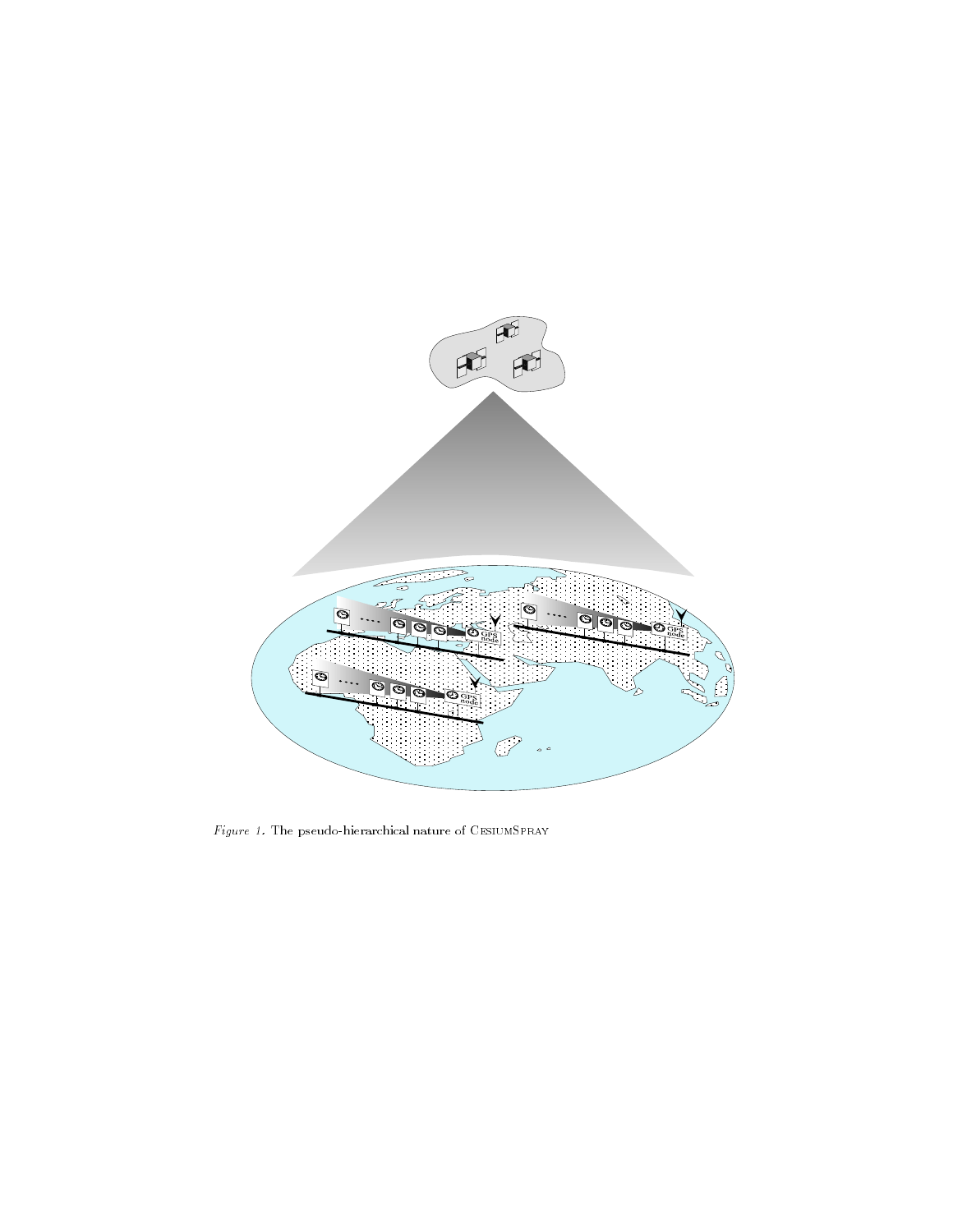*Figure 1.* The pseudo-hierarchical nature of CesiumSpray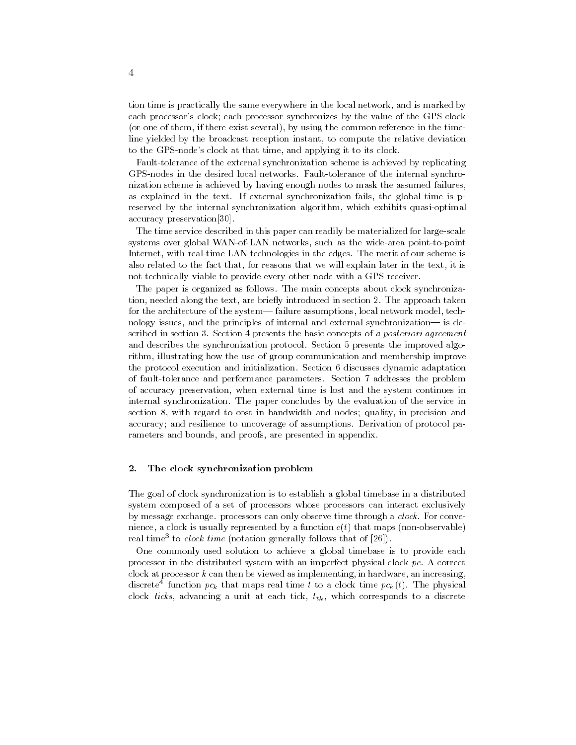tion time is practically the same everywhere in the local network, and is marked by each processor's clock; each processor synchronizes by the value of the GPS clock (or one of them, if there exist several), by using the common reference in the timeline yielded by the broadcast reception instant, to compute the relative deviation to the GPS-node's clock at that time, and applying it to its clock.

Fault-tolerance of the external synchronization scheme is achieved by replicating GPS-nodes in the desired local networks. Fault-tolerance of the internal synchronization scheme is achieved by having enough nodes to mask the assumed failures, as explained in the text. If external synchronization fails, the global time is preserved by the internal synchronization algorithm, which exhibits quasi-optimal accuracy preservation[30].

The time service described in this paper can readily be materialized for large-scale systems over global WAN-of-LAN networks, such as the wide-area point-to-point Internet, with real-time LAN technologies in the edges. The merit of our scheme is also related to the fact that, for reasons that we will explain later in the text, it is not technically viable to provide every other node with a GPS receiver.

The paper is organized as follows. The main concepts about clock synchronization, needed along the text, are briefly introduced in section 2. The approach taken for the architecture of the system— failure assumptions, local network model, technology issues, and the principles of internal and external synchronization— is described in section 3. Section 4 presents the basic concepts of *a posteriori agreement* and describes the synchronization protocol. Section 5 presents the improved algorithm, illustrating how the use of group communication and membership improve the protocol execution and initialization. Section 6 discusses dynamic adaptation of fault-tolerance and performance parameters. Section 7 addresses the problem of accuracy preservation, when external time is lost and the system continues in internal synchronization. The paper concludes by the evaluation of the service in section 8, with regard to cost in bandwidth and nodes; quality, in precision and accuracy; and resilience to uncoverage of assumptions. Derivation of protocol parameters and bounds, and proofs, are presented in appendix.

## 2. The clock synchronization problem

The goal of clock synchronization is to establish a global timebase in a distributed system composed of a set of processors whose processors can interact exclusively by message exchange. processors can only observe time through a *clock*. For convenience, a clock is usually represented by a function $c(t)$ that maps (non-observable) real time[3] to *clock time* (notation generally follows that of [26]).

One commonly used solution to achieve a global timebase is to provide each processor in the distributed system with an imperfect physical clock $pc$. A correct clock at processor $k$ can then be viewed as implementing, in hardware, an increasing, discrete[4] function $pc_k$ that maps real time $t$ to a clock time $pc_k(t)$. The physical clock *ticks*, advancing a unit at each tick, $t_{tk}$, which corresponds to a discrete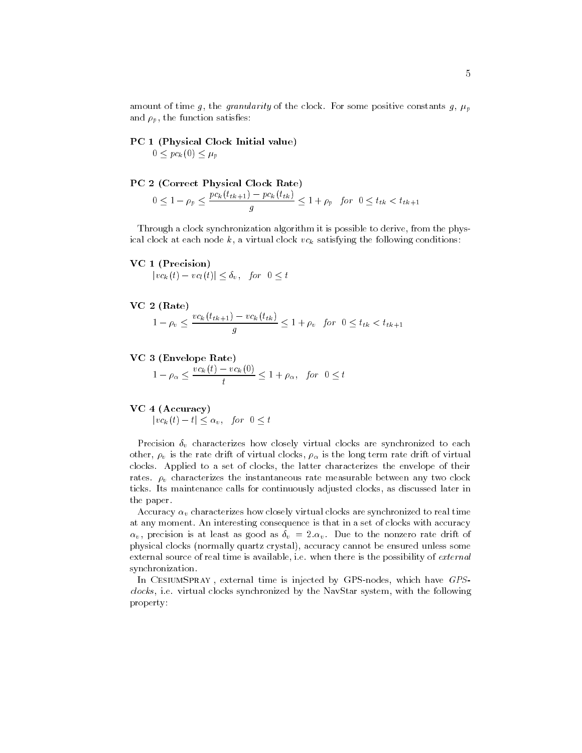amount of time $g$, the *granularity* of the clock. For some positive constants $g$, $\mu_p$ and $\rho_p$, the function satisfies:

**PC 1 (Physical Clock Initial value)**

$$0 \leq pc_k(0) \leq \mu_p$$

**PC 2 (Correct Physical Clock Rate)**

$$0 \leq 1 - \rho_p \leq \frac{pc_k(t_{tk+1}) - pc_k(t_{tk})}{g} \leq 1 + \rho_p \quad for \;\; 0 \leq t_{tk} < t_{tk+1}$$

Through a clock synchronization algorithm it is possible to derive, from the physical clock at each node $k$, a virtual clock $vc_k$ satisfying the following conditions:

**VC 1 (Precision)**

$$|vc_k(t) - vc_l(t)| \leq \delta_v, \quad for \;\; 0 \leq t$$

**VC 2 (Rate)**

$$1 - \rho_v \leq \frac{vc_k(t_{tk+1}) - vc_k(t_{tk})}{g} \leq 1 + \rho_v \quad for \;\; 0 \leq t_{tk} < t_{tk+1}$$

**VC 3 (Envelope Rate)**

$$1 - \rho_\alpha \leq \frac{vc_k(t) - vc_k(0)}{t} \leq 1 + \rho_\alpha, \quad for \;\; 0 \leq t$$

**VC 4 (Accuracy)**

$$|vc_k(t) - t| \leq \alpha_v, \quad for \;\; 0 \leq t$$

Precision $\delta_v$ characterizes how closely virtual clocks are synchronized to each other, $\rho_v$ is the rate drift of virtual clocks, $\rho_\alpha$ is the long term rate drift of virtual clocks. Applied to a set of clocks, the latter characterizes the envelope of their rates. $\rho_v$ characterizes the instantaneous rate measurable between any two clock ticks. Its maintenance calls for continuously adjusted clocks, as discussed later in the paper.

Accuracy $\alpha_v$ characterizes how closely virtual clocks are synchronized to real time at any moment. An interesting consequence is that in a set of clocks with accuracy $\alpha_v$, precision is at least as good as $\delta_v = 2.\alpha_v$. Due to the nonzero rate drift of physical clocks (normally quartz crystal), accuracy cannot be ensured unless some external source of real time is available, i.e. when there is the possibility of *external* synchronization.

In CesiumSpray, external time is injected by GPS-nodes, which have *GPS-clocks*, i.e. virtual clocks synchronized by the NavStar system, with the following property: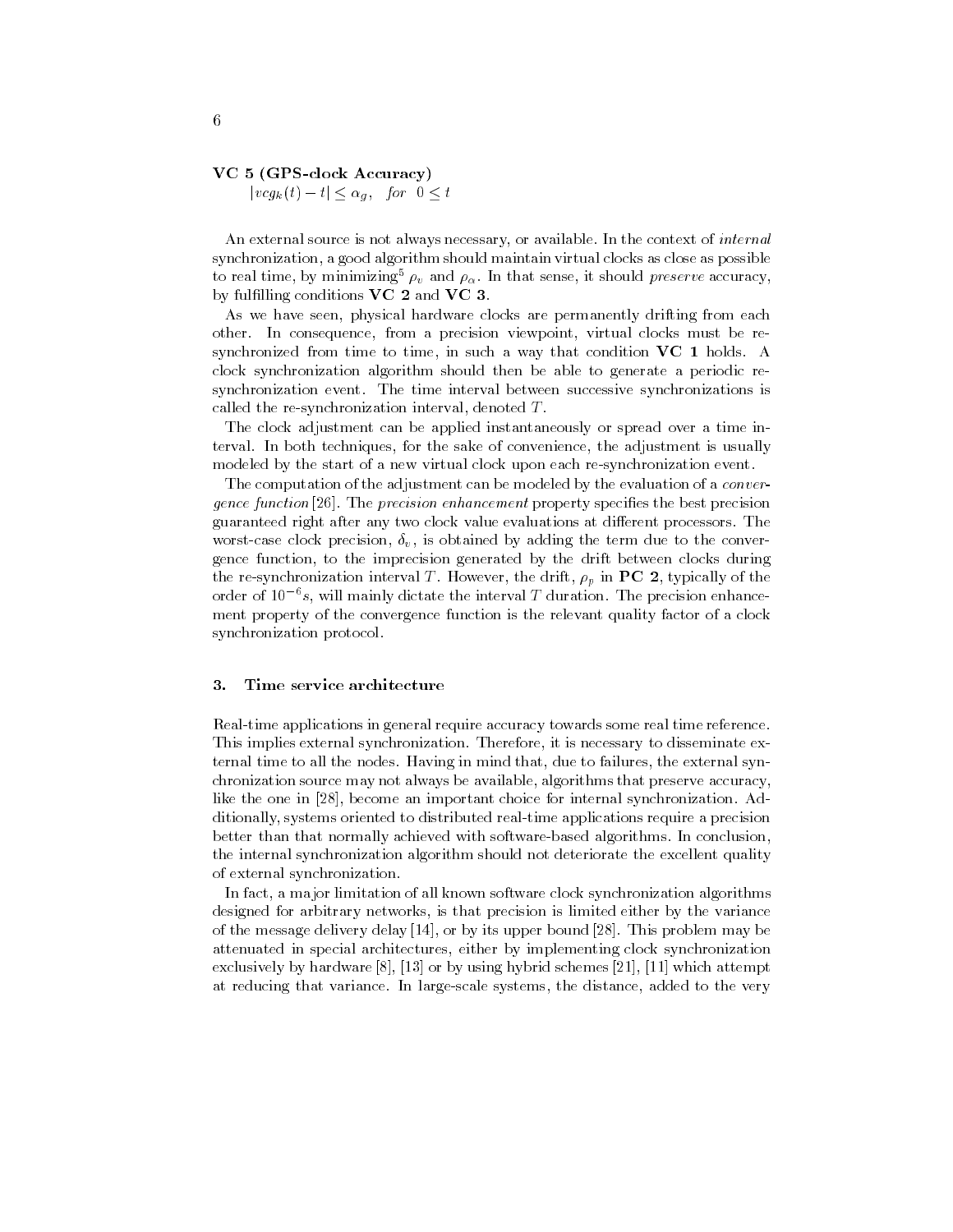**VC 5 (GPS-clock Accuracy)**

$|vcg_k(t) - t| \leq \alpha_g, \quad for \;\; 0 \leq t$

An external source is not always necessary, or available. In the context of *internal* synchronization, a good algorithm should maintain virtual clocks as close as possible to real time, by minimizing[5] $\rho_v$ and $\rho_\alpha$. In that sense, it should *preserve* accuracy, by fulfilling conditions **VC 2** and **VC 3**.

As we have seen, physical hardware clocks are permanently drifting from each other. In consequence, from a precision viewpoint, virtual clocks must be re-synchronized from time to time, in such a way that condition **VC 1** holds. A clock synchronization algorithm should then be able to generate a periodic re-synchronization event. The time interval between successive synchronizations is called the re-synchronization interval, denoted $T$.

The clock adjustment can be applied instantaneously or spread over a time interval. In both techniques, for the sake of convenience, the adjustment is usually modeled by the start of a new virtual clock upon each re-synchronization event.

The computation of the adjustment can be modeled by the evaluation of a *convergence function* [26]. The *precision enhancement* property specifies the best precision guaranteed right after any two clock value evaluations at different processors. The worst-case clock precision, $\delta_v$, is obtained by adding the term due to the convergence function, to the imprecision generated by the drift between clocks during the re-synchronization interval $T$. However, the drift, $\rho_p$ in **PC 2**, typically of the order of $10^{-6}s$, will mainly dictate the interval $T$ duration. The precision enhancement property of the convergence function is the relevant quality factor of a clock synchronization protocol.

## 3. Time service architecture

Real-time applications in general require accuracy towards some real time reference. This implies external synchronization. Therefore, it is necessary to disseminate external time to all the nodes. Having in mind that, due to failures, the external synchronization source may not always be available, algorithms that preserve accuracy, like the one in [28], become an important choice for internal synchronization. Additionally, systems oriented to distributed real-time applications require a precision better than that normally achieved with software-based algorithms. In conclusion, the internal synchronization algorithm should not deteriorate the excellent quality of external synchronization.

In fact, a major limitation of all known software clock synchronization algorithms designed for arbitrary networks, is that precision is limited either by the variance of the message delivery delay [14], or by its upper bound [28]. This problem may be attenuated in special architectures, either by implementing clock synchronization exclusively by hardware [8], [13] or by using hybrid schemes [21], [11] which attempt at reducing that variance. In large-scale systems, the distance, added to the very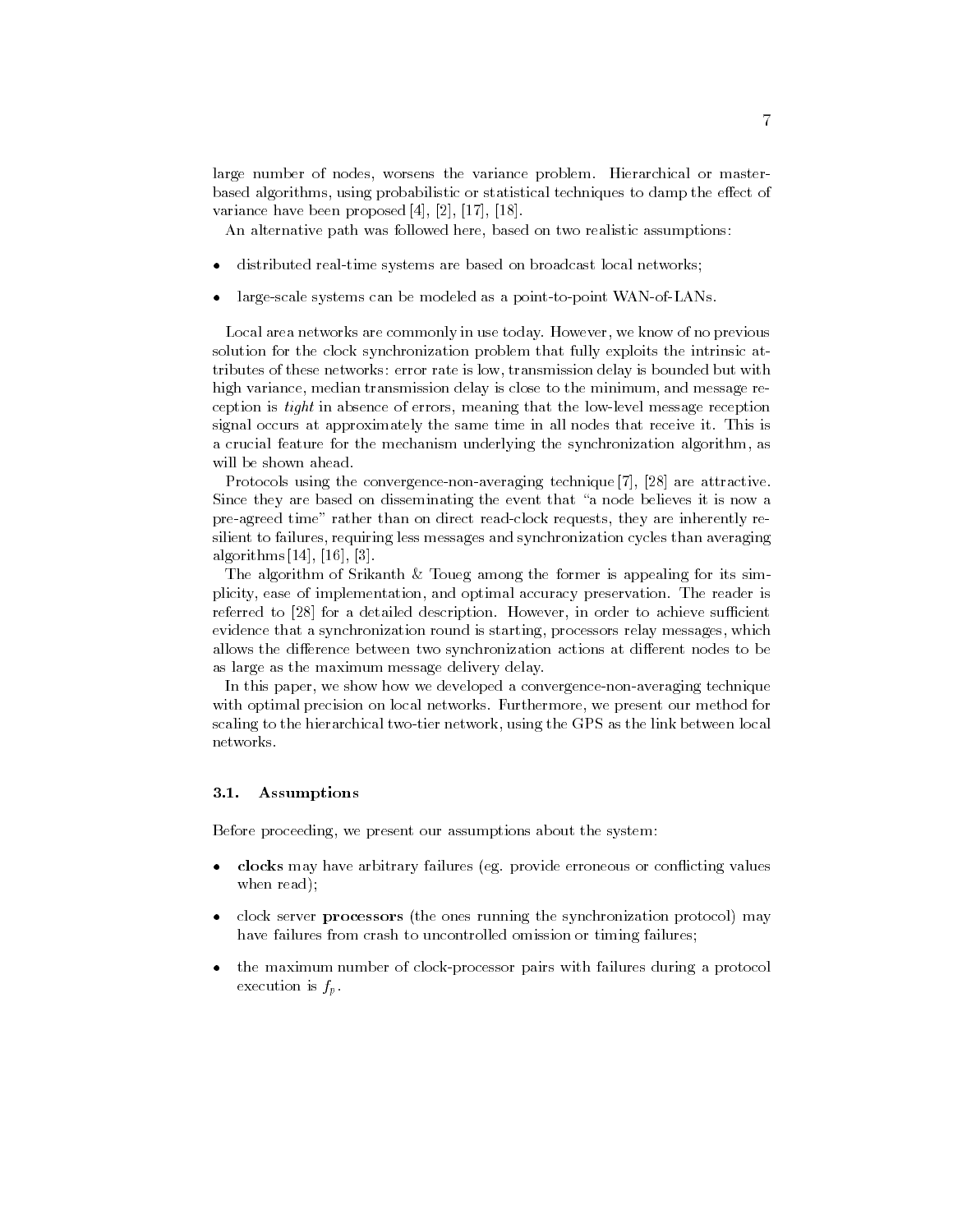large number of nodes, worsens the variance problem. Hierarchical or master-based algorithms, using probabilistic or statistical techniques to damp the effect of variance have been proposed [4], [2], [17], [18].

An alternative path was followed here, based on two realistic assumptions:

- distributed real-time systems are based on broadcast local networks;
- large-scale systems can be modeled as a point-to-point WAN-of-LANs.

Local area networks are commonly in use today. However, we know of no previous solution for the clock synchronization problem that fully exploits the intrinsic attributes of these networks: error rate is low, transmission delay is bounded but with high variance, median transmission delay is close to the minimum, and message reception is *tight* in absence of errors, meaning that the low-level message reception signal occurs at approximately the same time in all nodes that receive it. This is a crucial feature for the mechanism underlying the synchronization algorithm, as will be shown ahead.

Protocols using the convergence-non-averaging technique [7], [28] are attractive. Since they are based on disseminating the event that "a node believes it is now a pre-agreed time" rather than on direct read-clock requests, they are inherently resilient to failures, requiring less messages and synchronization cycles than averaging algorithms [14], [16], [3].

The algorithm of Srikanth & Toueg among the former is appealing for its simplicity, ease of implementation, and optimal accuracy preservation. The reader is referred to [28] for a detailed description. However, in order to achieve sufficient evidence that a synchronization round is starting, processors relay messages, which allows the difference between two synchronization actions at different nodes to be as large as the maximum message delivery delay.

In this paper, we show how we developed a convergence-non-averaging technique with optimal precision on local networks. Furthermore, we present our method for scaling to the hierarchical two-tier network, using the GPS as the link between local networks.

### 3.1. Assumptions

Before proceeding, we present our assumptions about the system:

- **clocks** may have arbitrary failures (eg. provide erroneous or conflicting values when read);
- clock server **processors** (the ones running the synchronization protocol) may have failures from crash to uncontrolled omission or timing failures;
- the maximum number of clock-processor pairs with failures during a protocol execution is $f_p$.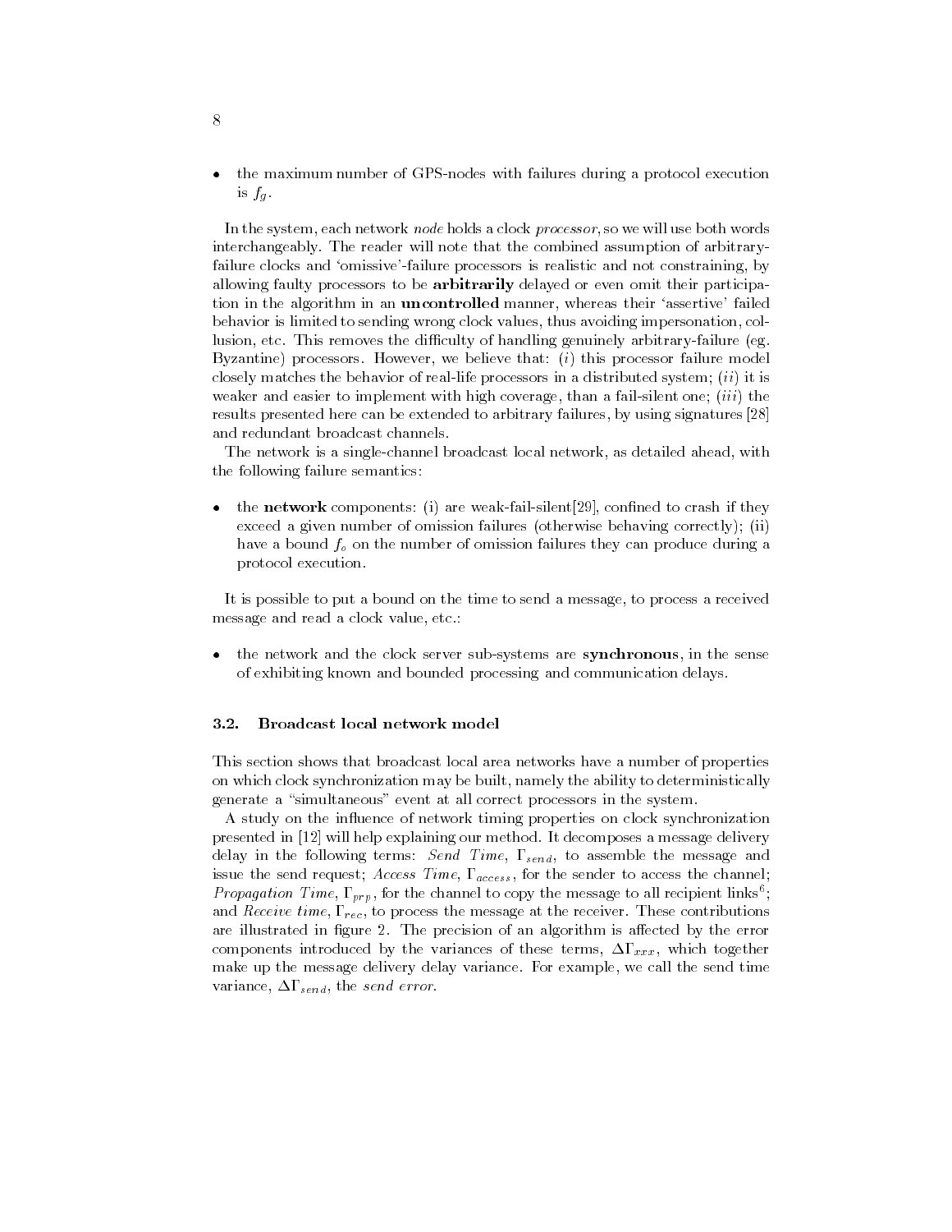- the maximum number of GPS-nodes with failures during a protocol execution is $f_g$.

In the system, each network *node* holds a clock *processor*, so we will use both words interchangeably. The reader will note that the combined assumption of arbitrary-failure clocks and 'omissive'-failure processors is realistic and not constraining, by allowing faulty processors to be **arbitrarily** delayed or even omit their participation in the algorithm in an **uncontrolled** manner, whereas their 'assertive' failed behavior is limited to sending wrong clock values, thus avoiding impersonation, collusion, etc. This removes the difficulty of handling genuinely arbitrary-failure (eg. Byzantine) processors. However, we believe that: (*i*) this processor failure model closely matches the behavior of real-life processors in a distributed system; (*ii*) it is weaker and easier to implement with high coverage, than a fail-silent one; (*iii*) the results presented here can be extended to arbitrary failures, by using signatures [28] and redundant broadcast channels.

The network is a single-channel broadcast local network, as detailed ahead, with the following failure semantics:

- the **network** components: (i) are weak-fail-silent[29], confined to crash if they exceed a given number of omission failures (otherwise behaving correctly); (ii) have a bound $f_o$ on the number of omission failures they can produce during a protocol execution.

It is possible to put a bound on the time to send a message, to process a received message and read a clock value, etc.:

- the network and the clock server sub-systems are **synchronous**, in the sense of exhibiting known and bounded processing and communication delays.

### 3.2. Broadcast local network model

This section shows that broadcast local area networks have a number of properties on which clock synchronization may be built, namely the ability to deterministically generate a "simultaneous" event at all correct processors in the system.

A study on the influence of network timing properties on clock synchronization presented in [12] will help explaining our method. It decomposes a message delivery delay in the following terms: *Send Time*, $\Gamma_{send}$, to assemble the message and issue the send request; *Access Time*, $\Gamma_{access}$, for the sender to access the channel; *Propagation Time*, $\Gamma_{prp}$, for the channel to copy the message to all recipient links[6]; and *Receive time*, $\Gamma_{rec}$, to process the message at the receiver. These contributions are illustrated in figure 2. The precision of an algorithm is affected by the error components introduced by the variances of these terms, $\Delta\Gamma_{xxx}$, which together make up the message delivery delay variance. For example, we call the send time variance, $\Delta\Gamma_{send}$, the *send error*.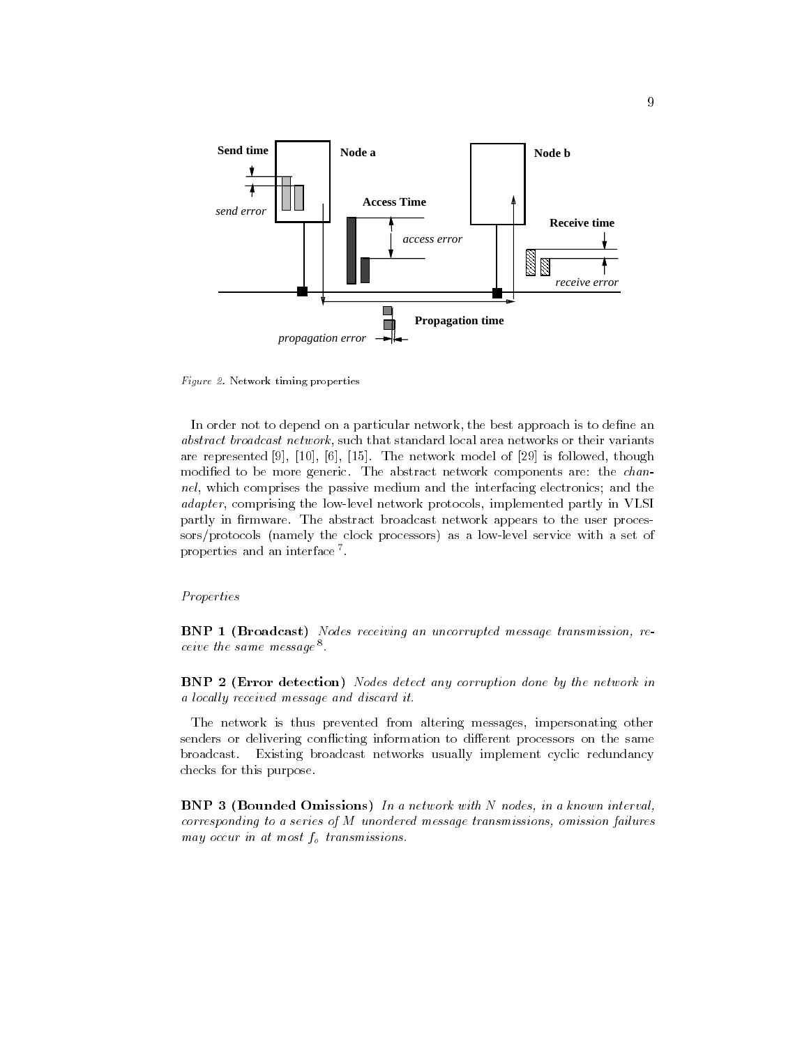*Figure 2.* Network timing properties

In order not to depend on a particular network, the best approach is to define an *abstract broadcast network*, such that standard local area networks or their variants are represented [9], [10], [6], [15]. The network model of [29] is followed, though modified to be more generic. The abstract network components are: the *channel*, which comprises the passive medium and the interfacing electronics; and the *adapter*, comprising the low-level network protocols, implemented partly in VLSI partly in firmware. The abstract broadcast network appears to the user processors/protocols (namely the clock processors) as a low-level service with a set of properties and an interface [7].

*Properties*

**BNP 1 (Broadcast)** *Nodes receiving an uncorrupted message transmission, receive the same message*[8]*.*

**BNP 2 (Error detection)** *Nodes detect any corruption done by the network in a locally received message and discard it.*

The network is thus prevented from altering messages, impersonating other senders or delivering conflicting information to different processors on the same broadcast. Existing broadcast networks usually implement cyclic redundancy checks for this purpose.

**BNP 3 (Bounded Omissions)** *In a network with $N$ nodes, in a known interval, corresponding to a series of $M$ unordered message transmissions, omission failures may occur in at most $f_o$ transmissions.*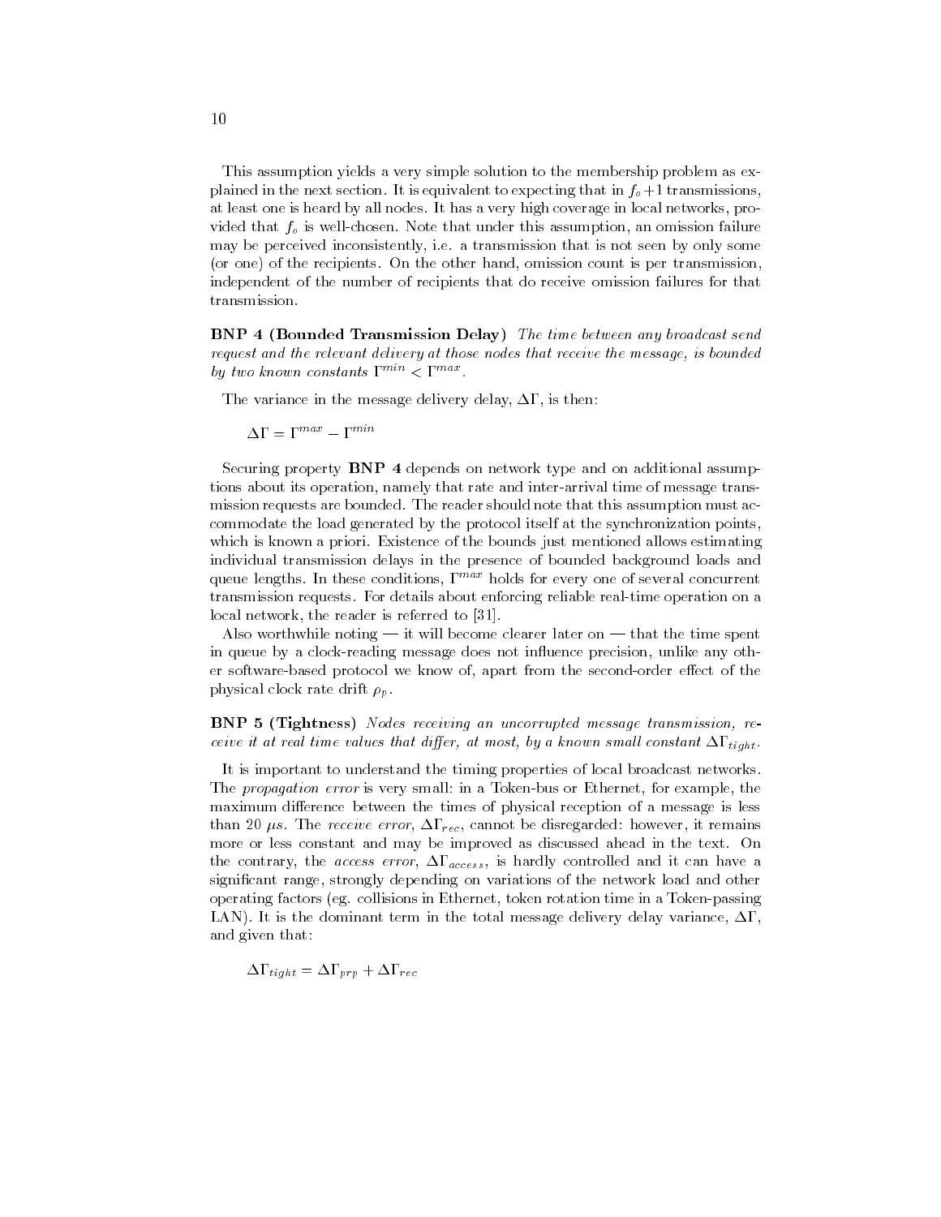This assumption yields a very simple solution to the membership problem as explained in the next section. It is equivalent to expecting that in $f_o+1$ transmissions, at least one is heard by all nodes. It has a very high coverage in local networks, provided that $f_o$ is well-chosen. Note that under this assumption, an omission failure may be perceived inconsistently, i.e. a transmission that is not seen by only some (or one) of the recipients. On the other hand, omission count is per transmission, independent of the number of recipients that do receive omission failures for that transmission.

**BNP 4 (Bounded Transmission Delay)** *The time between any broadcast send request and the relevant delivery at those nodes that receive the message, is bounded by two known constants* $\Gamma^{min} < \Gamma^{max}$.

The variance in the message delivery delay, $\Delta\Gamma$, is then:

$$\Delta\Gamma = \Gamma^{max} - \Gamma^{min}$$

Securing property **BNP 4** depends on network type and on additional assumptions about its operation, namely that rate and inter-arrival time of message transmission requests are bounded. The reader should note that this assumption must accommodate the load generated by the protocol itself at the synchronization points, which is known a priori. Existence of the bounds just mentioned allows estimating individual transmission delays in the presence of bounded background loads and queue lengths. In these conditions, $\Gamma^{max}$ holds for every one of several concurrent transmission requests. For details about enforcing reliable real-time operation on a local network, the reader is referred to [31].

Also worthwhile noting — it will become clearer later on — that the time spent in queue by a clock-reading message does not influence precision, unlike any other software-based protocol we know of, apart from the second-order effect of the physical clock rate drift $\rho_p$.

**BNP 5 (Tightness)** *Nodes receiving an uncorrupted message transmission, receive it at real time values that differ, at most, by a known small constant* $\Delta\Gamma_{tight}$.

It is important to understand the timing properties of local broadcast networks. The *propagation error* is very small: in a Token-bus or Ethernet, for example, the maximum difference between the times of physical reception of a message is less than 20 $\mu s$. The *receive error*, $\Delta\Gamma_{rec}$, cannot be disregarded: however, it remains more or less constant and may be improved as discussed ahead in the text. On the contrary, the *access error*, $\Delta\Gamma_{access}$, is hardly controlled and it can have a significant range, strongly depending on variations of the network load and other operating factors (eg. collisions in Ethernet, token rotation time in a Token-passing LAN). It is the dominant term in the total message delivery delay variance, $\Delta\Gamma$, and given that:

$$\Delta\Gamma_{tight} = \Delta\Gamma_{prp} + \Delta\Gamma_{rec}$$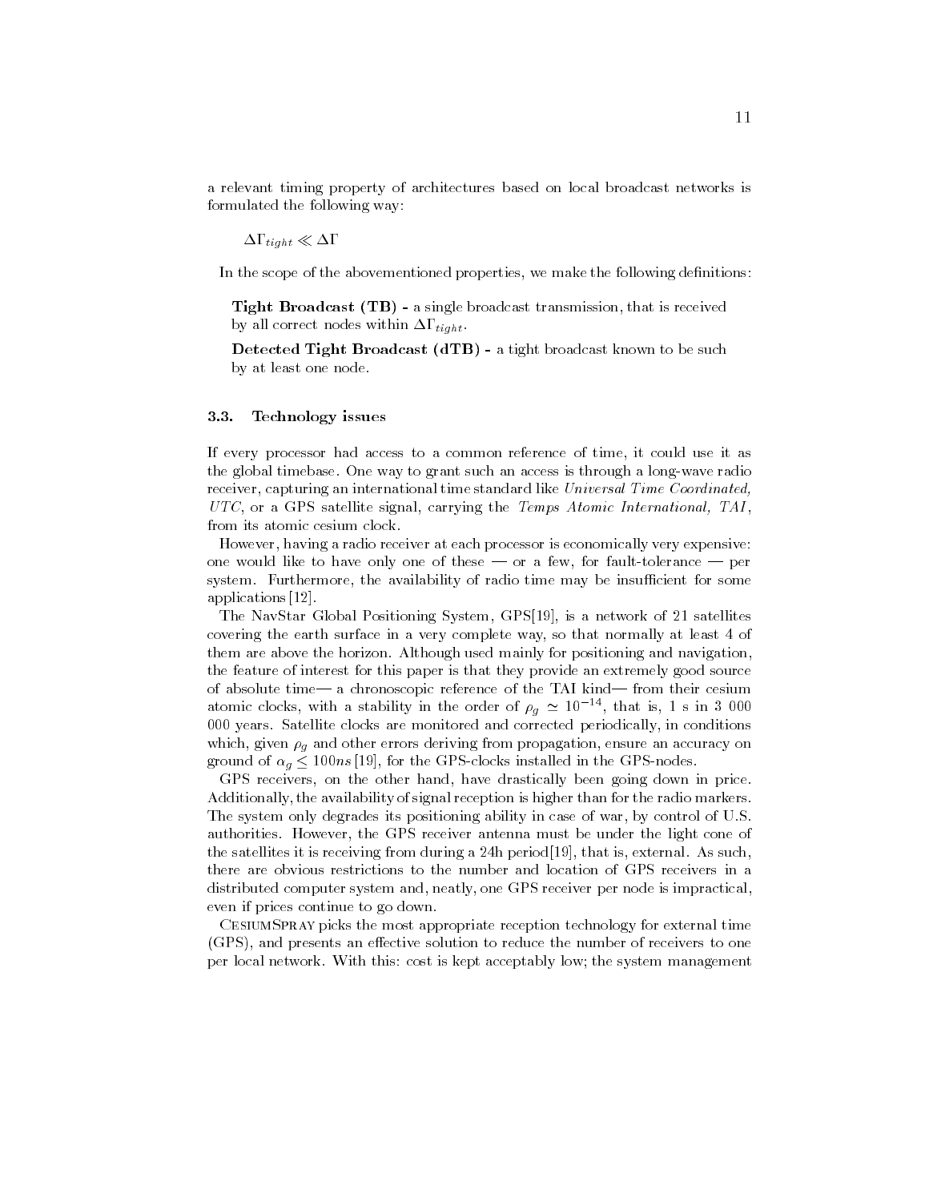a relevant timing property of architectures based on local broadcast networks is formulated the following way:

$$\Delta\Gamma_{tight} \ll \Delta\Gamma$$

In the scope of the abovementioned properties, we make the following definitions:

**Tight Broadcast (TB) -** a single broadcast transmission, that is received by all correct nodes within $\Delta\Gamma_{tight}$.

**Detected Tight Broadcast (dTB) -** a tight broadcast known to be such by at least one node.

### 3.3. Technology issues

If every processor had access to a common reference of time, it could use it as the global timebase. One way to grant such an access is through a long-wave radio receiver, capturing an international time standard like *Universal Time Coordinated, UTC*, or a GPS satellite signal, carrying the *Temps Atomic International, TAI*, from its atomic cesium clock.

However, having a radio receiver at each processor is economically very expensive: one would like to have only one of these — or a few, for fault-tolerance — per system. Furthermore, the availability of radio time may be insufficient for some applications [12].

The NavStar Global Positioning System, GPS[19], is a network of 21 satellites covering the earth surface in a very complete way, so that normally at least 4 of them are above the horizon. Although used mainly for positioning and navigation, the feature of interest for this paper is that they provide an extremely good source of absolute time— a chronoscopic reference of the TAI kind— from their cesium atomic clocks, with a stability in the order of $\rho_g \simeq 10^{-14}$, that is, 1 s in 3 000 000 years. Satellite clocks are monitored and corrected periodically, in conditions which, given $\rho_g$ and other errors deriving from propagation, ensure an accuracy on ground of $\alpha_g \leq 100ns$ [19], for the GPS-clocks installed in the GPS-nodes.

GPS receivers, on the other hand, have drastically been going down in price. Additionally, the availability of signal reception is higher than for the radio markers. The system only degrades its positioning ability in case of war, by control of U.S. authorities. However, the GPS receiver antenna must be under the light cone of the satellites it is receiving from during a 24h period[19], that is, external. As such, there are obvious restrictions to the number and location of GPS receivers in a distributed computer system and, neatly, one GPS receiver per node is impractical, even if prices continue to go down.

CesiumSpray picks the most appropriate reception technology for external time (GPS), and presents an effective solution to reduce the number of receivers to one per local network. With this: cost is kept acceptably low; the system management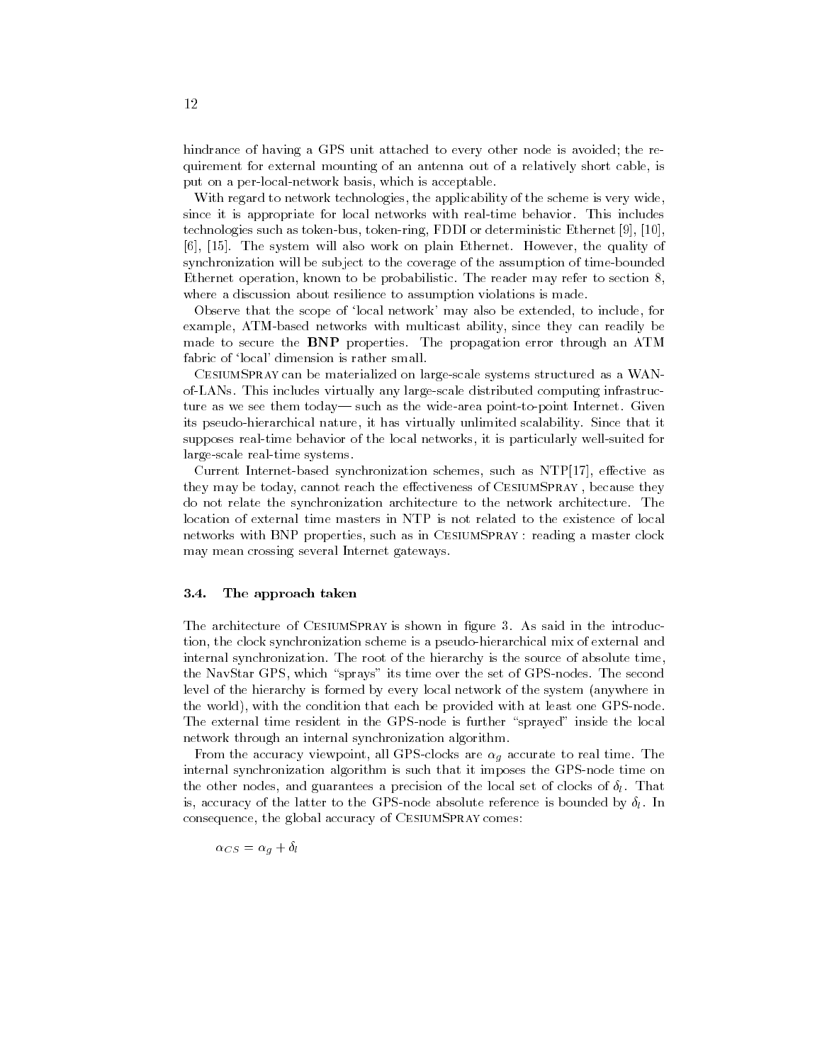hindrance of having a GPS unit attached to every other node is avoided; the requirement for external mounting of an antenna out of a relatively short cable, is put on a per-local-network basis, which is acceptable.

With regard to network technologies, the applicability of the scheme is very wide, since it is appropriate for local networks with real-time behavior. This includes technologies such as token-bus, token-ring, FDDI or deterministic Ethernet [9], [10], [6], [15]. The system will also work on plain Ethernet. However, the quality of synchronization will be subject to the coverage of the assumption of time-bounded Ethernet operation, known to be probabilistic. The reader may refer to section 8, where a discussion about resilience to assumption violations is made.

Observe that the scope of 'local network' may also be extended, to include, for example, ATM-based networks with multicast ability, since they can readily be made to secure the **BNP** properties. The propagation error through an ATM fabric of 'local' dimension is rather small.

CesiumSpray can be materialized on large-scale systems structured as a WAN-of-LANs. This includes virtually any large-scale distributed computing infrastructure as we see them today— such as the wide-area point-to-point Internet. Given its pseudo-hierarchical nature, it has virtually unlimited scalability. Since that it supposes real-time behavior of the local networks, it is particularly well-suited for large-scale real-time systems.

Current Internet-based synchronization schemes, such as NTP[17], effective as they may be today, cannot reach the effectiveness of CesiumSpray , because they do not relate the synchronization architecture to the network architecture. The location of external time masters in NTP is not related to the existence of local networks with BNP properties, such as in CesiumSpray : reading a master clock may mean crossing several Internet gateways.

### 3.4. The approach taken

The architecture of CesiumSpray is shown in figure 3. As said in the introduction, the clock synchronization scheme is a pseudo-hierarchical mix of external and internal synchronization. The root of the hierarchy is the source of absolute time, the NavStar GPS, which "sprays" its time over the set of GPS-nodes. The second level of the hierarchy is formed by every local network of the system (anywhere in the world), with the condition that each be provided with at least one GPS-node. The external time resident in the GPS-node is further "sprayed" inside the local network through an internal synchronization algorithm.

From the accuracy viewpoint, all GPS-clocks are $\alpha_g$ accurate to real time. The internal synchronization algorithm is such that it imposes the GPS-node time on the other nodes, and guarantees a precision of the local set of clocks of $\delta_l$. That is, accuracy of the latter to the GPS-node absolute reference is bounded by $\delta_l$. In consequence, the global accuracy of CesiumSpray comes:

$$\alpha_{CS} = \alpha_g + \delta_l$$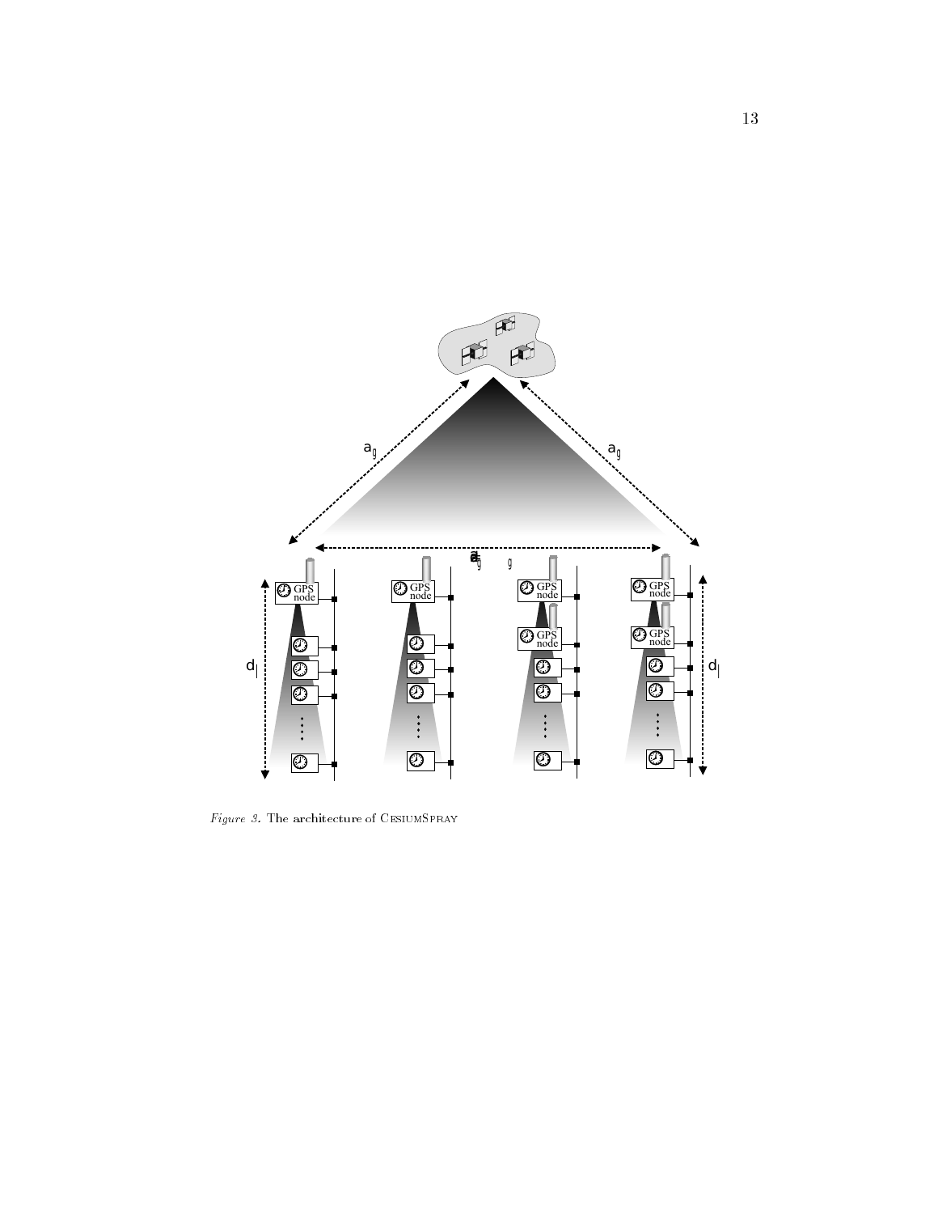*Figure 3.* The architecture of CesiumSpray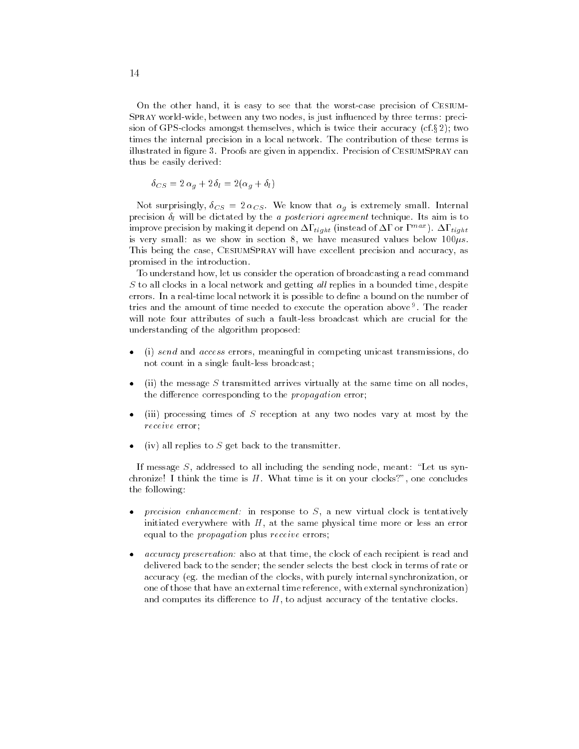On the other hand, it is easy to see that the worst-case precision of CesiumSpray world-wide, between any two nodes, is just influenced by three terms: precision of GPS-clocks amongst themselves, which is twice their accuracy (cf.§ 2); two times the internal precision in a local network. The contribution of these terms is illustrated in figure 3. Proofs are given in appendix. Precision of CesiumSpray can thus be easily derived:

$$\delta_{CS} = 2\,\alpha_g + 2\,\delta_l = 2(\alpha_g + \delta_l)$$

Not surprisingly, $\delta_{CS} = 2\,\alpha_{CS}$. We know that $\alpha_g$ is extremely small. Internal precision $\delta_l$ will be dictated by the *a posteriori agreement* technique. Its aim is to improve precision by making it depend on $\Delta\Gamma_{tight}$ (instead of $\Delta\Gamma$ or $\Gamma^{max}$). $\Delta\Gamma_{tight}$ is very small: as we show in section 8, we have measured values below $100\mu s$. This being the case, CesiumSpray will have excellent precision and accuracy, as promised in the introduction.

To understand how, let us consider the operation of broadcasting a read command $S$ to all clocks in a local network and getting *all* replies in a bounded time, despite errors. In a real-time local network it is possible to define a bound on the number of tries and the amount of time needed to execute the operation above [9]. The reader will note four attributes of such a fault-less broadcast which are crucial for the understanding of the algorithm proposed:

- (i) *send* and *access* errors, meaningful in competing unicast transmissions, do not count in a single fault-less broadcast;
- (ii) the message $S$ transmitted arrives virtually at the same time on all nodes, the difference corresponding to the *propagation* error;
- (iii) processing times of $S$ reception at any two nodes vary at most by the *receive* error;
- (iv) all replies to $S$ get back to the transmitter.

If message $S$, addressed to all including the sending node, meant: "Let us synchronize! I think the time is $H$. What time is it on your clocks?", one concludes the following:

- *precision enhancement:* in response to $S$, a new virtual clock is tentatively initiated everywhere with $H$, at the same physical time more or less an error equal to the *propagation* plus *receive* errors;
- *accuracy preservation:* also at that time, the clock of each recipient is read and delivered back to the sender; the sender selects the best clock in terms of rate or accuracy (eg. the median of the clocks, with purely internal synchronization, or one of those that have an external time reference, with external synchronization) and computes its difference to $H$, to adjust accuracy of the tentative clocks.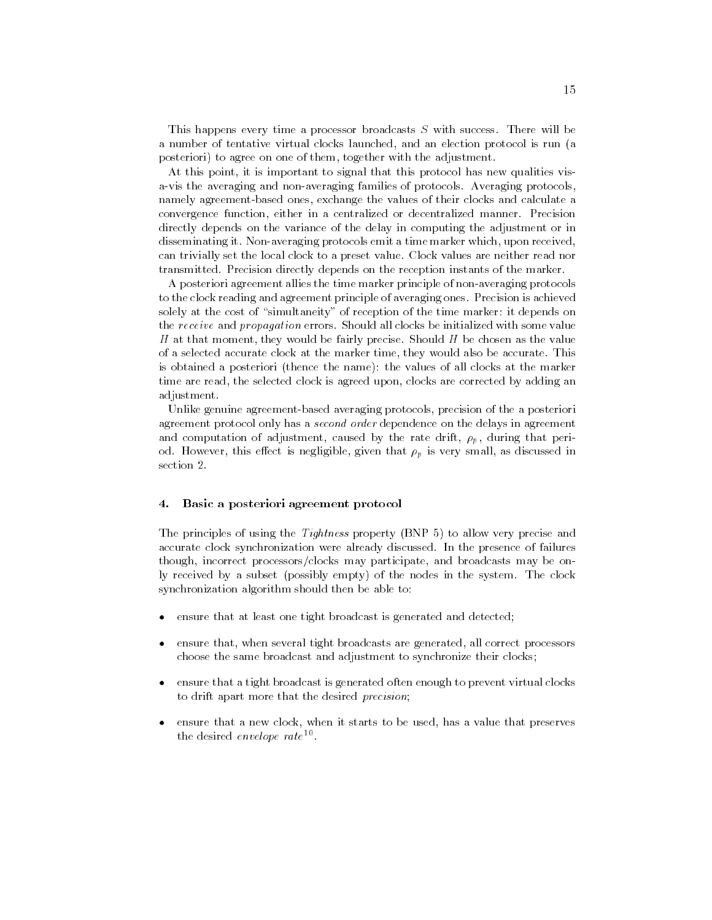This happens every time a processor broadcasts $S$ with success. There will be a number of tentative virtual clocks launched, and an election protocol is run (a posteriori) to agree on one of them, together with the adjustment.

At this point, it is important to signal that this protocol has new qualities vis-a-vis the averaging and non-averaging families of protocols. Averaging protocols, namely agreement-based ones, exchange the values of their clocks and calculate a convergence function, either in a centralized or decentralized manner. Precision directly depends on the variance of the delay in computing the adjustment or in disseminating it. Non-averaging protocols emit a time marker which, upon received, can trivially set the local clock to a preset value. Clock values are neither read nor transmitted. Precision directly depends on the reception instants of the marker.

A posteriori agreement allies the time marker principle of non-averaging protocols to the clock reading and agreement principle of averaging ones. Precision is achieved solely at the cost of "simultaneity" of reception of the time marker: it depends on the *receive* and *propagation* errors. Should all clocks be initialized with some value $H$ at that moment, they would be fairly precise. Should $H$ be chosen as the value of a selected accurate clock at the marker time, they would also be accurate. This is obtained a posteriori (thence the name): the values of all clocks at the marker time are read, the selected clock is agreed upon, clocks are corrected by adding an adjustment.

Unlike genuine agreement-based averaging protocols, precision of the a posteriori agreement protocol only has a *second order* dependence on the delays in agreement and computation of adjustment, caused by the rate drift, $\rho_p$, during that period. However, this effect is negligible, given that $\rho_p$ is very small, as discussed in section 2.

## 4. Basic a posteriori agreement protocol

The principles of using the *Tightness* property (BNP 5) to allow very precise and accurate clock synchronization were already discussed. In the presence of failures though, incorrect processors/clocks may participate, and broadcasts may be only received by a subset (possibly empty) of the nodes in the system. The clock synchronization algorithm should then be able to:

- ensure that at least one tight broadcast is generated and detected;
- ensure that, when several tight broadcasts are generated, all correct processors choose the same broadcast and adjustment to synchronize their clocks;
- ensure that a tight broadcast is generated often enough to prevent virtual clocks to drift apart more that the desired *precision*;
- ensure that a new clock, when it starts to be used, has a value that preserves the desired *envelope rate*[10].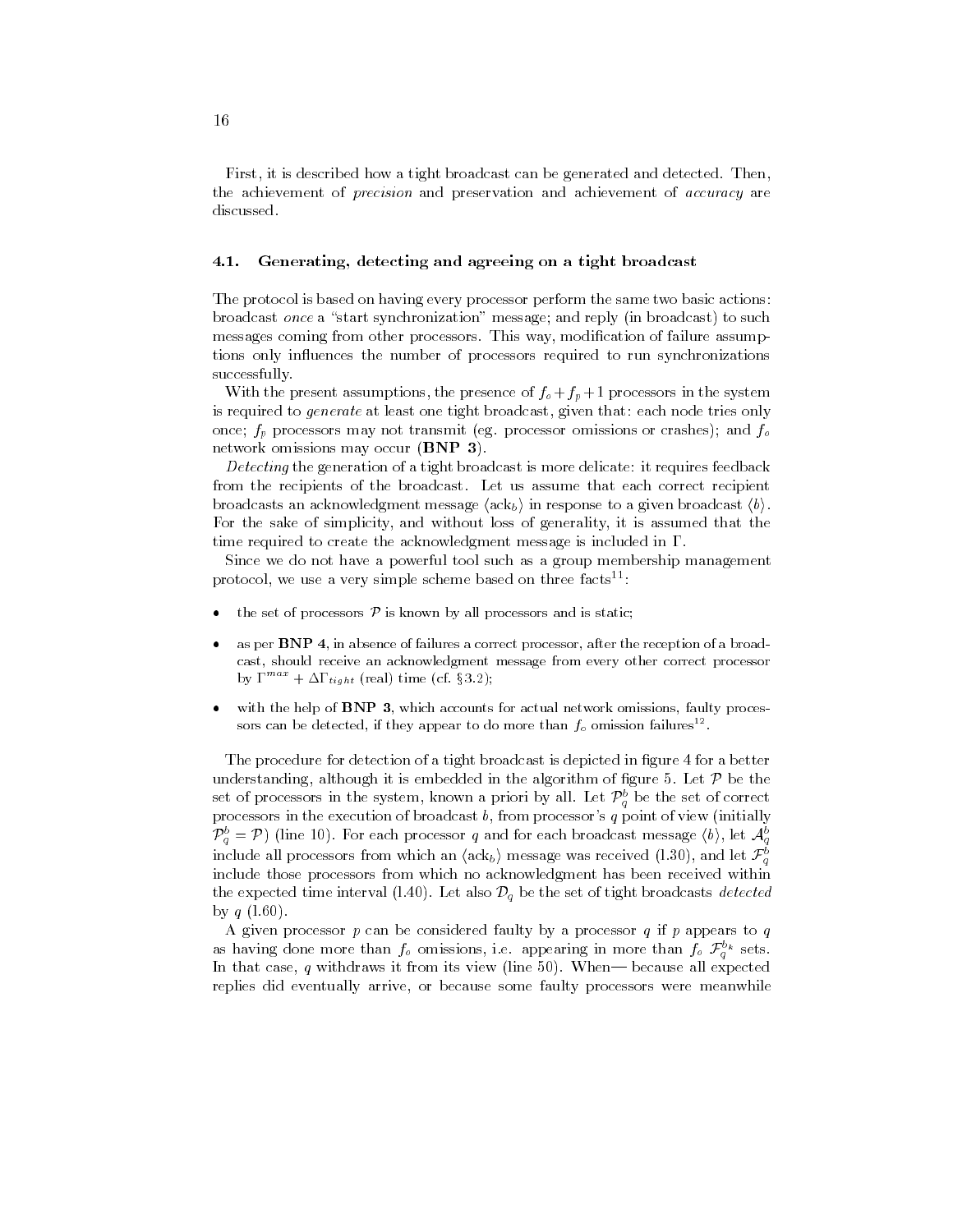First, it is described how a tight broadcast can be generated and detected. Then, the achievement of *precision* and preservation and achievement of *accuracy* are discussed.

### 4.1. Generating, detecting and agreeing on a tight broadcast

The protocol is based on having every processor perform the same two basic actions: broadcast *once* a "start synchronization" message; and reply (in broadcast) to such messages coming from other processors. This way, modification of failure assumptions only influences the number of processors required to run synchronizations successfully.

With the present assumptions, the presence of $f_o + f_p + 1$ processors in the system is required to *generate* at least one tight broadcast, given that: each node tries only once; $f_p$ processors may not transmit (eg. processor omissions or crashes); and $f_o$ network omissions may occur (**BNP 3**).

*Detecting* the generation of a tight broadcast is more delicate: it requires feedback from the recipients of the broadcast. Let us assume that each correct recipient broadcasts an acknowledgment message $\langle \text{ack}_b \rangle$ in response to a given broadcast $\langle b \rangle$. For the sake of simplicity, and without loss of generality, it is assumed that the time required to create the acknowledgment message is included in $\Gamma$.

Since we do not have a powerful tool such as a group membership management protocol, we use a very simple scheme based on three facts[11]:

- the set of processors $\mathcal{P}$ is known by all processors and is static;
- as per **BNP 4**, in absence of failures a correct processor, after the reception of a broadcast, should receive an acknowledgment message from every other correct processor by $\Gamma^{max} + \Delta\Gamma_{tight}$ (real) time (cf. §3.2);
- with the help of **BNP 3**, which accounts for actual network omissions, faulty processors can be detected, if they appear to do more than $f_o$ omission failures[12].

The procedure for detection of a tight broadcast is depicted in figure 4 for a better understanding, although it is embedded in the algorithm of figure 5. Let $\mathcal{P}$ be the set of processors in the system, known a priori by all. Let $\mathcal{P}_q^b$ be the set of correct processors in the execution of broadcast $b$, from processor's $q$ point of view (initially $\mathcal{P}_q^b = \mathcal{P}$) (line 10). For each processor $q$ and for each broadcast message $\langle b \rangle$, let $\mathcal{A}_q^b$ include all processors from which an $\langle \text{ack}_b \rangle$ message was received (l.30), and let $\mathcal{F}_q^b$ include those processors from which no acknowledgment has been received within the expected time interval (l.40). Let also $\mathcal{D}_q$ be the set of tight broadcasts *detected* by $q$ (l.60).

A given processor $p$ can be considered faulty by a processor $q$ if $p$ appears to $q$ as having done more than $f_o$ omissions, i.e. appearing in more than $f_o$ $\mathcal{F}_q^{b_k}$ sets. In that case, $q$ withdraws it from its view (line 50). When— because all expected replies did eventually arrive, or because some faulty processors were meanwhile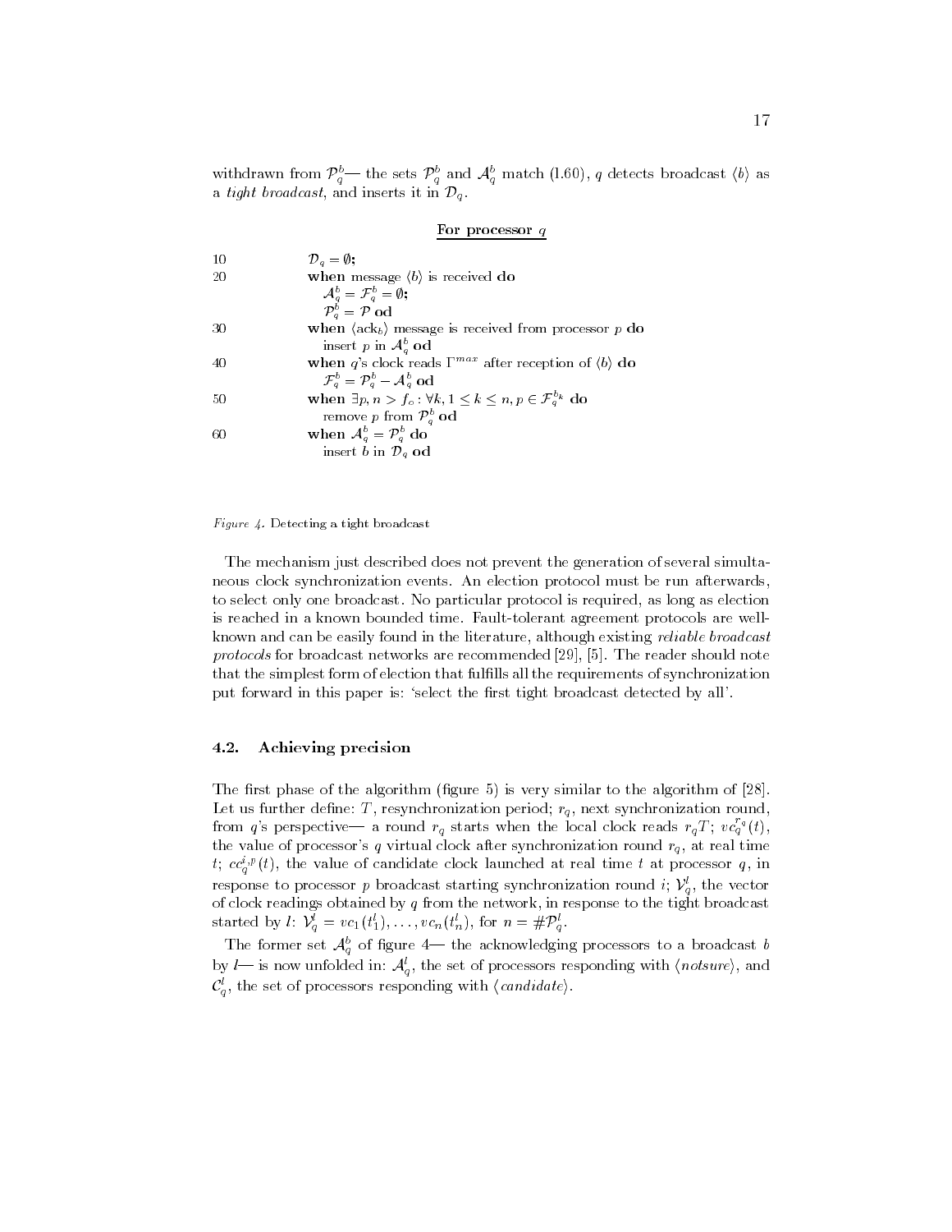withdrawn from $\mathcal{P}_q^b$— the sets $\mathcal{P}_q^b$ and $\mathcal{A}_q^b$ match (1.60), $q$ detects broadcast $\langle b \rangle$ as a *tight broadcast*, and inserts it in $\mathcal{D}_q$.

**For processor $q$**

```
10    D_q = ∅;
20    when message ⟨b⟩ is received do
          A_q^b = F_q^b = ∅;
          P_q^b = P od
30    when ⟨ack_b⟩ message is received from processor p do
          insert p in A_q^b od
40    when q's clock reads Γ^max after reception of ⟨b⟩ do
          F_q^b = P_q^b − A_q^b od
50    when ∃p, n > f_o : ∀k, 1 ≤ k ≤ n, p ∈ F_q^{b_k} do
          remove p from P_q^b od
60    when A_q^b = P_q^b do
          insert b in D_q od
```

*Figure 4.* Detecting a tight broadcast

The mechanism just described does not prevent the generation of several simultaneous clock synchronization events. An election protocol must be run afterwards, to select only one broadcast. No particular protocol is required, as long as election is reached in a known bounded time. Fault-tolerant agreement protocols are well-known and can be easily found in the literature, although existing *reliable broadcast protocols* for broadcast networks are recommended [29], [5]. The reader should note that the simplest form of election that fulfills all the requirements of synchronization put forward in this paper is: 'select the first tight broadcast detected by all'.

### 4.2. Achieving precision

The first phase of the algorithm (figure 5) is very similar to the algorithm of [28]. Let us further define: $T$, resynchronization period; $r_q$, next synchronization round, from $q$'s perspective— a round $r_q$ starts when the local clock reads $r_q T$; $vc_q^{r_q}(t)$, the value of processor's $q$ virtual clock after synchronization round $r_q$, at real time $t$; $cc_q^{i,p}(t)$, the value of candidate clock launched at real time $t$ at processor $q$, in response to processor $p$ broadcast starting synchronization round $i$; $\mathcal{V}_q^l$, the vector of clock readings obtained by $q$ from the network, in response to the tight broadcast started by $l$: $\mathcal{V}_q^l = vc_1(t_1^l), \ldots, vc_n(t_n^l)$, for $n = \#\mathcal{P}_q^l$.

The former set $\mathcal{A}_q^b$ of figure 4— the acknowledging processors to a broadcast $b$ by $l$— is now unfolded in: $\mathcal{A}_q^l$, the set of processors responding with $\langle notsure \rangle$, and $\mathcal{C}_q^l$, the set of processors responding with $\langle candidate \rangle$.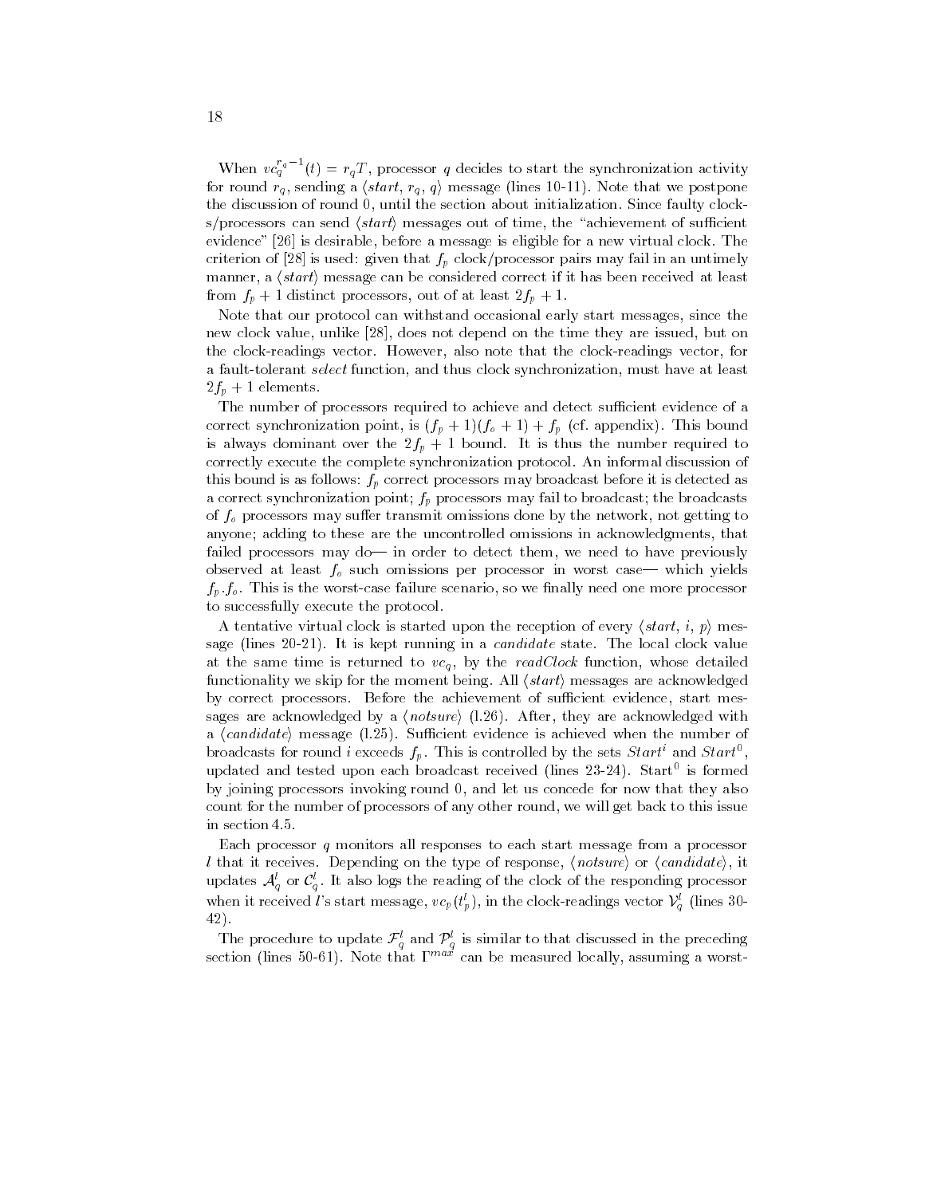When $vc_q^{r_q-1}(t) = r_q T$, processor $q$ decides to start the synchronization activity for round $r_q$, sending a $\langle start,\, r_q,\, q\rangle$ message (lines 10-11). Note that we postpone the discussion of round 0, until the section about initialization. Since faulty clocks/processors can send $\langle start\rangle$ messages out of time, the "achievement of sufficient evidence" [26] is desirable, before a message is eligible for a new virtual clock. The criterion of [28] is used: given that $f_p$ clock/processor pairs may fail in an untimely manner, a $\langle start\rangle$ message can be considered correct if it has been received at least from $f_p + 1$ distinct processors, out of at least $2f_p + 1$.

Note that our protocol can withstand occasional early start messages, since the new clock value, unlike [28], does not depend on the time they are issued, but on the clock-readings vector. However, also note that the clock-readings vector, for a fault-tolerant *select* function, and thus clock synchronization, must have at least $2f_p + 1$ elements.

The number of processors required to achieve and detect sufficient evidence of a correct synchronization point, is $(f_p + 1)(f_o + 1) + f_p$ (cf. appendix). This bound is always dominant over the $2f_p + 1$ bound. It is thus the number required to correctly execute the complete synchronization protocol. An informal discussion of this bound is as follows: $f_p$ correct processors may broadcast before it is detected as a correct synchronization point; $f_p$ processors may fail to broadcast; the broadcasts of $f_o$ processors may suffer transmit omissions done by the network, not getting to anyone; adding to these are the uncontrolled omissions in acknowledgments, that failed processors may do— in order to detect them, we need to have previously observed at least $f_o$ such omissions per processor in worst case— which yields $f_p.f_o$. This is the worst-case failure scenario, so we finally need one more processor to successfully execute the protocol.

A tentative virtual clock is started upon the reception of every $\langle start,\, i,\, p\rangle$ message (lines 20-21). It is kept running in a *candidate* state. The local clock value at the same time is returned to $vc_q$, by the *readClock* function, whose detailed functionality we skip for the moment being. All $\langle start\rangle$ messages are acknowledged by correct processors. Before the achievement of sufficient evidence, start messages are acknowledged by a $\langle notsure\rangle$ (l.26). After, they are acknowledged with a $\langle candidate\rangle$ message (l.25). Sufficient evidence is achieved when the number of broadcasts for round $i$ exceeds $f_p$. This is controlled by the sets $Start^i$ and $Start^0$, updated and tested upon each broadcast received (lines 23-24). $\mathrm{Start}^0$ is formed by joining processors invoking round 0, and let us concede for now that they also count for the number of processors of any other round, we will get back to this issue in section 4.5.

Each processor $q$ monitors all responses to each start message from a processor $l$ that it receives. Depending on the type of response, $\langle notsure\rangle$ or $\langle candidate\rangle$, it updates $\mathcal{A}_q^l$ or $\mathcal{C}_q^l$. It also logs the reading of the clock of the responding processor when it received $l$'s start message, $vc_p(t_p^l)$, in the clock-readings vector $\mathcal{V}_q^l$ (lines 30-42).

The procedure to update $\mathcal{F}_q^l$ and $\mathcal{P}_q^l$ is similar to that discussed in the preceding section (lines 50-61). Note that $\Gamma^{max}$ can be measured locally, assuming a worst-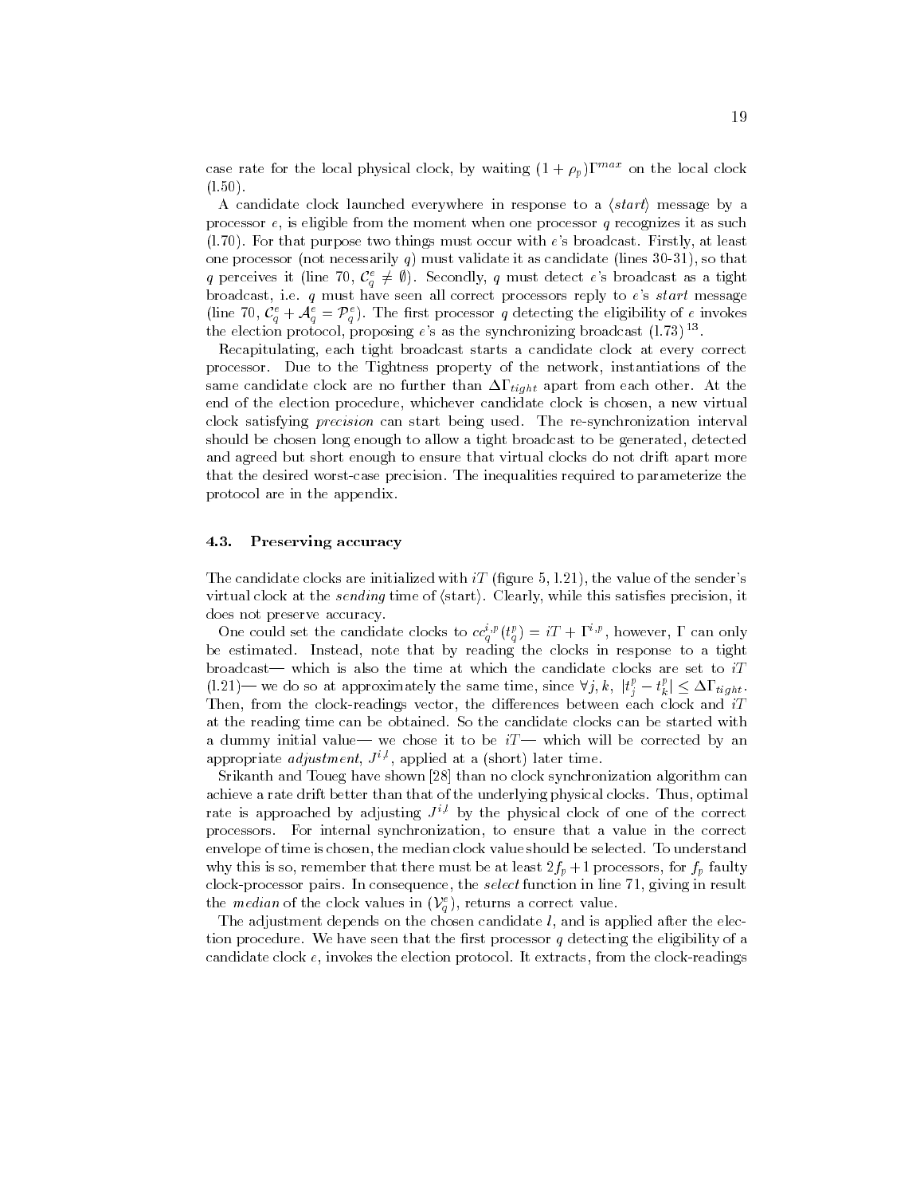case rate for the local physical clock, by waiting $(1 + \rho_p)\Gamma^{max}$ on the local clock (l.50).

A candidate clock launched everywhere in response to a $\langle start \rangle$ message by a processor $e$, is eligible from the moment when one processor $q$ recognizes it as such (l.70). For that purpose two things must occur with $e$'s broadcast. Firstly, at least one processor (not necessarily $q$) must validate it as candidate (lines 30-31), so that $q$ perceives it (line 70, $\mathcal{C}_q^e \neq \emptyset$). Secondly, $q$ must detect $e$'s broadcast as a tight broadcast, i.e. $q$ must have seen all correct processors reply to $e$'s *start* message (line 70, $\mathcal{C}_q^e + \mathcal{A}_q^e = \mathcal{P}_q^e$). The first processor $q$ detecting the eligibility of $e$ invokes the election protocol, proposing $e$'s as the synchronizing broadcast (l.73) [13].

Recapitulating, each tight broadcast starts a candidate clock at every correct processor. Due to the Tightness property of the network, instantiations of the same candidate clock are no further than $\Delta\Gamma_{tight}$ apart from each other. At the end of the election procedure, whichever candidate clock is chosen, a new virtual clock satisfying *precision* can start being used. The re-synchronization interval should be chosen long enough to allow a tight broadcast to be generated, detected and agreed but short enough to ensure that virtual clocks do not drift apart more that the desired worst-case precision. The inequalities required to parameterize the protocol are in the appendix.

## 4.3. Preserving accuracy

The candidate clocks are initialized with $iT$ (figure 5, l.21), the value of the sender's virtual clock at the *sending* time of $\langle$start$\rangle$. Clearly, while this satisfies precision, it does not preserve accuracy.

One could set the candidate clocks to $cc_q^{i,p}(t_q^p) = iT + \Gamma^{i,p}$, however, $\Gamma$ can only be estimated. Instead, note that by reading the clocks in response to a tight broadcast— which is also the time at which the candidate clocks are set to $iT$ (l.21)— we do so at approximately the same time, since $\forall j, k,\ |t_j^p - t_k^p| \leq \Delta\Gamma_{tight}$. Then, from the clock-readings vector, the differences between each clock and $iT$ at the reading time can be obtained. So the candidate clocks can be started with a dummy initial value— we chose it to be $iT$— which will be corrected by an appropriate *adjustment*, $J^{i,l}$, applied at a (short) later time.

Srikanth and Toueg have shown [28] than no clock synchronization algorithm can achieve a rate drift better than that of the underlying physical clocks. Thus, optimal rate is approached by adjusting $J^{i,l}$ by the physical clock of one of the correct processors. For internal synchronization, to ensure that a value in the correct envelope of time is chosen, the median clock value should be selected. To understand why this is so, remember that there must be at least $2f_p + 1$ processors, for $f_p$ faulty clock-processor pairs. In consequence, the *select* function in line 71, giving in result the *median* of the clock values in $(\mathcal{V}_q^e)$, returns a correct value.

The adjustment depends on the chosen candidate $l$, and is applied after the election procedure. We have seen that the first processor $q$ detecting the eligibility of a candidate clock $e$, invokes the election protocol. It extracts, from the clock-readings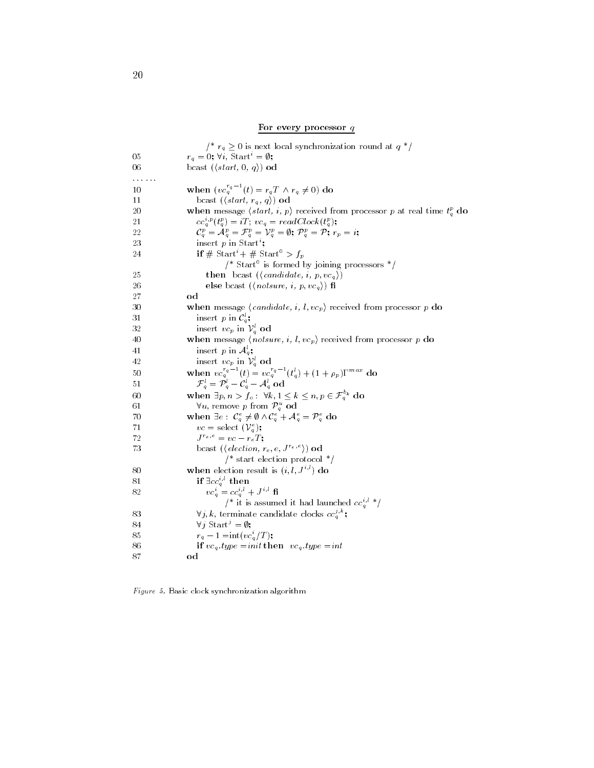**For every processor $q$**

```
        /* r_q ≥ 0 is next local synchronization round at q */
05      r_q = 0; ∀i, Start^i = ∅;
06      bcast (⟨start, 0, q⟩) od
......
10      when (vc_q^{r_q -1}(t) = r_q T ∧ r_q ≠ 0) do
11         bcast (⟨start, r_q, q⟩) od
20      when message ⟨start, i, p⟩ received from processor p at real time t_q^p do
21         cc_q^{i,p}(t_q^p) = iT; vc_q = readClock(t_q^p);
22         C_q^p = A_q^p = F_q^p = V_q^p = ∅; P_q^p = P; r_p = i;
23         insert p in Start^i;
24         if # Start^i + # Start^0 > f_p
                 /* Start^0 is formed by joining processors */
25            then  bcast (⟨candidate, i, p, vc_q⟩)
26            else bcast (⟨notsure, i, p, vc_q⟩) fi
27      od
30      when message ⟨candidate, i, l, vc_p⟩ received from processor p do
31         insert p in C_q^l;
32         insert vc_p in V_q^l od
40      when message ⟨notsure, i, l, vc_p⟩ received from processor p do
41         insert p in A_q^l;
42         insert vc_p in V_q^l od
50      when vc_q^{r_q -1}(t) = vc_q^{r_q -1}(t_q^l) + (1 + ρ_p)Γ^max do
51         F_q^l = P_q^l − C_q^l − A_q^l od
60      when ∃p, n > f_o : ∀k, 1 ≤ k ≤ n, p ∈ F_q^{b_k} do
61         ∀u, remove p from P_q^u od
70      when ∃e : C_q^e ≠ ∅ ∧ C_q^e + A_q^e = P_q^e do
71         vc = select (V_q^e);
72         J^{r_e,e} = vc − r_e T;
73         bcast (⟨election, r_e, e, J^{r_e,e}⟩) od
                 /* start election protocol */
80      when election result is (i, l, J^{i,l}) do
81         if ∃cc_q^{i,l} then
82            vc_q^i = cc_q^{i,l} + J^{i,l} fi
                 /* it is assumed it had launched cc_q^{i,l} */
83         ∀j, k, terminate candidate clocks cc_q^{j,k};
84         ∀j Start^j = ∅;
85         r_q − 1 = int(vc_q^i / T);
86         if vc_q.type = init then  vc_q.type = int
87      od
```

*Figure 5.* Basic clock synchronization algorithm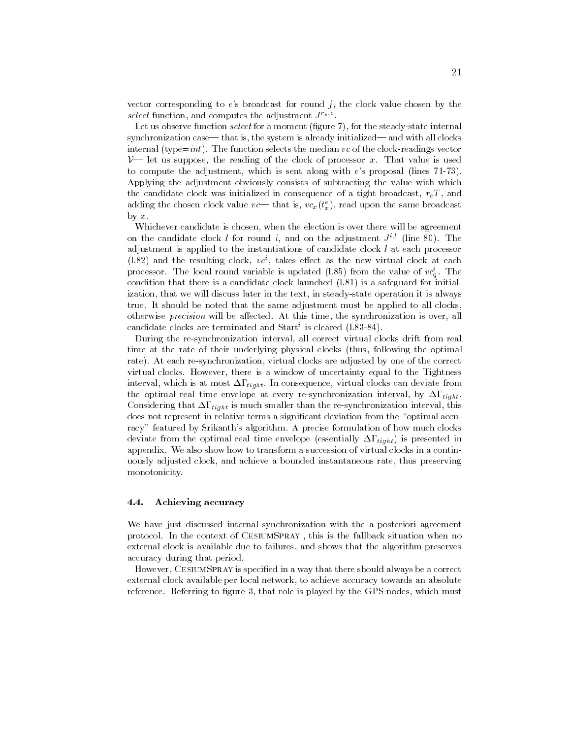vector corresponding to $e$'s broadcast for round $j$, the clock value chosen by the *select* function, and computes the adjustment $J^{r_e,e}$.

Let us observe function *select* for a moment (figure 7), for the steady-state internal synchronization case— that is, the system is already initialized— and with all clocks internal (type=*int*). The function selects the median $vc$ of the clock-readings vector $\mathcal{V}$— let us suppose, the reading of the clock of processor $x$. That value is used to compute the adjustment, which is sent along with $e$'s proposal (lines 71-73). Applying the adjustment obviously consists of subtracting the value with which the candidate clock was initialized in consequence of a tight broadcast, $r_eT$, and adding the chosen clock value $vc$— that is, $vc_x(t^e_x)$, read upon the same broadcast by $x$.

Whichever candidate is chosen, when the election is over there will be agreement on the candidate clock $l$ for round $i$, and on the adjustment $J^{i,l}$ (line 80). The adjustment is applied to the instantiations of candidate clock $l$ at each processor (l.82) and the resulting clock, $vc^i$, takes effect as the new virtual clock at each processor. The local round variable is updated (l.85) from the value of $vc^i_q$. The condition that there is a candidate clock launched (l.81) is a safeguard for initialization, that we will discuss later in the text, in steady-state operation it is always true. It should be noted that the same adjustment must be applied to all clocks, otherwise *precision* will be affected. At this time, the synchronization is over, all candidate clocks are terminated and $\text{Start}^i$ is cleared (l.83-84).

During the re-synchronization interval, all correct virtual clocks drift from real time at the rate of their underlying physical clocks (thus, following the optimal rate). At each re-synchronization, virtual clocks are adjusted by one of the correct virtual clocks. However, there is a window of uncertainty equal to the Tightness interval, which is at most $\Delta\Gamma_{tight}$. In consequence, virtual clocks can deviate from the optimal real time envelope at every re-synchronization interval, by $\Delta\Gamma_{tight}$. Considering that $\Delta\Gamma_{tight}$ is much smaller than the re-synchronization interval, this does not represent in relative terms a significant deviation from the "optimal accuracy" featured by Srikanth's algorithm. A precise formulation of how much clocks deviate from the optimal real time envelope (essentially $\Delta\Gamma_{tight}$) is presented in appendix. We also show how to transform a succession of virtual clocks in a continuously adjusted clock, and achieve a bounded instantaneous rate, thus preserving monotonicity.

### 4.4. Achieving accuracy

We have just discussed internal synchronization with the a posteriori agreement protocol. In the context of CesiumSpray , this is the fallback situation when no external clock is available due to failures, and shows that the algorithm preserves accuracy during that period.

However, CesiumSpray is specified in a way that there should always be a correct external clock available per local network, to achieve accuracy towards an absolute reference. Referring to figure 3, that role is played by the GPS-nodes, which must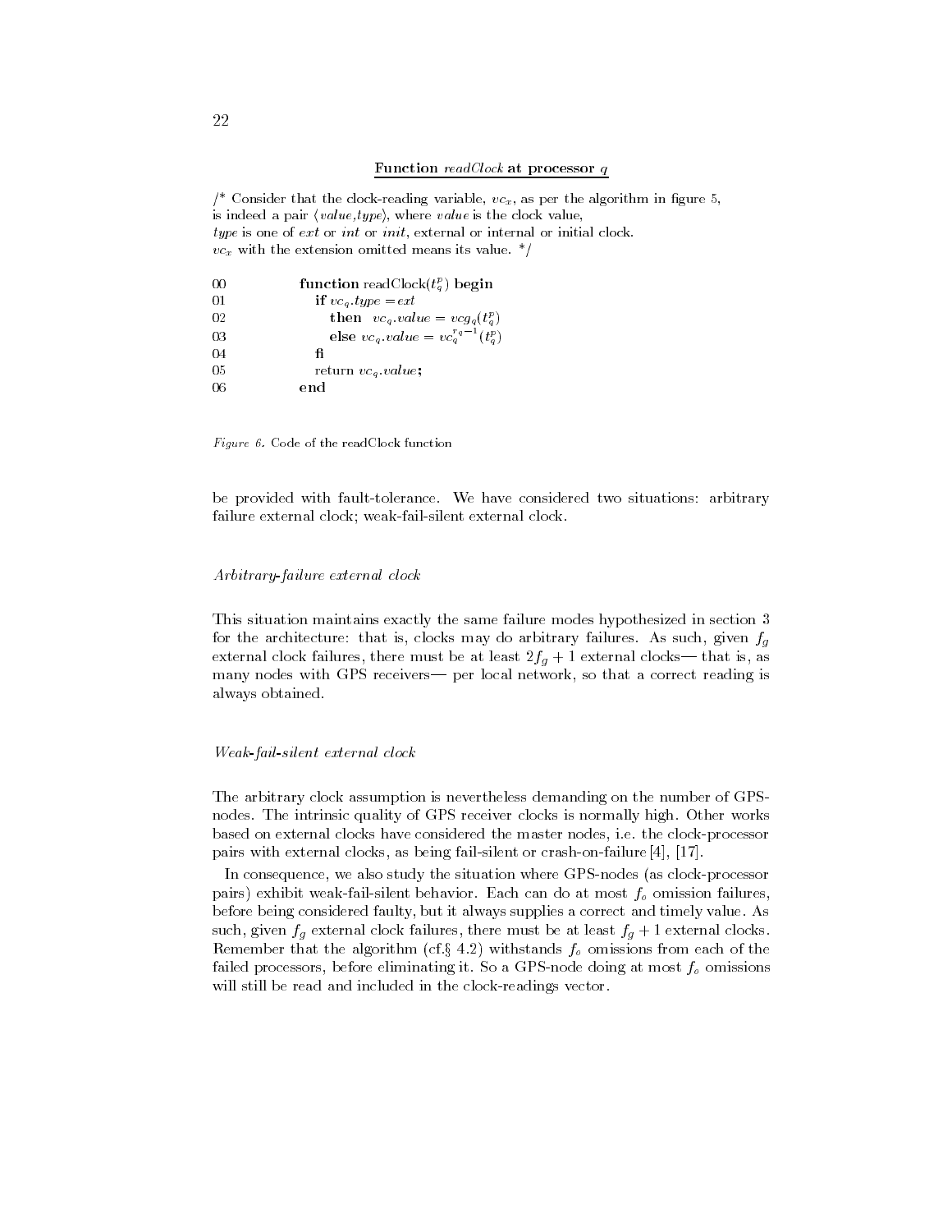**Function** *readClock* **at processor** *q*

```
/* Consider that the clock-reading variable, vc_x, as per the algorithm in figure 5,
is indeed a pair ⟨value,type⟩, where value is the clock value,
type is one of ext or int or init, external or internal or initial clock.
vc_x with the extension omitted means its value. */

00        function readClock(t_q^p) begin
01           if vc_q.type = ext
02              then  vc_q.value = vcg_q(t_q^p)
03              else vc_q.value = vc_q^{r_q - 1}(t_q^p)
04           fi
05           return vc_q.value;
06        end
```

*Figure 6.* Code of the readClock function

be provided with fault-tolerance. We have considered two situations: arbitrary failure external clock; weak-fail-silent external clock.

*Arbitrary-failure external clock*

This situation maintains exactly the same failure modes hypothesized in section 3 for the architecture: that is, clocks may do arbitrary failures. As such, given $f_g$ external clock failures, there must be at least $2f_g + 1$ external clocks— that is, as many nodes with GPS receivers— per local network, so that a correct reading is always obtained.

*Weak-fail-silent external clock*

The arbitrary clock assumption is nevertheless demanding on the number of GPS-nodes. The intrinsic quality of GPS receiver clocks is normally high. Other works based on external clocks have considered the master nodes, i.e. the clock-processor pairs with external clocks, as being fail-silent or crash-on-failure [4], [17].

In consequence, we also study the situation where GPS-nodes (as clock-processor pairs) exhibit weak-fail-silent behavior. Each can do at most $f_o$ omission failures, before being considered faulty, but it always supplies a correct and timely value. As such, given $f_g$ external clock failures, there must be at least $f_g + 1$ external clocks. Remember that the algorithm (cf.§ 4.2) withstands $f_o$ omissions from each of the failed processors, before eliminating it. So a GPS-node doing at most $f_o$ omissions will still be read and included in the clock-readings vector.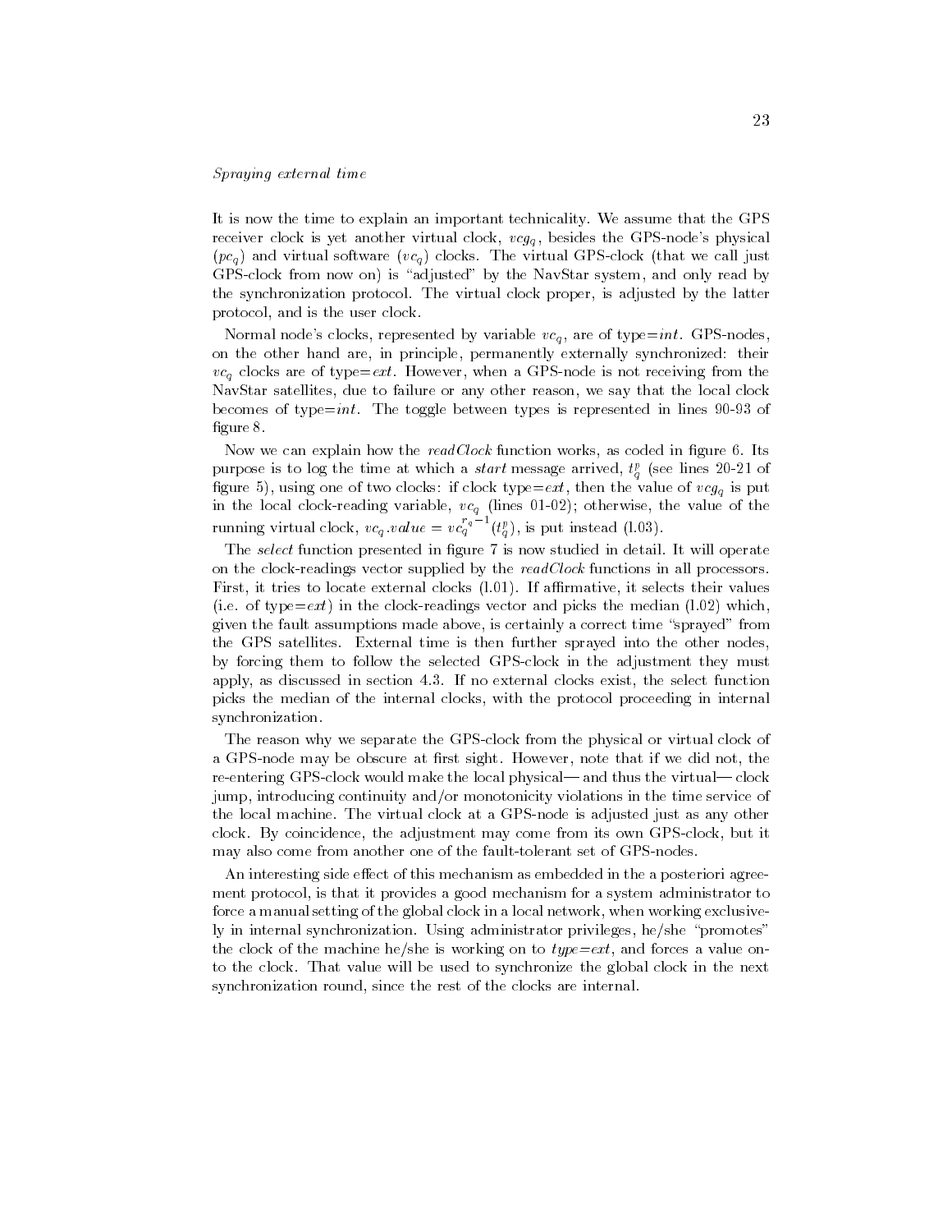*Spraying external time*

It is now the time to explain an important technicality. We assume that the GPS receiver clock is yet another virtual clock, $vcg_q$, besides the GPS-node's physical ($pc_q$) and virtual software ($vc_q$) clocks. The virtual GPS-clock (that we call just GPS-clock from now on) is "adjusted" by the NavStar system, and only read by the synchronization protocol. The virtual clock proper, is adjusted by the latter protocol, and is the user clock.

Normal node's clocks, represented by variable $vc_q$, are of type=$int$. GPS-nodes, on the other hand are, in principle, permanently externally synchronized: their $vc_q$ clocks are of type=$ext$. However, when a GPS-node is not receiving from the NavStar satellites, due to failure or any other reason, we say that the local clock becomes of type=$int$. The toggle between types is represented in lines 90-93 of figure 8.

Now we can explain how the *readClock* function works, as coded in figure 6. Its purpose is to log the time at which a *start* message arrived, $t_q^p$ (see lines 20-21 of figure 5), using one of two clocks: if clock type=$ext$, then the value of $vcg_q$ is put in the local clock-reading variable, $vc_q$ (lines 01-02); otherwise, the value of the running virtual clock, $vc_q.value = vc_q^{r_q-1}(t_q^p)$, is put instead (l.03).

The *select* function presented in figure 7 is now studied in detail. It will operate on the clock-readings vector supplied by the *readClock* functions in all processors. First, it tries to locate external clocks (l.01). If affirmative, it selects their values (i.e. of type=$ext$) in the clock-readings vector and picks the median (l.02) which, given the fault assumptions made above, is certainly a correct time "sprayed" from the GPS satellites. External time is then further sprayed into the other nodes, by forcing them to follow the selected GPS-clock in the adjustment they must apply, as discussed in section 4.3. If no external clocks exist, the select function picks the median of the internal clocks, with the protocol proceeding in internal synchronization.

The reason why we separate the GPS-clock from the physical or virtual clock of a GPS-node may be obscure at first sight. However, note that if we did not, the re-entering GPS-clock would make the local physical— and thus the virtual— clock jump, introducing continuity and/or monotonicity violations in the time service of the local machine. The virtual clock at a GPS-node is adjusted just as any other clock. By coincidence, the adjustment may come from its own GPS-clock, but it may also come from another one of the fault-tolerant set of GPS-nodes.

An interesting side effect of this mechanism as embedded in the a posteriori agreement protocol, is that it provides a good mechanism for a system administrator to force a manual setting of the global clock in a local network, when working exclusively in internal synchronization. Using administrator privileges, he/she "promotes" the clock of the machine he/she is working on to *type=ext*, and forces a value onto the clock. That value will be used to synchronize the global clock in the next synchronization round, since the rest of the clocks are internal.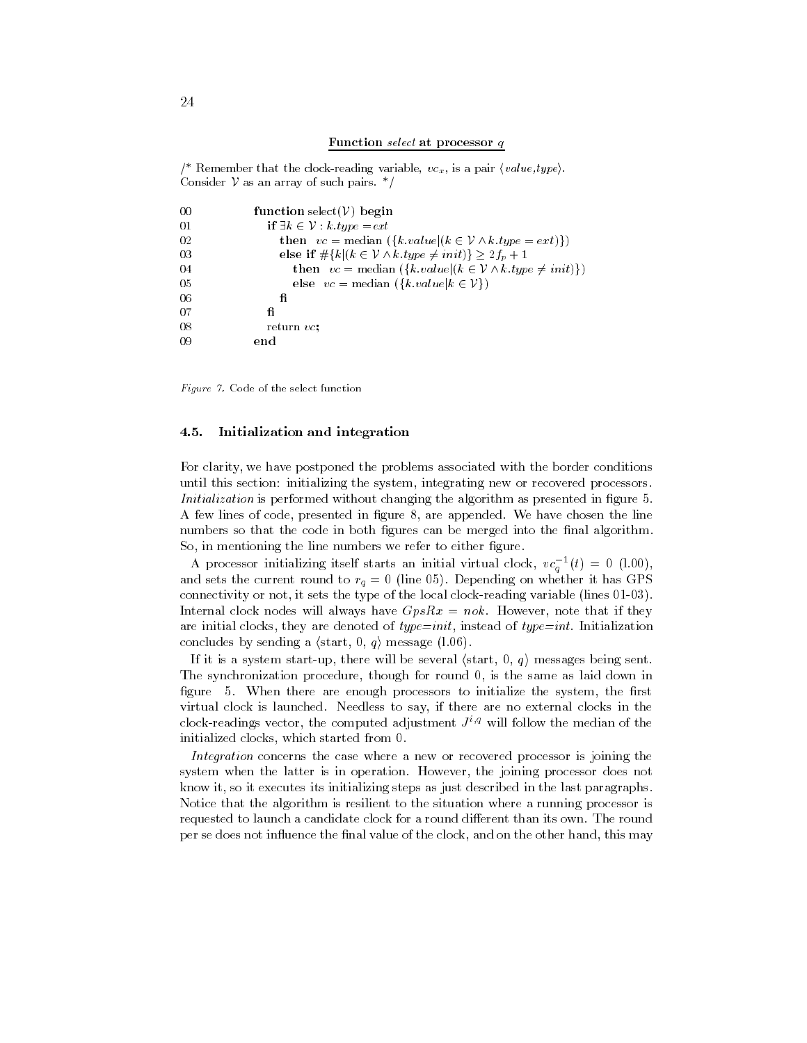**Function** *select* **at processor** *q*

```
/* Remember that the clock-reading variable, vc_x, is a pair ⟨value,type⟩.
Consider V as an array of such pairs. */

00    function select(V) begin
01      if ∃k ∈ V : k.type = ext
02        then  vc = median ({k.value|(k ∈ V ∧ k.type = ext)})
03        else if #{k|(k ∈ V ∧ k.type ≠ init)} ≥ 2f_p + 1
04          then  vc = median ({k.value|(k ∈ V ∧ k.type ≠ init)})
05          else  vc = median ({k.value|k ∈ V})
06        fi
07      fi
08      return vc;
09    end
```

*Figure 7.* Code of the select function

## 4.5. Initialization and integration

For clarity, we have postponed the problems associated with the border conditions until this section: initializing the system, integrating new or recovered processors. *Initialization* is performed without changing the algorithm as presented in figure 5. A few lines of code, presented in figure 8, are appended. We have chosen the line numbers so that the code in both figures can be merged into the final algorithm. So, in mentioning the line numbers we refer to either figure.

A processor initializing itself starts an initial virtual clock, $vc_q^{-1}(t) = 0$ (l.00), and sets the current round to $r_q = 0$ (line 05). Depending on whether it has GPS connectivity or not, it sets the type of the local clock-reading variable (lines 01-03). Internal clock nodes will always have $GpsRx = nok$. However, note that if they are initial clocks, they are denoted of *type=init*, instead of *type=int*. Initialization concludes by sending a ⟨start, 0, $q$⟩ message (l.06).

If it is a system start-up, there will be several ⟨start, 0, $q$⟩ messages being sent. The synchronization procedure, though for round 0, is the same as laid down in figure 5. When there are enough processors to initialize the system, the first virtual clock is launched. Needless to say, if there are no external clocks in the clock-readings vector, the computed adjustment $J^{i,q}$ will follow the median of the initialized clocks, which started from 0.

*Integration* concerns the case where a new or recovered processor is joining the system when the latter is in operation. However, the joining processor does not know it, so it executes its initializing steps as just described in the last paragraphs. Notice that the algorithm is resilient to the situation where a running processor is requested to launch a candidate clock for a round different than its own. The round per se does not influence the final value of the clock, and on the other hand, this may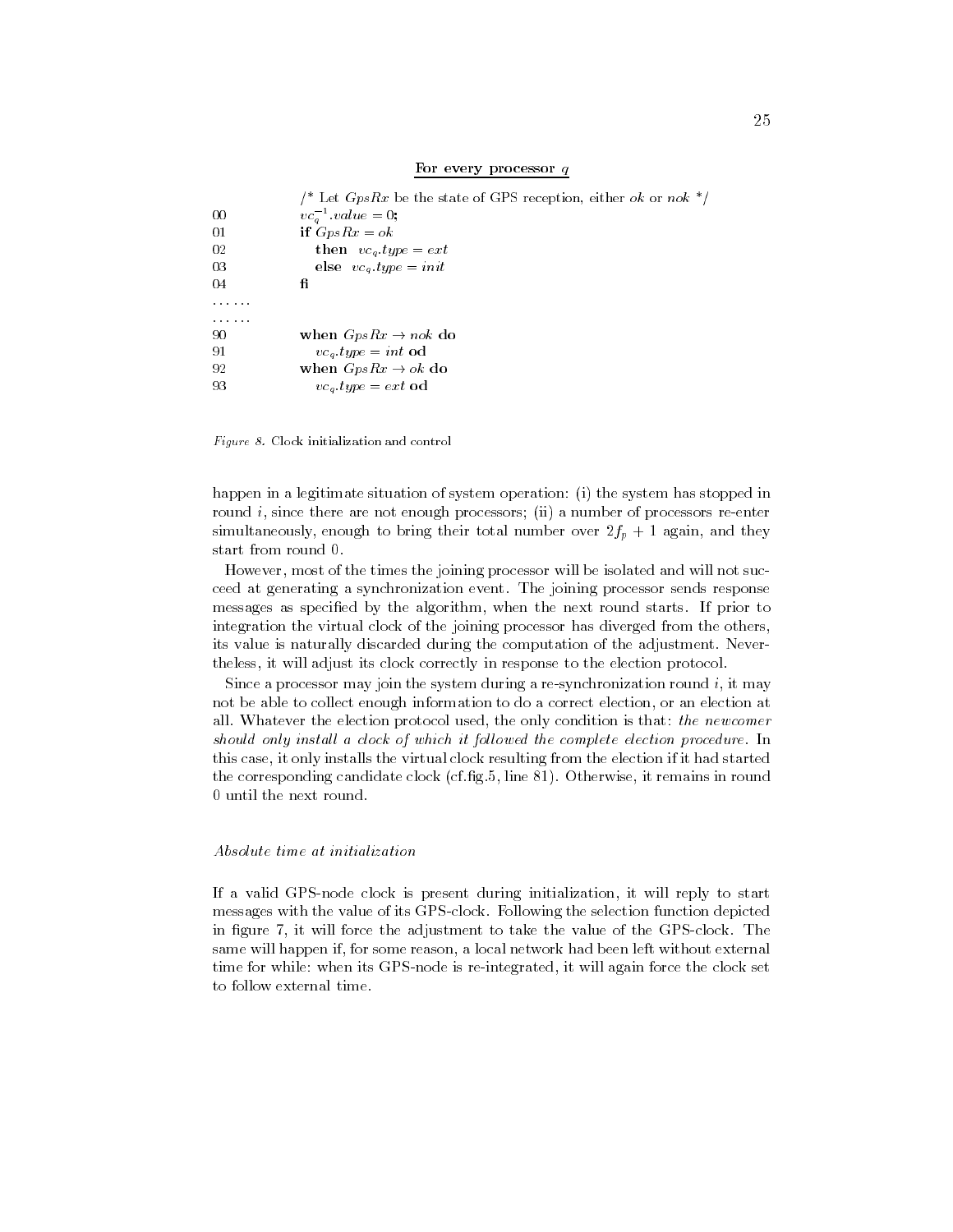**For every processor $q$**

```
      /* Let GpsRx be the state of GPS reception, either ok or nok */
00    vc_q^{-1}.value = 0;
01    if GpsRx = ok
02       then  vc_q.type = ext
03       else  vc_q.type = init
04    fi
......
......
90    when GpsRx → nok do
91       vc_q.type = int od
92    when GpsRx → ok do
93       vc_q.type = ext od
```

*Figure 8.* Clock initialization and control

happen in a legitimate situation of system operation: (i) the system has stopped in round $i$, since there are not enough processors; (ii) a number of processors re-enter simultaneously, enough to bring their total number over $2f_p + 1$ again, and they start from round 0.

However, most of the times the joining processor will be isolated and will not succeed at generating a synchronization event. The joining processor sends response messages as specified by the algorithm, when the next round starts. If prior to integration the virtual clock of the joining processor has diverged from the others, its value is naturally discarded during the computation of the adjustment. Nevertheless, it will adjust its clock correctly in response to the election protocol.

Since a processor may join the system during a re-synchronization round $i$, it may not be able to collect enough information to do a correct election, or an election at all. Whatever the election protocol used, the only condition is that: *the newcomer should only install a clock of which it followed the complete election procedure*. In this case, it only installs the virtual clock resulting from the election if it had started the corresponding candidate clock (cf.fig.5, line 81). Otherwise, it remains in round 0 until the next round.

*Absolute time at initialization*

If a valid GPS-node clock is present during initialization, it will reply to start messages with the value of its GPS-clock. Following the selection function depicted in figure 7, it will force the adjustment to take the value of the GPS-clock. The same will happen if, for some reason, a local network had been left without external time for while: when its GPS-node is re-integrated, it will again force the clock set to follow external time.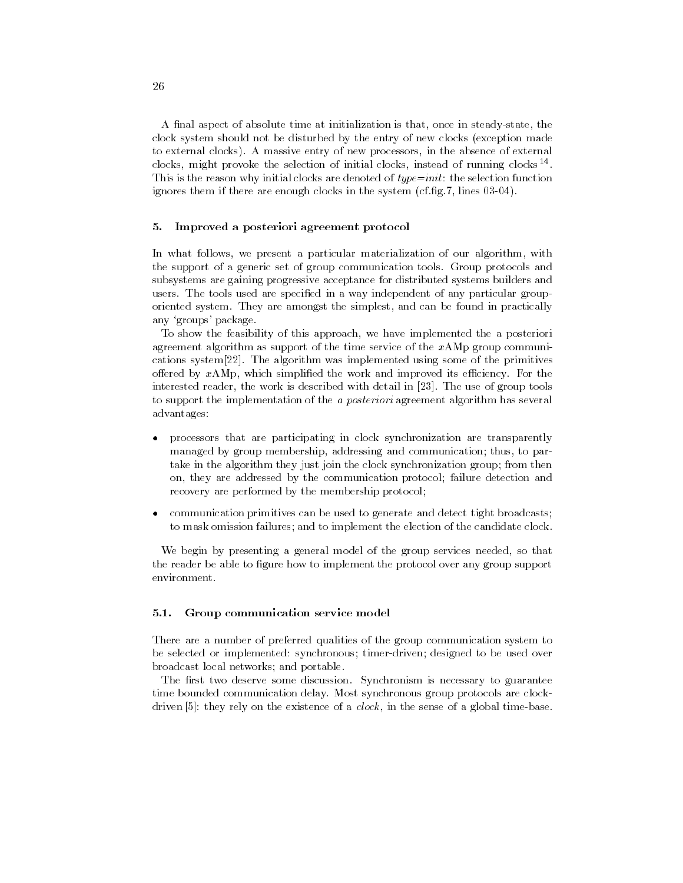A final aspect of absolute time at initialization is that, once in steady-state, the clock system should not be disturbed by the entry of new clocks (exception made to external clocks). A massive entry of new processors, in the absence of external clocks, might provoke the selection of initial clocks, instead of running clocks [14]. This is the reason why initial clocks are denoted of *type=init*: the selection function ignores them if there are enough clocks in the system (cf.fig.7, lines 03-04).

## 5. Improved a posteriori agreement protocol

In what follows, we present a particular materialization of our algorithm, with the support of a generic set of group communication tools. Group protocols and subsystems are gaining progressive acceptance for distributed systems builders and users. The tools used are specified in a way independent of any particular group-oriented system. They are amongst the simplest, and can be found in practically any 'groups' package.

To show the feasibility of this approach, we have implemented the a posteriori agreement algorithm as support of the time service of the *x*AMp group communications system[22]. The algorithm was implemented using some of the primitives offered by *x*AMp, which simplified the work and improved its efficiency. For the interested reader, the work is described with detail in [23]. The use of group tools to support the implementation of the *a posteriori* agreement algorithm has several advantages:

- processors that are participating in clock synchronization are transparently managed by group membership, addressing and communication; thus, to partake in the algorithm they just join the clock synchronization group; from then on, they are addressed by the communication protocol; failure detection and recovery are performed by the membership protocol;
- communication primitives can be used to generate and detect tight broadcasts; to mask omission failures; and to implement the election of the candidate clock.

We begin by presenting a general model of the group services needed, so that the reader be able to figure how to implement the protocol over any group support environment.

### 5.1. Group communication service model

There are a number of preferred qualities of the group communication system to be selected or implemented: synchronous; timer-driven; designed to be used over broadcast local networks; and portable.

The first two deserve some discussion. Synchronism is necessary to guarantee time bounded communication delay. Most synchronous group protocols are clock-driven [5]: they rely on the existence of a *clock*, in the sense of a global time-base.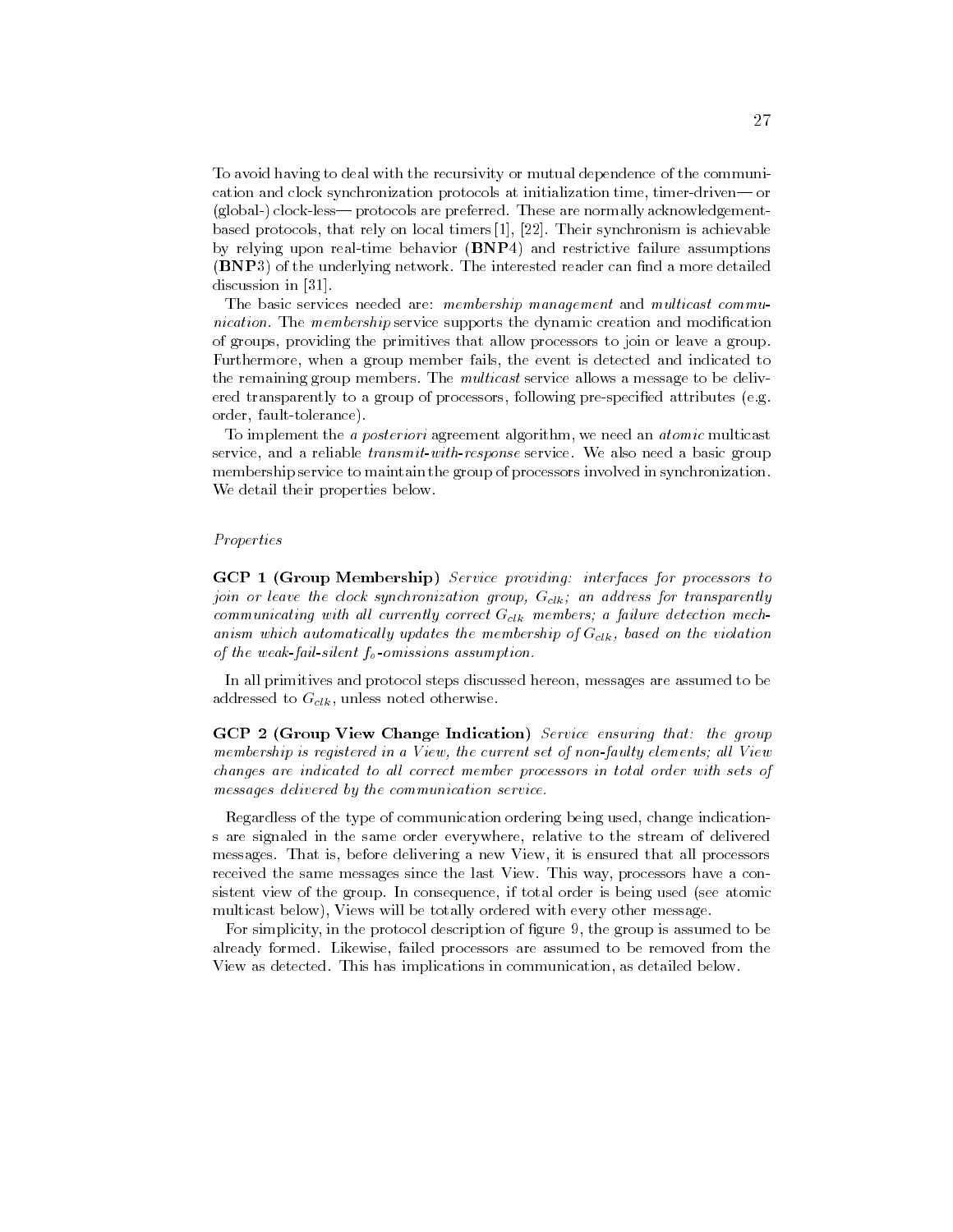To avoid having to deal with the recursivity or mutual dependence of the communication and clock synchronization protocols at initialization time, timer-driven— or (global-) clock-less— protocols are preferred. These are normally acknowledgement-based protocols, that rely on local timers [1], [22]. Their synchronism is achievable by relying upon real-time behavior (**BNP**4) and restrictive failure assumptions (**BNP**3) of the underlying network. The interested reader can find a more detailed discussion in [31].

The basic services needed are: *membership management* and *multicast communication*. The *membership* service supports the dynamic creation and modification of groups, providing the primitives that allow processors to join or leave a group. Furthermore, when a group member fails, the event is detected and indicated to the remaining group members. The *multicast* service allows a message to be delivered transparently to a group of processors, following pre-specified attributes (e.g. order, fault-tolerance).

To implement the *a posteriori* agreement algorithm, we need an *atomic* multicast service, and a reliable *transmit-with-response* service. We also need a basic group membership service to maintain the group of processors involved in synchronization. We detail their properties below.

*Properties*

**GCP 1 (Group Membership)** *Service providing: interfaces for processors to join or leave the clock synchronization group, $G_{clk}$; an address for transparently communicating with all currently correct $G_{clk}$ members; a failure detection mechanism which automatically updates the membership of $G_{clk}$, based on the violation of the weak-fail-silent $f_o$-omissions assumption.*

In all primitives and protocol steps discussed hereon, messages are assumed to be addressed to $G_{clk}$, unless noted otherwise.

**GCP 2 (Group View Change Indication)** *Service ensuring that: the group membership is registered in a View, the current set of non-faulty elements; all View changes are indicated to all correct member processors in total order with sets of messages delivered by the communication service.*

Regardless of the type of communication ordering being used, change indications are signaled in the same order everywhere, relative to the stream of delivered messages. That is, before delivering a new View, it is ensured that all processors received the same messages since the last View. This way, processors have a consistent view of the group. In consequence, if total order is being used (see atomic multicast below), Views will be totally ordered with every other message.

For simplicity, in the protocol description of figure 9, the group is assumed to be already formed. Likewise, failed processors are assumed to be removed from the View as detected. This has implications in communication, as detailed below.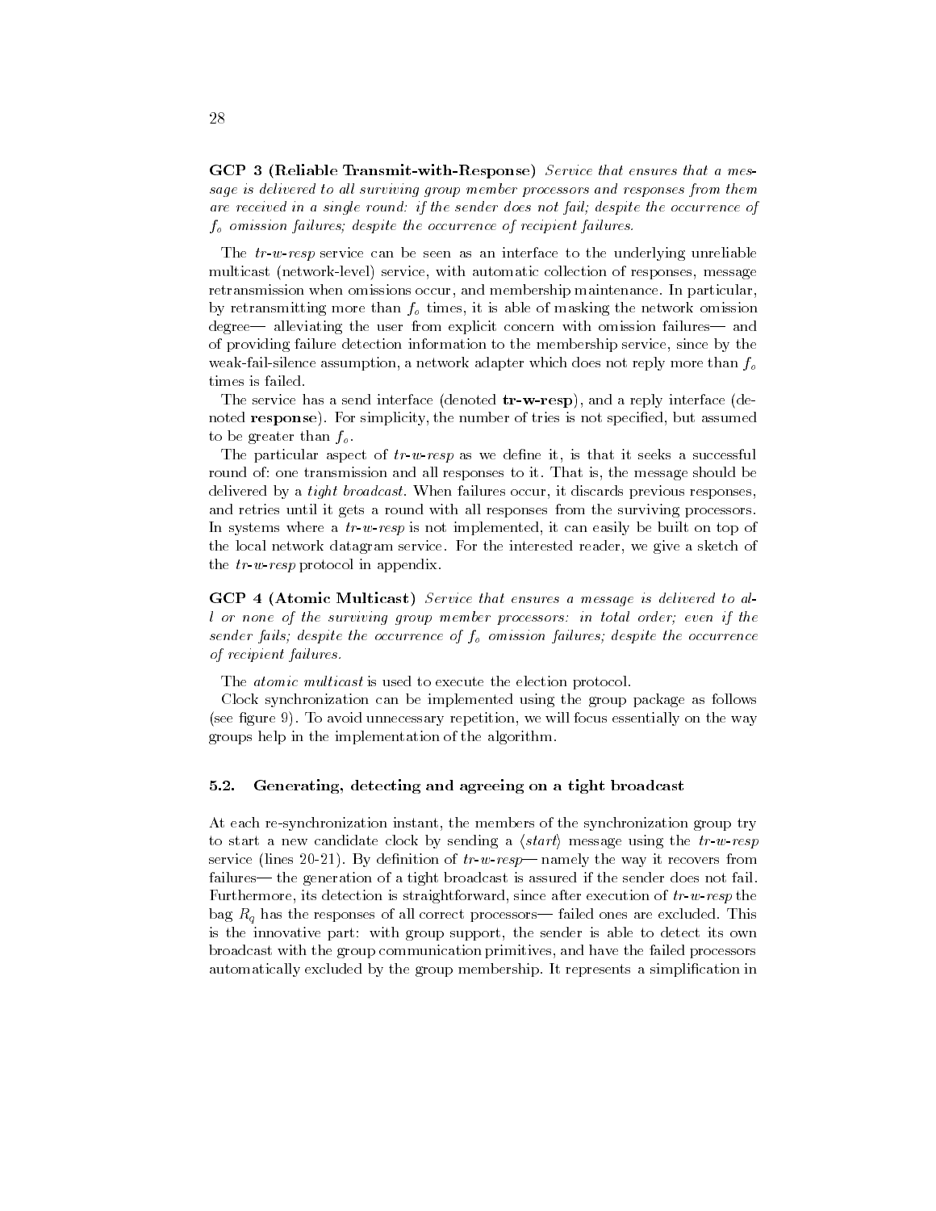**GCP 3 (Reliable Transmit-with-Response)** *Service that ensures that a message is delivered to all surviving group member processors and responses from them are received in a single round: if the sender does not fail; despite the occurrence of $f_o$ omission failures; despite the occurrence of recipient failures.*

The *tr-w-resp* service can be seen as an interface to the underlying unreliable multicast (network-level) service, with automatic collection of responses, message retransmission when omissions occur, and membership maintenance. In particular, by retransmitting more than $f_o$ times, it is able of masking the network omission degree— alleviating the user from explicit concern with omission failures— and of providing failure detection information to the membership service, since by the weak-fail-silence assumption, a network adapter which does not reply more than $f_o$ times is failed.

The service has a send interface (denoted **tr-w-resp**), and a reply interface (denoted **response**). For simplicity, the number of tries is not specified, but assumed to be greater than $f_o$.

The particular aspect of *tr-w-resp* as we define it, is that it seeks a successful round of: one transmission and all responses to it. That is, the message should be delivered by a *tight broadcast*. When failures occur, it discards previous responses, and retries until it gets a round with all responses from the surviving processors. In systems where a *tr-w-resp* is not implemented, it can easily be built on top of the local network datagram service. For the interested reader, we give a sketch of the *tr-w-resp* protocol in appendix.

**GCP 4 (Atomic Multicast)** *Service that ensures a message is delivered to all or none of the surviving group member processors: in total order; even if the sender fails; despite the occurrence of $f_o$ omission failures; despite the occurrence of recipient failures.*

The *atomic multicast* is used to execute the election protocol.

Clock synchronization can be implemented using the group package as follows (see figure 9). To avoid unnecessary repetition, we will focus essentially on the way groups help in the implementation of the algorithm.

### 5.2. Generating, detecting and agreeing on a tight broadcast

At each re-synchronization instant, the members of the synchronization group try to start a new candidate clock by sending a $\langle start \rangle$ message using the *tr-w-resp* service (lines 20-21). By definition of *tr-w-resp*— namely the way it recovers from failures— the generation of a tight broadcast is assured if the sender does not fail. Furthermore, its detection is straightforward, since after execution of *tr-w-resp* the bag $R_q$ has the responses of all correct processors— failed ones are excluded. This is the innovative part: with group support, the sender is able to detect its own broadcast with the group communication primitives, and have the failed processors automatically excluded by the group membership. It represents a simplification in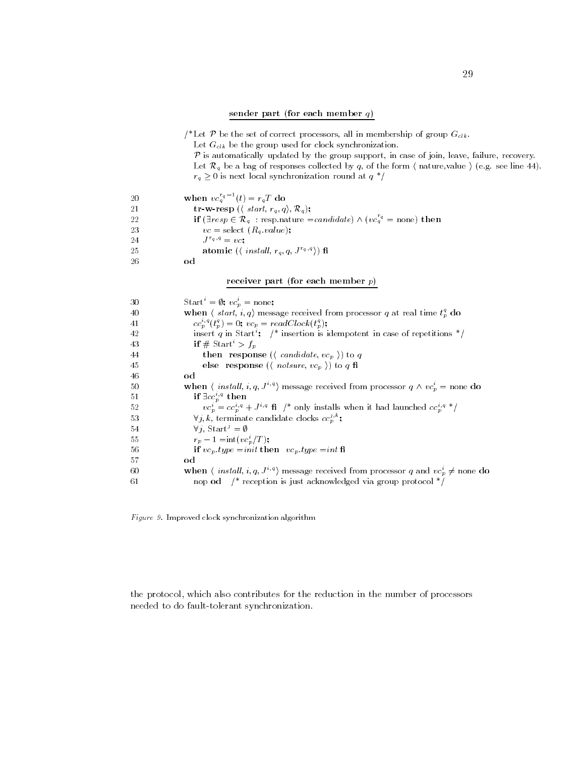**sender part (for each member $q$)**

```
        /*Let 𝒫 be the set of correct processors, all in membership of group G_clk.
          Let G_clk be the group used for clock synchronization.
          𝒫 is automatically updated by the group support, in case of join, leave, failure, recovery.
          Let ℛ_q be a bag of responses collected by q, of the form ⟨ nature,value ⟩ (e.g. see line 44).
          r_q ≥ 0 is next local synchronization round at q */

20      when vc_q^{r_q - 1}(t) = r_q T do
21        tr-w-resp (⟨ start, r_q, q⟩, ℛ_q);
22        if (∃resp ∈ ℛ_q : resp.nature = candidate) ∧ (vc_q^{r_q} = none) then
23          vc = select (R_q.value);
24          J^{r_q,q} = vc;
25          atomic (⟨ install, r_q, q, J^{r_q,q}⟩) fi
26      od
```

**receiver part (for each member $p$)**

```
30      Start^i = ∅; vc_p^i = none;
40      when ⟨ start, i, q⟩ message received from processor q at real time t_p^q do
41        cc_p^{i,q}(t_p^q) = 0; vc_p = readClock(t_p^q);
42        insert q in Start^i;   /* insertion is idempotent in case of repetitions */
43        if # Start^i > f_p
44          then  response (⟨ candidate, vc_p ⟩) to q
45          else  response (⟨ notsure, vc_p ⟩) to q fi
46      od
50      when ⟨ install, i, q, J^{i,q}⟩ message received from processor q ∧ vc_p^i = none do
51        if ∃cc_p^{i,q} then
52          vc_p^i = cc_p^{i,q} + J^{i,q} fi  /* only installs when it had launched cc_p^{i,q} */
53        ∀j, k, terminate candidate clocks cc_p^{j,k};
54        ∀j, Start^j = ∅
55        r_p − 1 = int(vc_p^i / T);
56        if vc_p.type = init then  vc_p.type = int fi
57      od
60      when ⟨ install, i, q, J^{i,q}⟩ message received from processor q and vc_p^i ≠ none do
61        nop od   /* reception is just acknowledged via group protocol */
```

*Figure 9.* Improved clock synchronization algorithm

the protocol, which also contributes for the reduction in the number of processors needed to do fault-tolerant synchronization.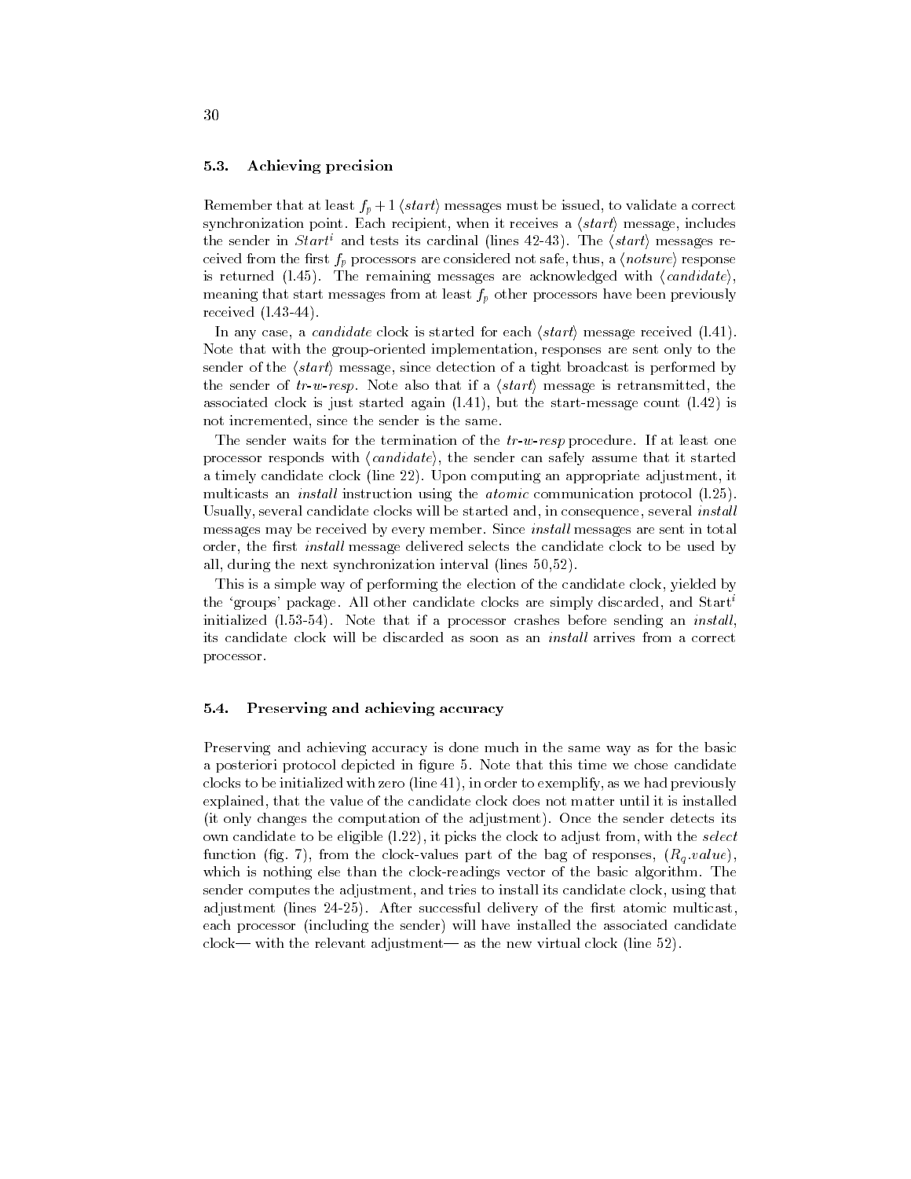### 5.3. Achieving precision

Remember that at least $f_p + 1$ $\langle start \rangle$ messages must be issued, to validate a correct synchronization point. Each recipient, when it receives a $\langle start \rangle$ message, includes the sender in $Start^i$ and tests its cardinal (lines 42-43). The $\langle start \rangle$ messages received from the first $f_p$ processors are considered not safe, thus, a $\langle notsure \rangle$ response is returned (l.45). The remaining messages are acknowledged with $\langle candidate \rangle$, meaning that start messages from at least $f_p$ other processors have been previously received (l.43-44).

In any case, a *candidate* clock is started for each $\langle start \rangle$ message received (l.41). Note that with the group-oriented implementation, responses are sent only to the sender of the $\langle start \rangle$ message, since detection of a tight broadcast is performed by the sender of *tr-w-resp*. Note also that if a $\langle start \rangle$ message is retransmitted, the associated clock is just started again (l.41), but the start-message count (l.42) is not incremented, since the sender is the same.

The sender waits for the termination of the *tr-w-resp* procedure. If at least one processor responds with $\langle candidate \rangle$, the sender can safely assume that it started a timely candidate clock (line 22). Upon computing an appropriate adjustment, it multicasts an *install* instruction using the *atomic* communication protocol (l.25). Usually, several candidate clocks will be started and, in consequence, several *install* messages may be received by every member. Since *install* messages are sent in total order, the first *install* message delivered selects the candidate clock to be used by all, during the next synchronization interval (lines 50,52).

This is a simple way of performing the election of the candidate clock, yielded by the 'groups' package. All other candidate clocks are simply discarded, and $\text{Start}^i$ initialized (l.53-54). Note that if a processor crashes before sending an *install*, its candidate clock will be discarded as soon as an *install* arrives from a correct processor.

### 5.4. Preserving and achieving accuracy

Preserving and achieving accuracy is done much in the same way as for the basic a posteriori protocol depicted in figure 5. Note that this time we chose candidate clocks to be initialized with zero (line 41), in order to exemplify, as we had previously explained, that the value of the candidate clock does not matter until it is installed (it only changes the computation of the adjustment). Once the sender detects its own candidate to be eligible (l.22), it picks the clock to adjust from, with the *select* function (fig. 7), from the clock-values part of the bag of responses, ($R_q.value$), which is nothing else than the clock-readings vector of the basic algorithm. The sender computes the adjustment, and tries to install its candidate clock, using that adjustment (lines 24-25). After successful delivery of the first atomic multicast, each processor (including the sender) will have installed the associated candidate clock— with the relevant adjustment— as the new virtual clock (line 52).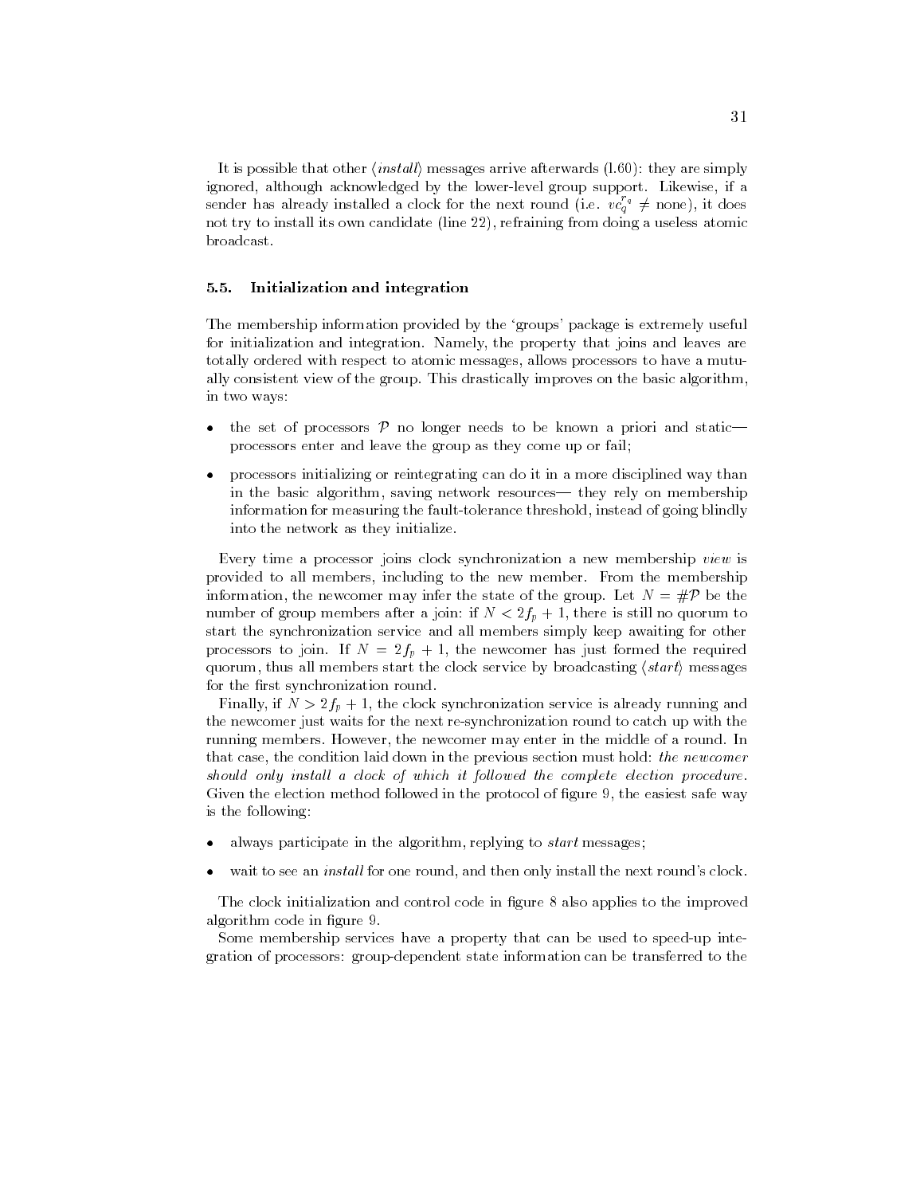It is possible that other ⟨*install*⟩ messages arrive afterwards (l.60): they are simply ignored, although acknowledged by the lower-level group support. Likewise, if a sender has already installed a clock for the next round (i.e. $vc_q^{r_q} \neq$ none), it does not try to install its own candidate (line 22), refraining from doing a useless atomic broadcast.

### 5.5. Initialization and integration

The membership information provided by the 'groups' package is extremely useful for initialization and integration. Namely, the property that joins and leaves are totally ordered with respect to atomic messages, allows processors to have a mutually consistent view of the group. This drastically improves on the basic algorithm, in two ways:

- the set of processors $\mathcal{P}$ no longer needs to be known a priori and static— processors enter and leave the group as they come up or fail;
- processors initializing or reintegrating can do it in a more disciplined way than in the basic algorithm, saving network resources— they rely on membership information for measuring the fault-tolerance threshold, instead of going blindly into the network as they initialize.

Every time a processor joins clock synchronization a new membership *view* is provided to all members, including to the new member. From the membership information, the newcomer may infer the state of the group. Let $N = \#\mathcal{P}$ be the number of group members after a join: if $N < 2f_p + 1$, there is still no quorum to start the synchronization service and all members simply keep awaiting for other processors to join. If $N = 2f_p + 1$, the newcomer has just formed the required quorum, thus all members start the clock service by broadcasting ⟨*start*⟩ messages for the first synchronization round.

Finally, if $N > 2f_p + 1$, the clock synchronization service is already running and the newcomer just waits for the next re-synchronization round to catch up with the running members. However, the newcomer may enter in the middle of a round. In that case, the condition laid down in the previous section must hold: *the newcomer should only install a clock of which it followed the complete election procedure.* Given the election method followed in the protocol of figure 9, the easiest safe way is the following:

- always participate in the algorithm, replying to *start* messages;
- wait to see an *install* for one round, and then only install the next round's clock.

The clock initialization and control code in figure 8 also applies to the improved algorithm code in figure 9.

Some membership services have a property that can be used to speed-up integration of processors: group-dependent state information can be transferred to the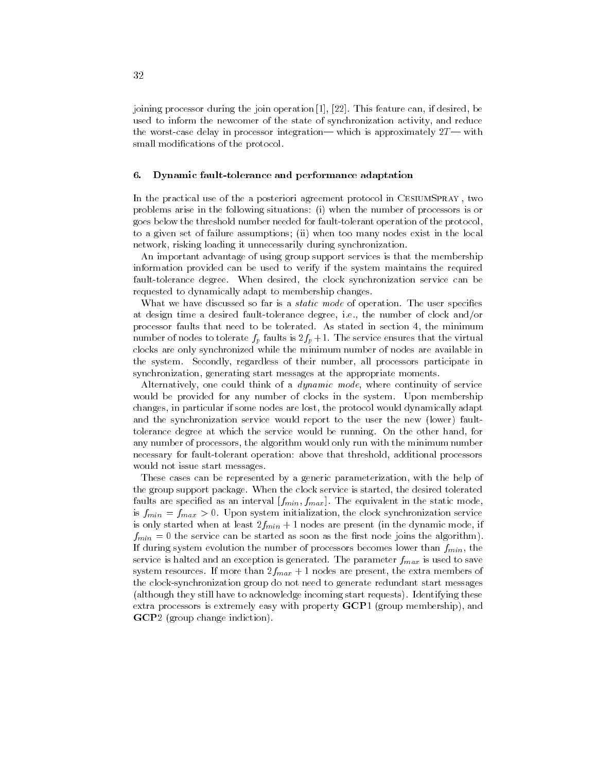joining processor during the join operation [1], [22]. This feature can, if desired, be used to inform the newcomer of the state of synchronization activity, and reduce the worst-case delay in processor integration— which is approximately $2T$— with small modifications of the protocol.

## 6. Dynamic fault-tolerance and performance adaptation

In the practical use of the a posteriori agreement protocol in CesiumSpray , two problems arise in the following situations: (i) when the number of processors is or goes below the threshold number needed for fault-tolerant operation of the protocol, to a given set of failure assumptions; (ii) when too many nodes exist in the local network, risking loading it unnecessarily during synchronization.

An important advantage of using group support services is that the membership information provided can be used to verify if the system maintains the required fault-tolerance degree. When desired, the clock synchronization service can be requested to dynamically adapt to membership changes.

What we have discussed so far is a *static mode* of operation. The user specifies at design time a desired fault-tolerance degree, i.e., the number of clock and/or processor faults that need to be tolerated. As stated in section 4, the minimum number of nodes to tolerate $f_p$ faults is $2f_p + 1$. The service ensures that the virtual clocks are only synchronized while the minimum number of nodes are available in the system. Secondly, regardless of their number, all processors participate in synchronization, generating start messages at the appropriate moments.

Alternatively, one could think of a *dynamic mode*, where continuity of service would be provided for any number of clocks in the system. Upon membership changes, in particular if some nodes are lost, the protocol would dynamically adapt and the synchronization service would report to the user the new (lower) fault-tolerance degree at which the service would be running. On the other hand, for any number of processors, the algorithm would only run with the minimum number necessary for fault-tolerant operation: above that threshold, additional processors would not issue start messages.

These cases can be represented by a generic parameterization, with the help of the group support package. When the clock service is started, the desired tolerated faults are specified as an interval $[f_{min}, f_{max}]$. The equivalent in the static mode, is $f_{min} = f_{max} > 0$. Upon system initialization, the clock synchronization service is only started when at least $2f_{min} + 1$ nodes are present (in the dynamic mode, if $f_{min} = 0$ the service can be started as soon as the first node joins the algorithm). If during system evolution the number of processors becomes lower than $f_{min}$, the service is halted and an exception is generated. The parameter $f_{max}$ is used to save system resources. If more than $2f_{max} + 1$ nodes are present, the extra members of the clock-synchronization group do not need to generate redundant start messages (although they still have to acknowledge incoming start requests). Identifying these extra processors is extremely easy with property **GCP**1 (group membership), and **GCP**2 (group change indiction).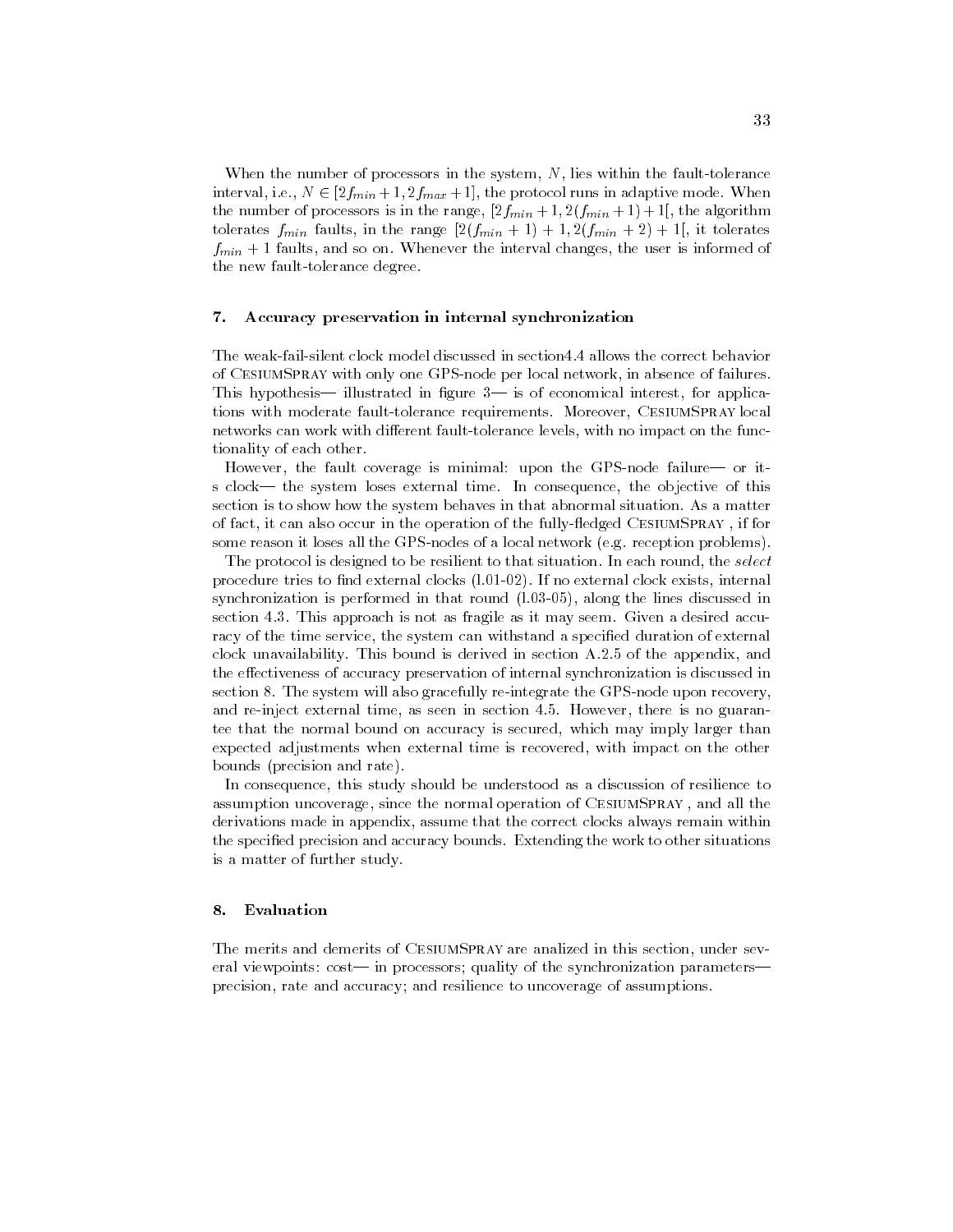When the number of processors in the system, $N$, lies within the fault-tolerance interval, i.e., $N \in [2f_{min}+1, 2f_{max}+1]$, the protocol runs in adaptive mode. When the number of processors is in the range, $[2f_{min}+1, 2(f_{min}+1)+1[$, the algorithm tolerates $f_{min}$ faults, in the range $[2(f_{min}+1)+1, 2(f_{min}+2)+1[$, it tolerates $f_{min}+1$ faults, and so on. Whenever the interval changes, the user is informed of the new fault-tolerance degree.

## 7. Accuracy preservation in internal synchronization

The weak-fail-silent clock model discussed in section4.4 allows the correct behavior of CesiumSpray with only one GPS-node per local network, in absence of failures. This hypothesis— illustrated in figure 3— is of economical interest, for applications with moderate fault-tolerance requirements. Moreover, CesiumSpray local networks can work with different fault-tolerance levels, with no impact on the functionality of each other.

However, the fault coverage is minimal: upon the GPS-node failure— or its clock— the system loses external time. In consequence, the objective of this section is to show how the system behaves in that abnormal situation. As a matter of fact, it can also occur in the operation of the fully-fledged CesiumSpray , if for some reason it loses all the GPS-nodes of a local network (e.g. reception problems).

The protocol is designed to be resilient to that situation. In each round, the *select* procedure tries to find external clocks (l.01-02). If no external clock exists, internal synchronization is performed in that round (l.03-05), along the lines discussed in section 4.3. This approach is not as fragile as it may seem. Given a desired accuracy of the time service, the system can withstand a specified duration of external clock unavailability. This bound is derived in section A.2.5 of the appendix, and the effectiveness of accuracy preservation of internal synchronization is discussed in section 8. The system will also gracefully re-integrate the GPS-node upon recovery, and re-inject external time, as seen in section 4.5. However, there is no guarantee that the normal bound on accuracy is secured, which may imply larger than expected adjustments when external time is recovered, with impact on the other bounds (precision and rate).

In consequence, this study should be understood as a discussion of resilience to assumption uncoverage, since the normal operation of CesiumSpray , and all the derivations made in appendix, assume that the correct clocks always remain within the specified precision and accuracy bounds. Extending the work to other situations is a matter of further study.

## 8. Evaluation

The merits and demerits of CesiumSpray are analized in this section, under several viewpoints: cost— in processors; quality of the synchronization parameters— precision, rate and accuracy; and resilience to uncoverage of assumptions.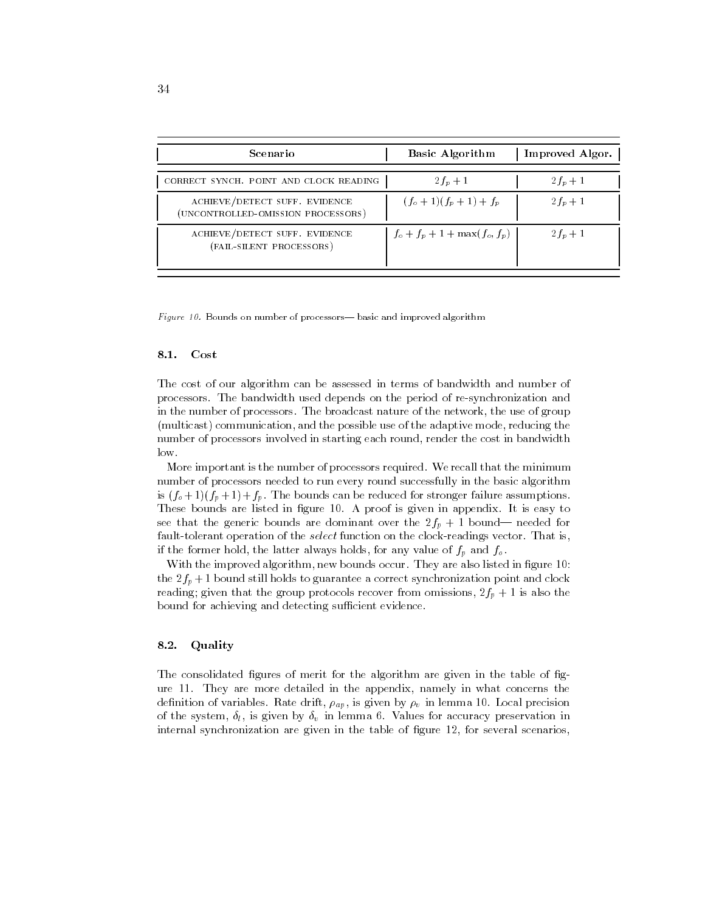| Scenario | Basic Algorithm | Improved Algor. |
| --- | --- | --- |
| CORRECT SYNCH. POINT AND CLOCK READING | $2f_p + 1$ | $2f_p + 1$ |
| ACHIEVE/DETECT SUFF. EVIDENCE (UNCONTROLLED-OMISSION PROCESSORS) | $(f_o + 1)(f_p + 1) + f_p$ | $2f_p + 1$ |
| ACHIEVE/DETECT SUFF. EVIDENCE (FAIL-SILENT PROCESSORS) | $f_o + f_p + 1 + \max(f_o, f_p)$ | $2f_p + 1$ |

*Figure 10.* Bounds on number of processors— basic and improved algorithm

### 8.1. Cost

The cost of our algorithm can be assessed in terms of bandwidth and number of processors. The bandwidth used depends on the period of re-synchronization and in the number of processors. The broadcast nature of the network, the use of group (multicast) communication, and the possible use of the adaptive mode, reducing the number of processors involved in starting each round, render the cost in bandwidth low.

More important is the number of processors required. We recall that the minimum number of processors needed to run every round successfully in the basic algorithm is $(f_o+1)(f_p+1)+f_p$. The bounds can be reduced for stronger failure assumptions. These bounds are listed in figure 10. A proof is given in appendix. It is easy to see that the generic bounds are dominant over the $2f_p + 1$ bound— needed for fault-tolerant operation of the *select* function on the clock-readings vector. That is, if the former hold, the latter always holds, for any value of $f_p$ and $f_o$.

With the improved algorithm, new bounds occur. They are also listed in figure 10: the $2f_p+1$ bound still holds to guarantee a correct synchronization point and clock reading; given that the group protocols recover from omissions, $2f_p + 1$ is also the bound for achieving and detecting sufficient evidence.

### 8.2. Quality

The consolidated figures of merit for the algorithm are given in the table of figure 11. They are more detailed in the appendix, namely in what concerns the definition of variables. Rate drift, $\rho_{ap}$, is given by $\rho_v$ in lemma 10. Local precision of the system, $\delta_l$, is given by $\delta_v$ in lemma 6. Values for accuracy preservation in internal synchronization are given in the table of figure 12, for several scenarios,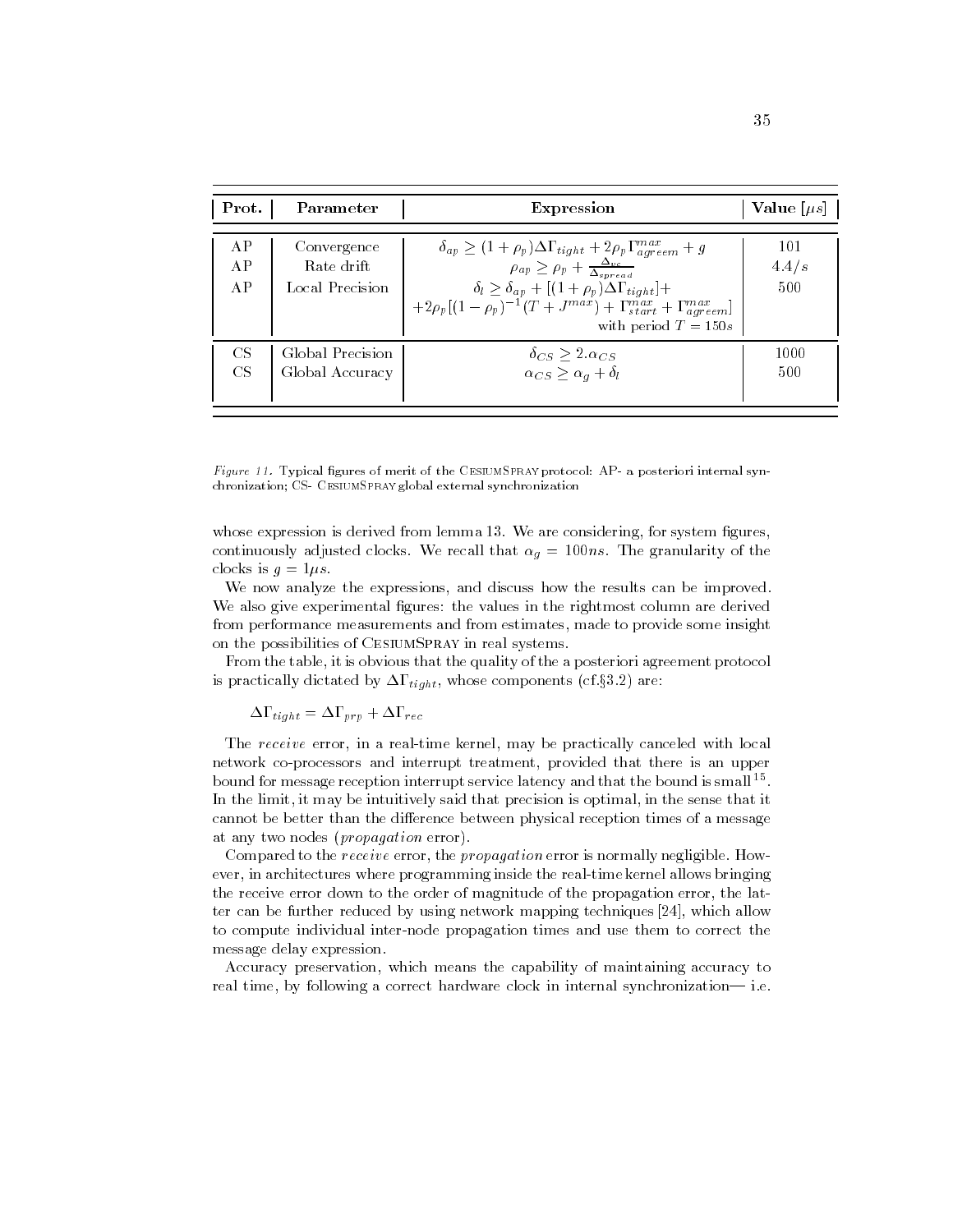| Prot. | Parameter | Expression | Value [$\mu s$] |
|---|---|---|---|
| AP | Convergence | $\delta_{ap} \geq (1+\rho_p)\Delta\Gamma_{tight} + 2\rho_p\Gamma^{max}_{agreem} + g$ | 101 |
| AP | Rate drift | $\rho_{ap} \geq \rho_p + \frac{\Delta_{vc}}{\Delta_{spread}}$ | $4.4/s$ |
| AP | Local Precision | $\delta_l \geq \delta_{ap} + [(1+\rho_p)\Delta\Gamma_{tight}] +$ $+2\rho_p[(1-\rho_p)^{-1}(T + J^{max}) + \Gamma^{max}_{start} + \Gamma^{max}_{agreem}]$ with period $T = 150s$ | 500 |
| CS | Global Precision | $\delta_{CS} \geq 2.\alpha_{CS}$ | 1000 |
| CS | Global Accuracy | $\alpha_{CS} \geq \alpha_g + \delta_l$ | 500 |

*Figure 11.* Typical figures of merit of the CesiumSpray protocol: AP- a posteriori internal synchronization; CS- CesiumSpray global external synchronization

whose expression is derived from lemma 13. We are considering, for system figures, continuously adjusted clocks. We recall that $\alpha_g = 100ns$. The granularity of the clocks is $g = 1\mu s$.

We now analyze the expressions, and discuss how the results can be improved. We also give experimental figures: the values in the rightmost column are derived from performance measurements and from estimates, made to provide some insight on the possibilities of CesiumSpray in real systems.

From the table, it is obvious that the quality of the a posteriori agreement protocol is practically dictated by $\Delta\Gamma_{tight}$, whose components (cf.§3.2) are:

$$\Delta\Gamma_{tight} = \Delta\Gamma_{prp} + \Delta\Gamma_{rec}$$

The *receive* error, in a real-time kernel, may be practically canceled with local network co-processors and interrupt treatment, provided that there is an upper bound for message reception interrupt service latency and that the bound is small[15]. In the limit, it may be intuitively said that precision is optimal, in the sense that it cannot be better than the difference between physical reception times of a message at any two nodes (*propagation* error).

Compared to the *receive* error, the *propagation* error is normally negligible. However, in architectures where programming inside the real-time kernel allows bringing the receive error down to the order of magnitude of the propagation error, the latter can be further reduced by using network mapping techniques [24], which allow to compute individual inter-node propagation times and use them to correct the message delay expression.

Accuracy preservation, which means the capability of maintaining accuracy to real time, by following a correct hardware clock in internal synchronization— i.e.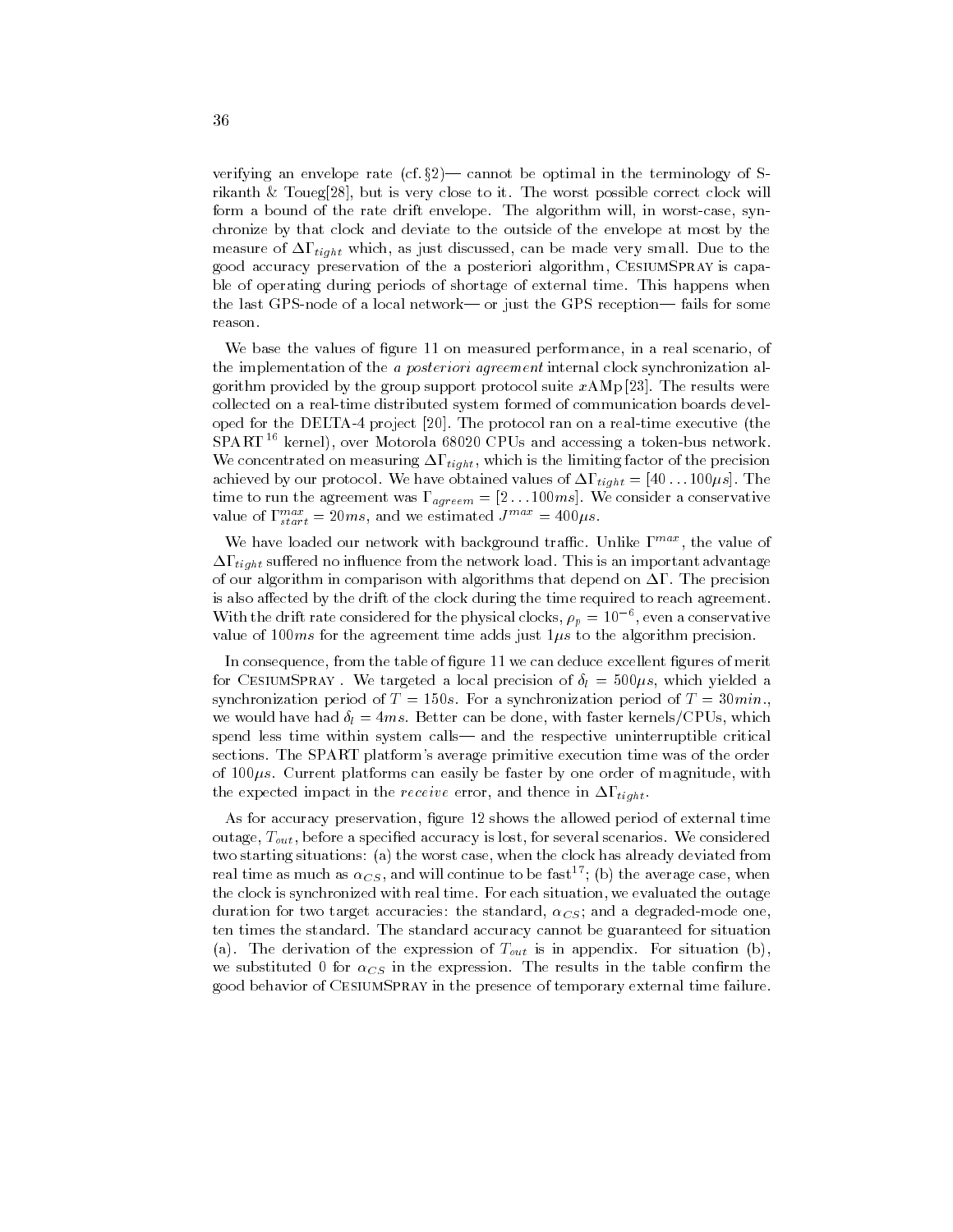verifying an envelope rate (cf. §2)— cannot be optimal in the terminology of Srikanth & Toueg[28], but is very close to it. The worst possible correct clock will form a bound of the rate drift envelope. The algorithm will, in worst-case, synchronize by that clock and deviate to the outside of the envelope at most by the measure of $\Delta\Gamma_{tight}$ which, as just discussed, can be made very small. Due to the good accuracy preservation of the a posteriori algorithm, CesiumSpray is capable of operating during periods of shortage of external time. This happens when the last GPS-node of a local network— or just the GPS reception— fails for some reason.

We base the values of figure 11 on measured performance, in a real scenario, of the implementation of the *a posteriori agreement* internal clock synchronization algorithm provided by the group support protocol suite *x*AMp[23]. The results were collected on a real-time distributed system formed of communication boards developed for the DELTA-4 project [20]. The protocol ran on a real-time executive (the SPART[16] kernel), over Motorola 68020 CPUs and accessing a token-bus network. We concentrated on measuring $\Delta\Gamma_{tight}$, which is the limiting factor of the precision achieved by our protocol. We have obtained values of $\Delta\Gamma_{tight} = [40 \ldots 100\mu s]$. The time to run the agreement was $\Gamma_{agreem} = [2 \ldots 100ms]$. We consider a conservative value of $\Gamma^{max}_{start} = 20ms$, and we estimated $J^{max} = 400\mu s$.

We have loaded our network with background traffic. Unlike $\Gamma^{max}$, the value of $\Delta\Gamma_{tight}$ suffered no influence from the network load. This is an important advantage of our algorithm in comparison with algorithms that depend on $\Delta\Gamma$. The precision is also affected by the drift of the clock during the time required to reach agreement. With the drift rate considered for the physical clocks, $\rho_p = 10^{-6}$, even a conservative value of $100ms$ for the agreement time adds just $1\mu s$ to the algorithm precision.

In consequence, from the table of figure 11 we can deduce excellent figures of merit for CesiumSpray . We targeted a local precision of $\delta_l = 500\mu s$, which yielded a synchronization period of $T = 150s$. For a synchronization period of $T = 30min.$, we would have had $\delta_l = 4ms$. Better can be done, with faster kernels/CPUs, which spend less time within system calls— and the respective uninterruptible critical sections. The SPART platform's average primitive execution time was of the order of $100\mu s$. Current platforms can easily be faster by one order of magnitude, with the expected impact in the *receive* error, and thence in $\Delta\Gamma_{tight}$.

As for accuracy preservation, figure 12 shows the allowed period of external time outage, $T_{out}$, before a specified accuracy is lost, for several scenarios. We considered two starting situations: (a) the worst case, when the clock has already deviated from real time as much as $\alpha_{CS}$, and will continue to be fast[17]; (b) the average case, when the clock is synchronized with real time. For each situation, we evaluated the outage duration for two target accuracies: the standard, $\alpha_{CS}$; and a degraded-mode one, ten times the standard. The standard accuracy cannot be guaranteed for situation (a). The derivation of the expression of $T_{out}$ is in appendix. For situation (b), we substituted 0 for $\alpha_{CS}$ in the expression. The results in the table confirm the good behavior of CesiumSpray in the presence of temporary external time failure.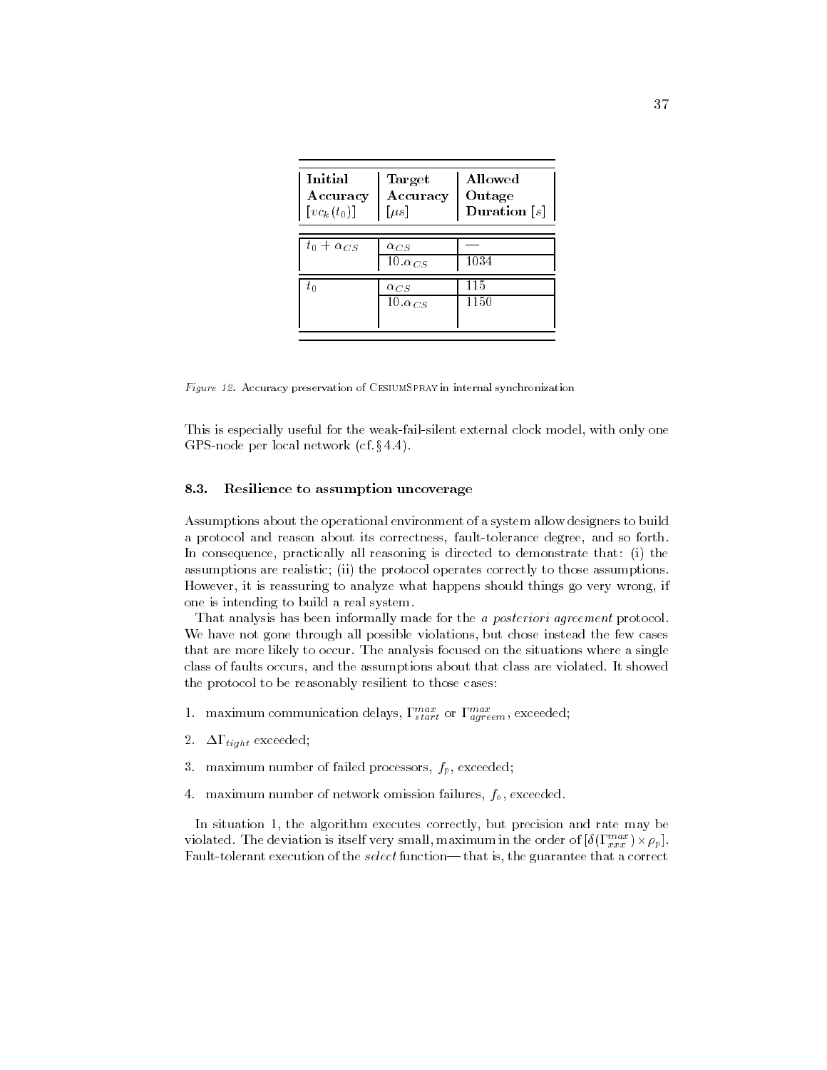| Initial Accuracy $[vc_k(t_0)]$ | Target Accuracy $[\mu s]$ | Allowed Outage Duration $[s]$ |
|---|---|---|
| $t_0 + \alpha_{CS}$ | $\alpha_{CS}$ | — |
| | $10.\alpha_{CS}$ | 1034 |
| $t_0$ | $\alpha_{CS}$ | 115 |
| | $10.\alpha_{CS}$ | 1150 |

*Figure 12.* Accuracy preservation of CesiumSpray in internal synchronization

This is especially useful for the weak-fail-silent external clock model, with only one GPS-node per local network (cf. § 4.4).

### 8.3. Resilience to assumption uncoverage

Assumptions about the operational environment of a system allow designers to build a protocol and reason about its correctness, fault-tolerance degree, and so forth. In consequence, practically all reasoning is directed to demonstrate that: (i) the assumptions are realistic; (ii) the protocol operates correctly to those assumptions. However, it is reassuring to analyze what happens should things go very wrong, if one is intending to build a real system.

That analysis has been informally made for the *a posteriori agreement* protocol. We have not gone through all possible violations, but chose instead the few cases that are more likely to occur. The analysis focused on the situations where a single class of faults occurs, and the assumptions about that class are violated. It showed the protocol to be reasonably resilient to those cases:

1. maximum communication delays, $\Gamma^{max}_{start}$ or $\Gamma^{max}_{agreem}$, exceeded;

2. $\Delta\Gamma_{tight}$ exceeded;

3. maximum number of failed processors, $f_p$, exceeded;

4. maximum number of network omission failures, $f_o$, exceeded.

In situation 1, the algorithm executes correctly, but precision and rate may be violated. The deviation is itself very small, maximum in the order of $[\delta(\Gamma^{max}_{xxx}) \times \rho_p]$. Fault-tolerant execution of the *select* function— that is, the guarantee that a correct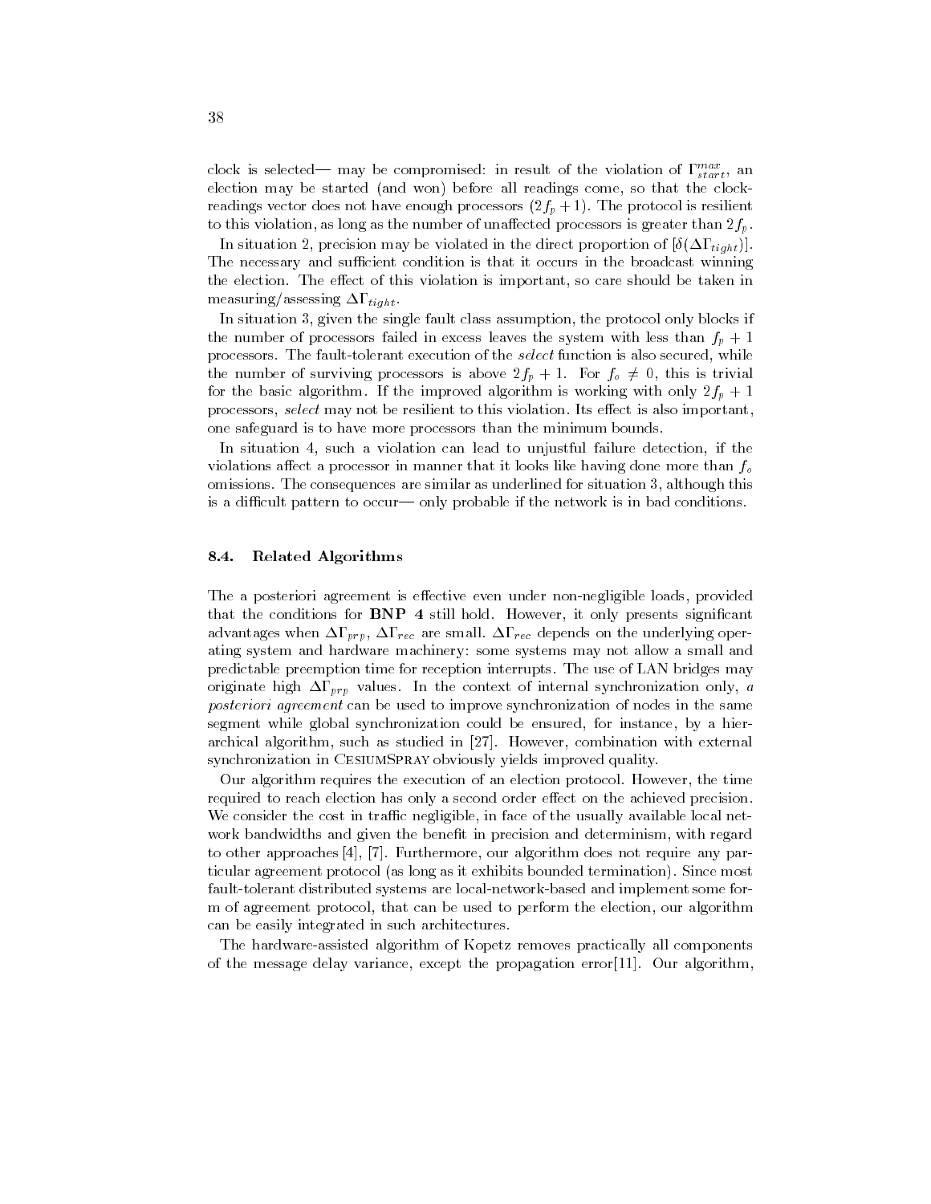clock is selected— may be compromised: in result of the violation of $\Gamma_{start}^{max}$, an election may be started (and won) before all readings come, so that the clock-readings vector does not have enough processors $(2f_p + 1)$. The protocol is resilient to this violation, as long as the number of unaffected processors is greater than $2f_p$.

In situation 2, precision may be violated in the direct proportion of $[\delta(\Delta\Gamma_{tight})]$. The necessary and sufficient condition is that it occurs in the broadcast winning the election. The effect of this violation is important, so care should be taken in measuring/assessing $\Delta\Gamma_{tight}$.

In situation 3, given the single fault class assumption, the protocol only blocks if the number of processors failed in excess leaves the system with less than $f_p + 1$ processors. The fault-tolerant execution of the *select* function is also secured, while the number of surviving processors is above $2f_p + 1$. For $f_o \neq 0$, this is trivial for the basic algorithm. If the improved algorithm is working with only $2f_p + 1$ processors, *select* may not be resilient to this violation. Its effect is also important, one safeguard is to have more processors than the minimum bounds.

In situation 4, such a violation can lead to unjustful failure detection, if the violations affect a processor in manner that it looks like having done more than $f_o$ omissions. The consequences are similar as underlined for situation 3, although this is a difficult pattern to occur— only probable if the network is in bad conditions.

### 8.4. Related Algorithms

The a posteriori agreement is effective even under non-negligible loads, provided that the conditions for **BNP 4** still hold. However, it only presents significant advantages when $\Delta\Gamma_{prp}$, $\Delta\Gamma_{rec}$ are small. $\Delta\Gamma_{rec}$ depends on the underlying operating system and hardware machinery: some systems may not allow a small and predictable preemption time for reception interrupts. The use of LAN bridges may originate high $\Delta\Gamma_{prp}$ values. In the context of internal synchronization only, *a posteriori agreement* can be used to improve synchronization of nodes in the same segment while global synchronization could be ensured, for instance, by a hierarchical algorithm, such as studied in [27]. However, combination with external synchronization in CesiumSpray obviously yields improved quality.

Our algorithm requires the execution of an election protocol. However, the time required to reach election has only a second order effect on the achieved precision. We consider the cost in traffic negligible, in face of the usually available local network bandwidths and given the benefit in precision and determinism, with regard to other approaches [4], [7]. Furthermore, our algorithm does not require any particular agreement protocol (as long as it exhibits bounded termination). Since most fault-tolerant distributed systems are local-network-based and implement some form of agreement protocol, that can be used to perform the election, our algorithm can be easily integrated in such architectures.

The hardware-assisted algorithm of Kopetz removes practically all components of the message delay variance, except the propagation error[11]. Our algorithm,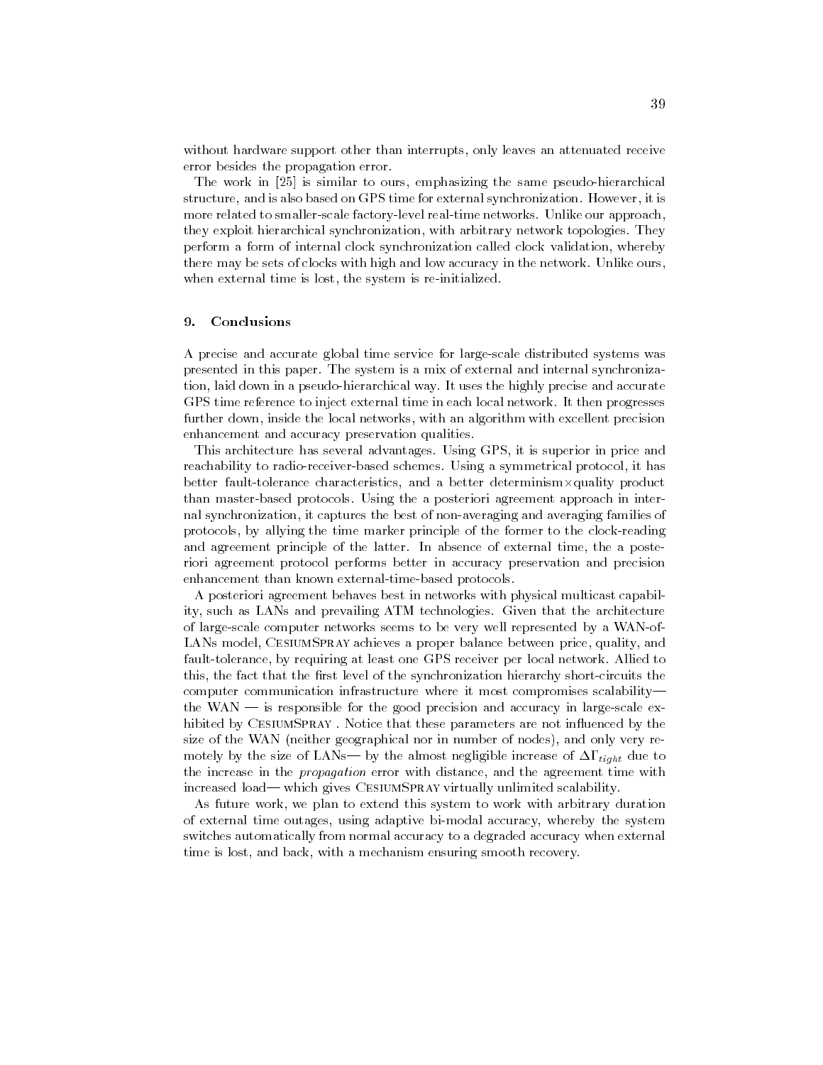without hardware support other than interrupts, only leaves an attenuated receive error besides the propagation error.

The work in [25] is similar to ours, emphasizing the same pseudo-hierarchical structure, and is also based on GPS time for external synchronization. However, it is more related to smaller-scale factory-level real-time networks. Unlike our approach, they exploit hierarchical synchronization, with arbitrary network topologies. They perform a form of internal clock synchronization called clock validation, whereby there may be sets of clocks with high and low accuracy in the network. Unlike ours, when external time is lost, the system is re-initialized.

## 9. Conclusions

A precise and accurate global time service for large-scale distributed systems was presented in this paper. The system is a mix of external and internal synchronization, laid down in a pseudo-hierarchical way. It uses the highly precise and accurate GPS time reference to inject external time in each local network. It then progresses further down, inside the local networks, with an algorithm with excellent precision enhancement and accuracy preservation qualities.

This architecture has several advantages. Using GPS, it is superior in price and reachability to radio-receiver-based schemes. Using a symmetrical protocol, it has better fault-tolerance characteristics, and a better determinism$\times$quality product than master-based protocols. Using the a posteriori agreement approach in internal synchronization, it captures the best of non-averaging and averaging families of protocols, by allying the time marker principle of the former to the clock-reading and agreement principle of the latter. In absence of external time, the a posteriori agreement protocol performs better in accuracy preservation and precision enhancement than known external-time-based protocols.

A posteriori agreement behaves best in networks with physical multicast capability, such as LANs and prevailing ATM technologies. Given that the architecture of large-scale computer networks seems to be very well represented by a WAN-of-LANs model, CesiumSpray achieves a proper balance between price, quality, and fault-tolerance, by requiring at least one GPS receiver per local network. Allied to this, the fact that the first level of the synchronization hierarchy short-circuits the computer communication infrastructure where it most compromises scalability— the WAN — is responsible for the good precision and accuracy in large-scale exhibited by CesiumSpray . Notice that these parameters are not influenced by the size of the WAN (neither geographical nor in number of nodes), and only very remotely by the size of LANs— by the almost negligible increase of $\Delta\Gamma_{tight}$ due to the increase in the *propagation* error with distance, and the agreement time with increased load— which gives CesiumSpray virtually unlimited scalability.

As future work, we plan to extend this system to work with arbitrary duration of external time outages, using adaptive bi-modal accuracy, whereby the system switches automatically from normal accuracy to a degraded accuracy when external time is lost, and back, with a mechanism ensuring smooth recovery.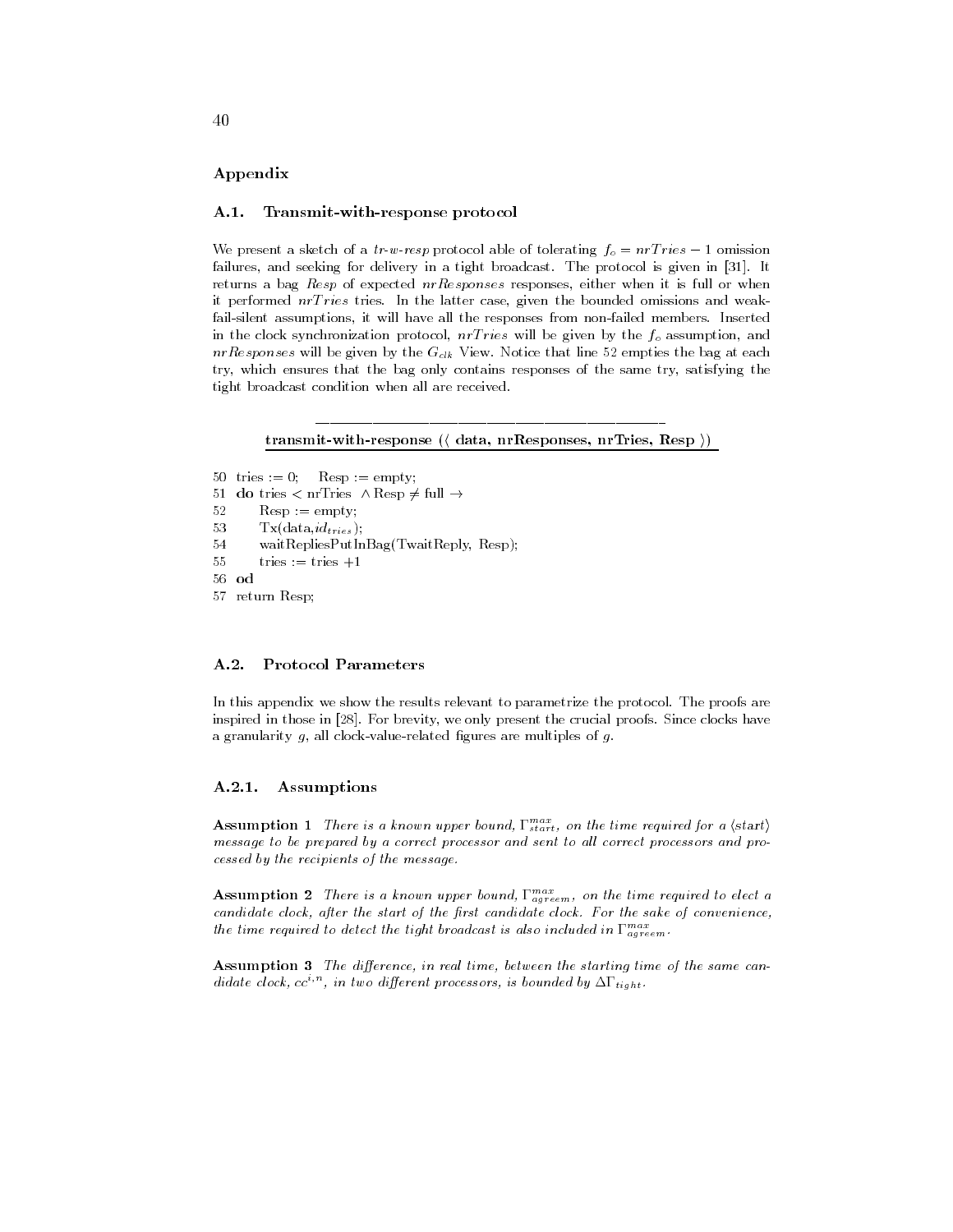## Appendix

### A.1. Transmit-with-response protocol

We present a sketch of a *tr-w-resp* protocol able of tolerating $f_o = nrTries - 1$ omission failures, and seeking for delivery in a tight broadcast. The protocol is given in [31]. It returns a bag *Resp* of expected *nrResponses* responses, either when it is full or when it performed *nrTries* tries. In the latter case, given the bounded omissions and weak-fail-silent assumptions, it will have all the responses from non-failed members. Inserted in the clock synchronization protocol, *nrTries* will be given by the $f_o$ assumption, and *nrResponses* will be given by the $G_{clk}$ View. Notice that line 52 empties the bag at each try, which ensures that the bag only contains responses of the same try, satisfying the tight broadcast condition when all are received.

**transmit-with-response (⟨ data, nrResponses, nrTries, Resp ⟩)**

```
50  tries := 0;    Resp := empty;
51  do tries < nrTries  ∧ Resp ≠ full →
52       Resp := empty;
53       Tx(data,id_tries);
54       waitRepliesPutInBag(TwaitReply, Resp);
55       tries := tries +1
56  od
57  return Resp;
```

### A.2. Protocol Parameters

In this appendix we show the results relevant to parametrize the protocol. The proofs are inspired in those in [28]. For brevity, we only present the crucial proofs. Since clocks have a granularity $g$, all clock-value-related figures are multiples of $g$.

#### A.2.1. Assumptions

**Assumption 1** *There is a known upper bound, $\Gamma^{max}_{start}$, on the time required for a ⟨start⟩ message to be prepared by a correct processor and sent to all correct processors and processed by the recipients of the message.*

**Assumption 2** *There is a known upper bound, $\Gamma^{max}_{agreem}$, on the time required to elect a candidate clock, after the start of the first candidate clock. For the sake of convenience, the time required to detect the tight broadcast is also included in $\Gamma^{max}_{agreem}$.*

**Assumption 3** *The difference, in real time, between the starting time of the same candidate clock, $cc^{i,n}$, in two different processors, is bounded by $\Delta\Gamma_{tight}$.*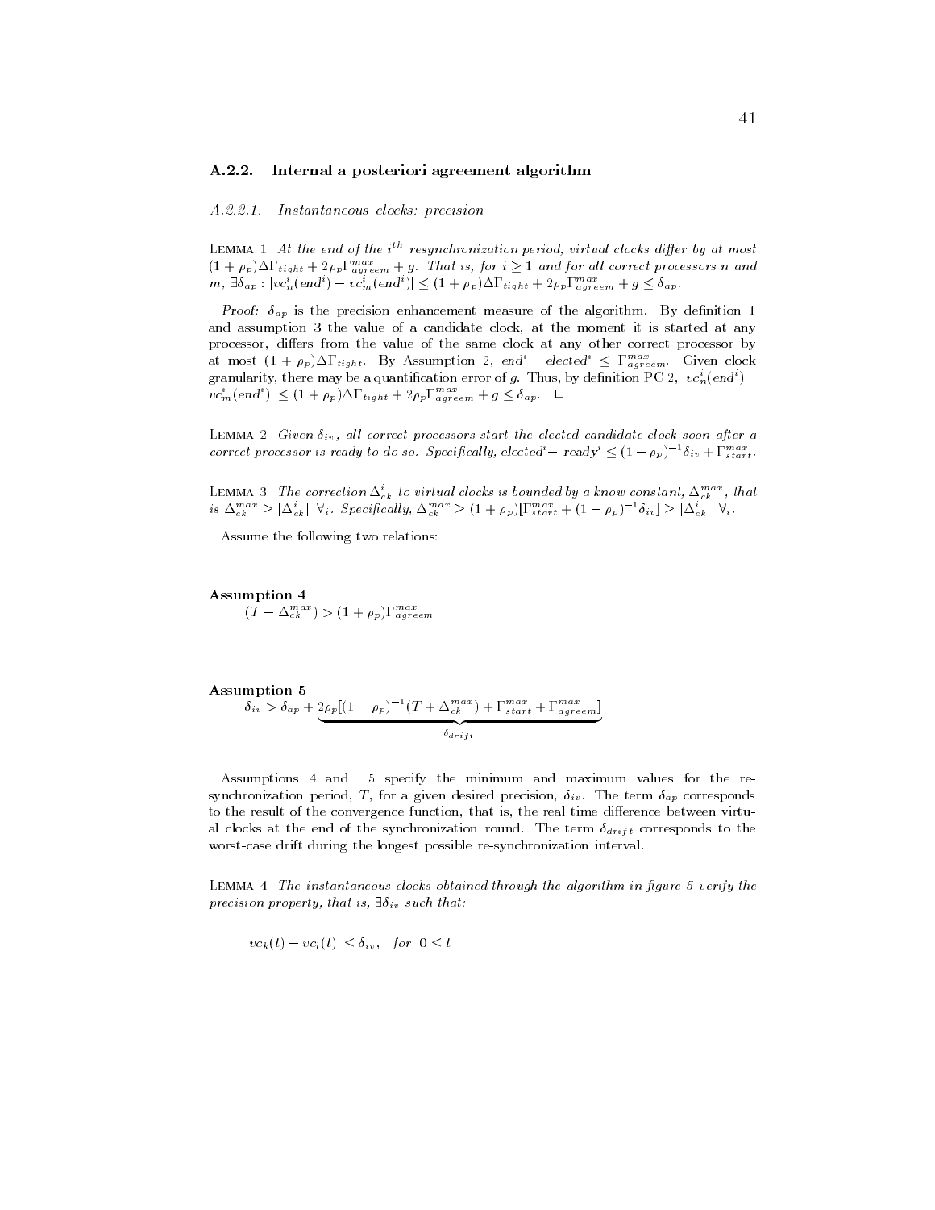### A.2.2. Internal a posteriori agreement algorithm

#### A.2.2.1. Instantaneous clocks: precision

LEMMA 1 *At the end of the $i^{th}$ resynchronization period, virtual clocks differ by at most $(1+\rho_p)\Delta\Gamma_{tight} + 2\rho_p\Gamma_{agreem}^{max} + g$. That is, for $i \geq 1$ and for all correct processors $n$ and $m$, $\exists \delta_{ap} : |vc_n^i(end^i) - vc_m^i(end^i)| \leq (1+\rho_p)\Delta\Gamma_{tight} + 2\rho_p\Gamma_{agreem}^{max} + g \leq \delta_{ap}$.*

*Proof:* $\delta_{ap}$ is the precision enhancement measure of the algorithm. By definition 1 and assumption 3 the value of a candidate clock, at the moment it is started at any processor, differs from the value of the same clock at any other correct processor by at most $(1+\rho_p)\Delta\Gamma_{tight}$. By Assumption 2, $end^i - elected^i \leq \Gamma_{agreem}^{max}$. Given clock granularity, there may be a quantification error of $g$. Thus, by definition PC 2, $|vc_n^i(end^i) - vc_m^i(end^i)| \leq (1+\rho_p)\Delta\Gamma_{tight} + 2\rho_p\Gamma_{agreem}^{max} + g \leq \delta_{ap}$. $\square$

LEMMA 2 *Given $\delta_{iv}$, all correct processors start the elected candidate clock soon after a correct processor is ready to do so. Specifically, $elected^i - ready^i \leq (1-\rho_p)^{-1}\delta_{iv} + \Gamma_{start}^{max}$.*

LEMMA 3 *The correction $\Delta_{ck}^i$ to virtual clocks is bounded by a know constant, $\Delta_{ck}^{max}$, that is $\Delta_{ck}^{max} \geq |\Delta_{ck}^i| \ \forall_i$. Specifically, $\Delta_{ck}^{max} \geq (1+\rho_p)[\Gamma_{start}^{max} + (1-\rho_p)^{-1}\delta_{iv}] \geq |\Delta_{ck}^i| \ \forall_i$.*

Assume the following two relations:

**Assumption 4**

$$(T - \Delta_{ck}^{max}) > (1+\rho_p)\Gamma_{agreem}^{max}$$

**Assumption 5**

$$\delta_{iv} > \delta_{ap} + \underbrace{2\rho_p[(1-\rho_p)^{-1}(T + \Delta_{ck}^{max}) + \Gamma_{start}^{max} + \Gamma_{agreem}^{max}]}_{\delta_{drift}}$$

Assumptions 4 and 5 specify the minimum and maximum values for the resynchronization period, $T$, for a given desired precision, $\delta_{iv}$. The term $\delta_{ap}$ corresponds to the result of the convergence function, that is, the real time difference between virtual clocks at the end of the synchronization round. The term $\delta_{drift}$ corresponds to the worst-case drift during the longest possible re-synchronization interval.

LEMMA 4 *The instantaneous clocks obtained through the algorithm in figure 5 verify the precision property, that is, $\exists \delta_{iv}$ such that:*

$$|vc_k(t) - vc_l(t)| \leq \delta_{iv}, \quad \textit{for } \ 0 \leq t$$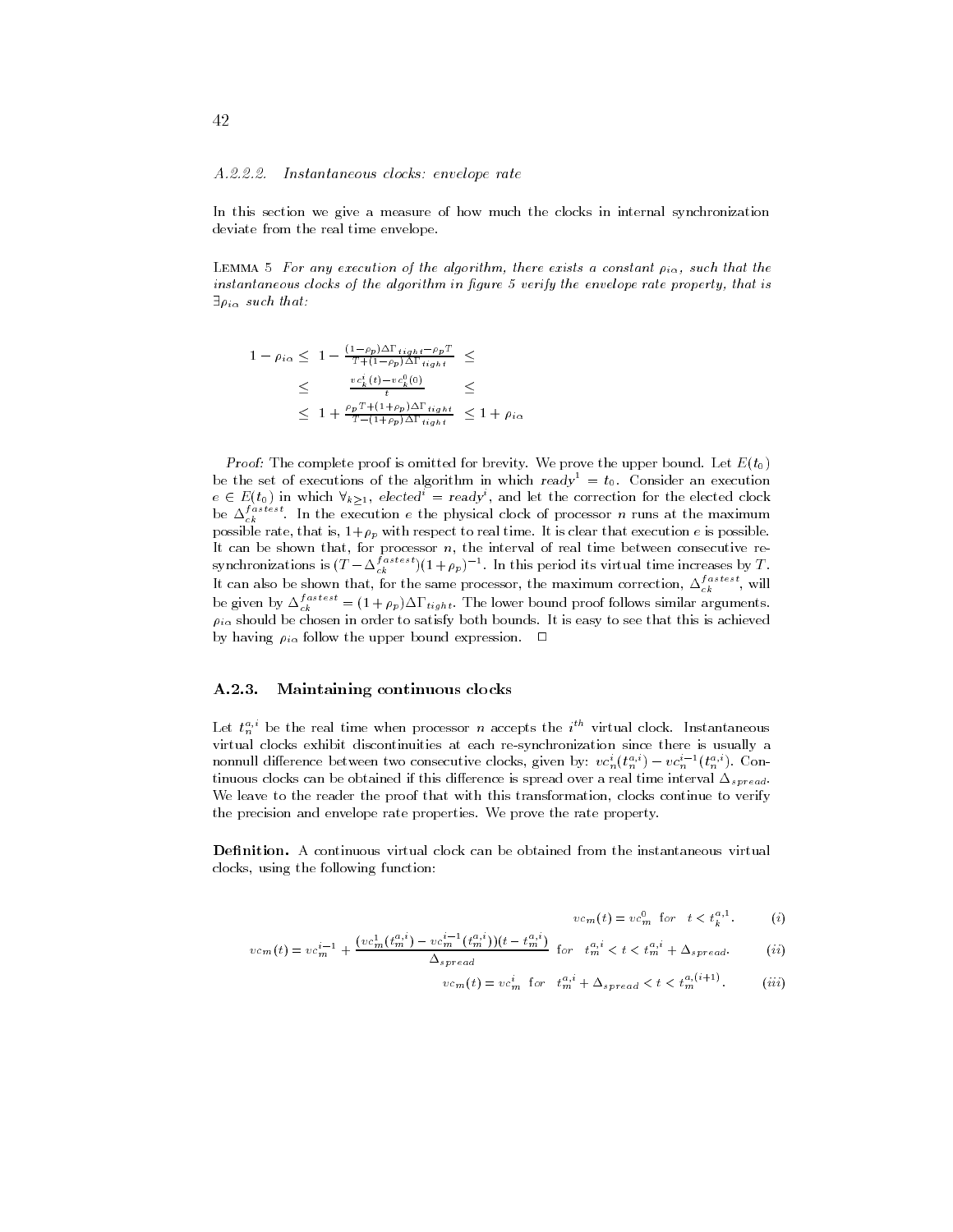#### A.2.2.2. Instantaneous clocks: envelope rate

In this section we give a measure of how much the clocks in internal synchronization deviate from the real time envelope.

Lemma 5 *For any execution of the algorithm, there exists a constant $\rho_{i\alpha}$, such that the instantaneous clocks of the algorithm in figure 5 verify the envelope rate property, that is $\exists \rho_{i\alpha}$ such that:*

$$
\begin{aligned}
1-\rho_{i\alpha} \leq \; & 1-\frac{(1-\rho_p)\Delta\Gamma_{tight}-\rho_p T}{T+(1-\rho_p)\Delta\Gamma_{tight}} \; \leq \\
\leq \; & \frac{vc_k^i(t)-vc_k^0(0)}{t} \; \leq \\
\leq \; & 1+\frac{\rho_p T+(1+\rho_p)\Delta\Gamma_{tight}}{T-(1+\rho_p)\Delta\Gamma_{tight}} \; \leq 1+\rho_{i\alpha}
\end{aligned}
$$

*Proof:* The complete proof is omitted for brevity. We prove the upper bound. Let $E(t_0)$ be the set of executions of the algorithm in which $ready^1 = t_0$. Consider an execution $e \in E(t_0)$ in which $\forall_{k \geq 1}$, $elected^i = ready^i$, and let the correction for the elected clock be $\Delta_{ck}^{fastest}$. In the execution $e$ the physical clock of processor $n$ runs at the maximum possible rate, that is, $1+\rho_p$ with respect to real time. It is clear that execution $e$ is possible. It can be shown that, for processor $n$, the interval of real time between consecutive re-synchronizations is $(T-\Delta_{ck}^{fastest})(1+\rho_p)^{-1}$. In this period its virtual time increases by $T$. It can also be shown that, for the same processor, the maximum correction, $\Delta_{ck}^{fastest}$, will be given by $\Delta_{ck}^{fastest} = (1+\rho_p)\Delta\Gamma_{tight}$. The lower bound proof follows similar arguments. $\rho_{i\alpha}$ should be chosen in order to satisfy both bounds. It is easy to see that this is achieved by having $\rho_{i\alpha}$ follow the upper bound expression. $\Box$

### A.2.3. Maintaining continuous clocks

Let $t_n^{a,i}$ be the real time when processor $n$ accepts the $i^{th}$ virtual clock. Instantaneous virtual clocks exhibit discontinuities at each re-synchronization since there is usually a nonnull difference between two consecutive clocks, given by: $vc_n^i(t_n^{a,i}) - vc_n^{i-1}(t_n^{a,i})$. Continuous clocks can be obtained if this difference is spread over a real time interval $\Delta_{spread}$. We leave to the reader the proof that with this transformation, clocks continue to verify the precision and envelope rate properties. We prove the rate property.

**Definition.** A continuous virtual clock can be obtained from the instantaneous virtual clocks, using the following function:

$$vc_m(t) = vc_m^0 \quad \text{for} \quad t < t_k^{a,1}. \qquad (i)$$

$$vc_m(t) = vc_m^{i-1} + \frac{(vc_m^1(t_m^{a,i}) - vc_m^{i-1}(t_m^{a,i}))(t - t_m^{a,i})}{\Delta_{spread}} \quad \text{for} \quad t_m^{a,i} < t < t_m^{a,i} + \Delta_{spread}. \qquad (ii)$$

$$vc_m(t) = vc_m^i \quad \text{for} \quad t_m^{a,i} + \Delta_{spread} < t < t_m^{a,(i+1)}. \qquad (iii)$$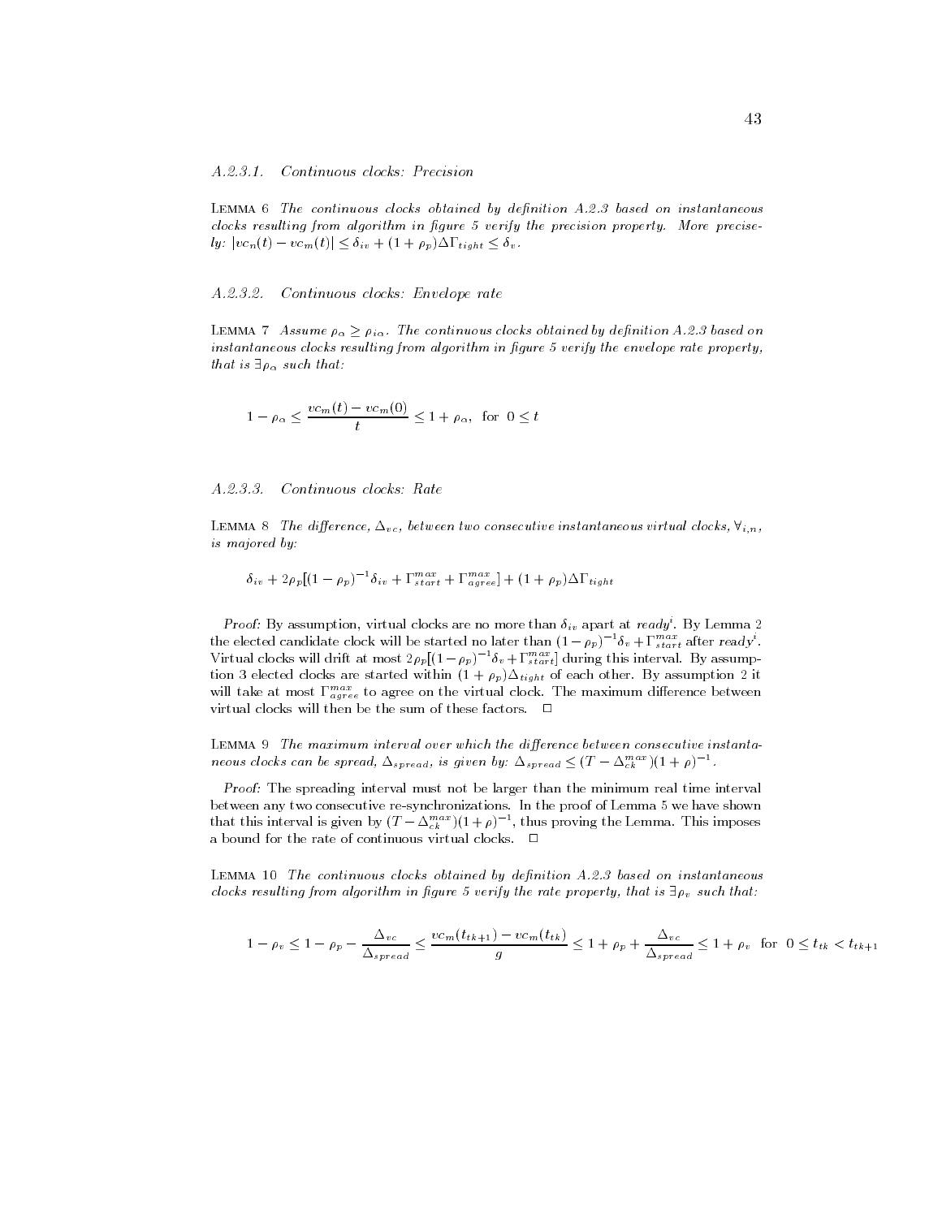#### A.2.3.1. Continuous clocks: Precision

LEMMA 6 *The continuous clocks obtained by definition A.2.3 based on instantaneous clocks resulting from algorithm in figure 5 verify the precision property. More precisely:* $|vc_n(t) - vc_m(t)| \leq \delta_{iv} + (1 + \rho_p)\Delta\Gamma_{tight} \leq \delta_v$.

#### A.2.3.2. Continuous clocks: Envelope rate

LEMMA 7 *Assume* $\rho_\alpha \geq \rho_{i\alpha}$. *The continuous clocks obtained by definition A.2.3 based on instantaneous clocks resulting from algorithm in figure 5 verify the envelope rate property, that is* $\exists \rho_\alpha$ *such that:*

$$1 - \rho_\alpha \leq \frac{vc_m(t) - vc_m(0)}{t} \leq 1 + \rho_\alpha, \text{ for } 0 \leq t$$

#### A.2.3.3. Continuous clocks: Rate

LEMMA 8 *The difference,* $\Delta_{vc}$*, between two consecutive instantaneous virtual clocks,* $\forall_{i,n}$*, is majored by:*

$$\delta_{iv} + 2\rho_p[(1 - \rho_p)^{-1}\delta_{iv} + \Gamma_{start}^{max} + \Gamma_{agree}^{max}] + (1 + \rho_p)\Delta\Gamma_{tight}$$

*Proof:* By assumption, virtual clocks are no more than $\delta_{iv}$ apart at $ready^i$. By Lemma 2 the elected candidate clock will be started no later than $(1 - \rho_p)^{-1}\delta_v + \Gamma_{start}^{max}$ after $ready^i$. Virtual clocks will drift at most $2\rho_p[(1 - \rho_p)^{-1}\delta_v + \Gamma_{start}^{max}]$ during this interval. By assumption 3 elected clocks are started within $(1 + \rho_p)\Delta_{tight}$ of each other. By assumption 2 it will take at most $\Gamma_{agree}^{max}$ to agree on the virtual clock. The maximum difference between virtual clocks will then be the sum of these factors. □

LEMMA 9 *The maximum interval over which the difference between consecutive instantaneous clocks can be spread,* $\Delta_{spread}$*, is given by:* $\Delta_{spread} \leq (T - \Delta_{ck}^{max})(1 + \rho)^{-1}$.

*Proof:* The spreading interval must not be larger than the minimum real time interval between any two consecutive re-synchronizations. In the proof of Lemma 5 we have shown that this interval is given by $(T - \Delta_{ck}^{max})(1 + \rho)^{-1}$, thus proving the Lemma. This imposes a bound for the rate of continuous virtual clocks. □

LEMMA 10 *The continuous clocks obtained by definition A.2.3 based on instantaneous clocks resulting from algorithm in figure 5 verify the rate property, that is* $\exists \rho_v$ *such that:*

$$1 - \rho_v \leq 1 - \rho_p - \frac{\Delta_{vc}}{\Delta_{spread}} \leq \frac{vc_m(t_{tk+1}) - vc_m(t_{tk})}{g} \leq 1 + \rho_p + \frac{\Delta_{vc}}{\Delta_{spread}} \leq 1 + \rho_v \text{ for } 0 \leq t_{tk} < t_{tk+1}$$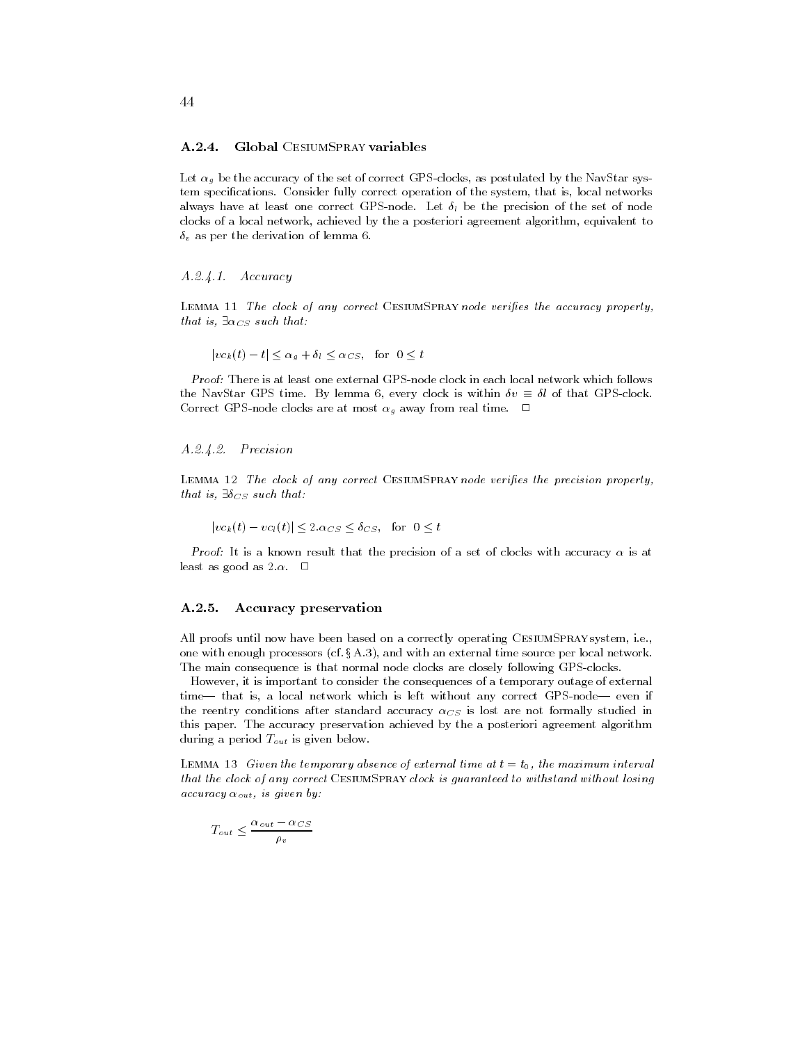### A.2.4. Global CesiumSpray variables

Let $\alpha_g$ be the accuracy of the set of correct GPS-clocks, as postulated by the NavStar system specifications. Consider fully correct operation of the system, that is, local networks always have at least one correct GPS-node. Let $\delta_l$ be the precision of the set of node clocks of a local network, achieved by the a posteriori agreement algorithm, equivalent to $\delta_v$ as per the derivation of lemma 6.

#### *A.2.4.1. Accuracy*

Lemma 11 *The clock of any correct* CesiumSpray *node verifies the accuracy property, that is, $\exists \alpha_{CS}$ such that:*

$$|vc_k(t) - t| \leq \alpha_g + \delta_l \leq \alpha_{CS}, \quad \text{for} \quad 0 \leq t$$

*Proof:* There is at least one external GPS-node clock in each local network which follows the NavStar GPS time. By lemma 6, every clock is within $\delta v \equiv \delta l$ of that GPS-clock. Correct GPS-node clocks are at most $\alpha_g$ away from real time. □

#### *A.2.4.2. Precision*

Lemma 12 *The clock of any correct* CesiumSpray *node verifies the precision property, that is, $\exists \delta_{CS}$ such that:*

$$|vc_k(t) - vc_l(t)| \leq 2.\alpha_{CS} \leq \delta_{CS}, \quad \text{for} \quad 0 \leq t$$

*Proof:* It is a known result that the precision of a set of clocks with accuracy $\alpha$ is at least as good as $2.\alpha$. □

### A.2.5. Accuracy preservation

All proofs until now have been based on a correctly operating CesiumSpray system, i.e., one with enough processors (cf. § A.3), and with an external time source per local network. The main consequence is that normal node clocks are closely following GPS-clocks.

However, it is important to consider the consequences of a temporary outage of external time— that is, a local network which is left without any correct GPS-node— even if the reentry conditions after standard accuracy $\alpha_{CS}$ is lost are not formally studied in this paper. The accuracy preservation achieved by the a posteriori agreement algorithm during a period $T_{out}$ is given below.

Lemma 13 *Given the temporary absence of external time at $t = t_0$, the maximum interval that the clock of any correct* CesiumSpray *clock is guaranteed to withstand without losing accuracy $\alpha_{out}$, is given by:*

$$T_{out} \leq \frac{\alpha_{out} - \alpha_{CS}}{\rho_v}$$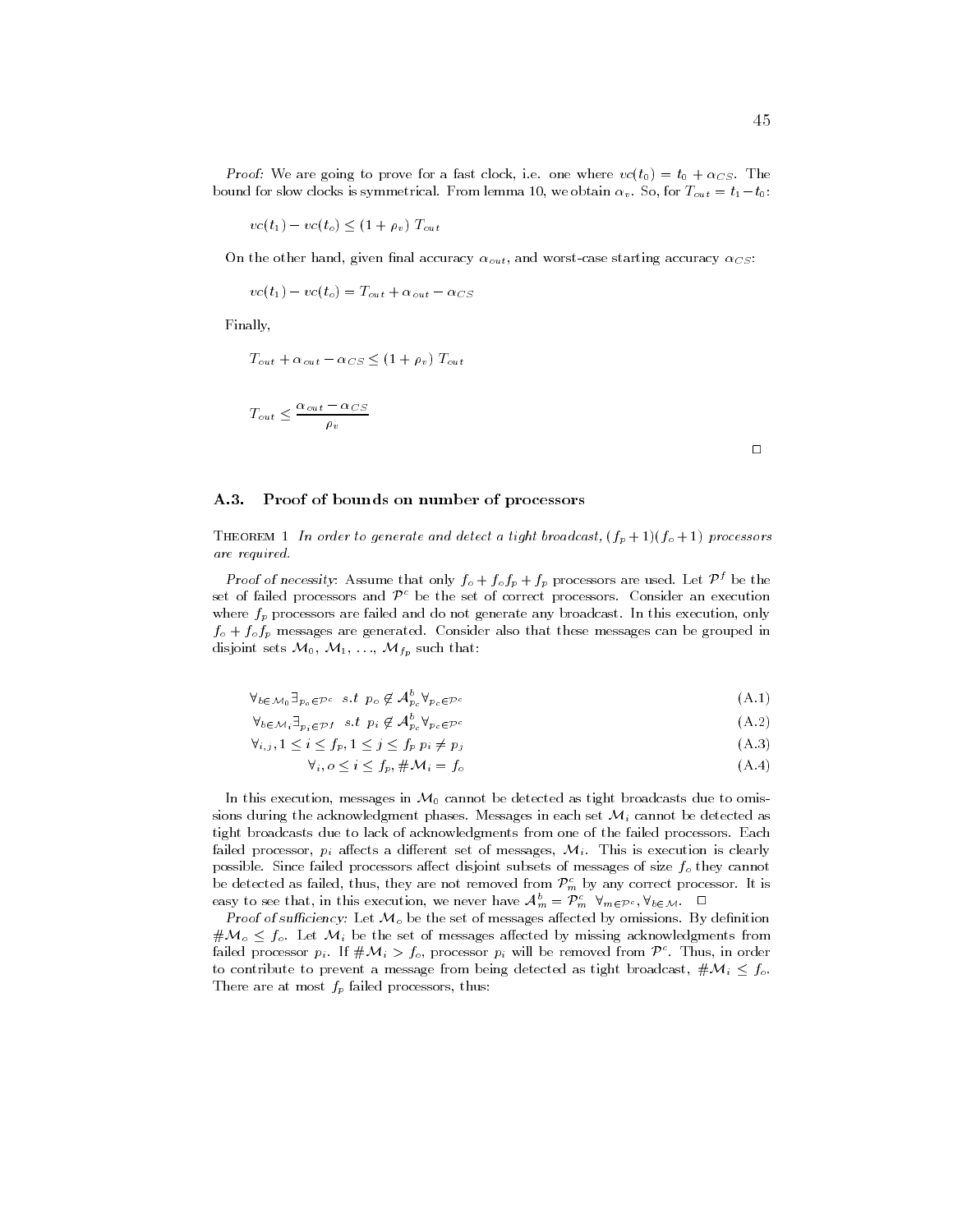*Proof:* We are going to prove for a fast clock, i.e. one where $vc(t_0) = t_0 + \alpha_{CS}$. The bound for slow clocks is symmetrical. From lemma 10, we obtain $\alpha_v$. So, for $T_{out} = t_1 - t_0$:

$$vc(t_1) - vc(t_o) \leq (1 + \rho_v)\ T_{out}$$

On the other hand, given final accuracy $\alpha_{out}$, and worst-case starting accuracy $\alpha_{CS}$:

$$vc(t_1) - vc(t_o) = T_{out} + \alpha_{out} - \alpha_{CS}$$

Finally,

$$T_{out} + \alpha_{out} - \alpha_{CS} \leq (1 + \rho_v)\ T_{out}$$

$$T_{out} \leq \frac{\alpha_{out} - \alpha_{CS}}{\rho_v}$$

□

## A.3. Proof of bounds on number of processors

THEOREM 1 *In order to generate and detect a tight broadcast, $(f_p + 1)(f_o + 1)$ processors are required.*

*Proof of necessity*: Assume that only $f_o + f_o f_p + f_p$ processors are used. Let $\mathcal{P}^f$ be the set of failed processors and $\mathcal{P}^c$ be the set of correct processors. Consider an execution where $f_p$ processors are failed and do not generate any broadcast. In this execution, only $f_o + f_o f_p$ messages are generated. Consider also that these messages can be grouped in disjoint sets $\mathcal{M}_0$, $\mathcal{M}_1$, ..., $\mathcal{M}_{f_p}$ such that:

$$\forall_{b \in \mathcal{M}_0} \exists_{p_o \in \mathcal{P}^c} \ \ s.t\ \ p_o \notin \mathcal{A}^b_{p_c} \forall_{p_c \in \mathcal{P}^c} \tag{A.1}$$

$$\forall_{b \in \mathcal{M}_i} \exists_{p_i \in \mathcal{P}^f} \ \ s.t\ \ p_i \notin \mathcal{A}^b_{p_c} \forall_{p_c \in \mathcal{P}^c} \tag{A.2}$$

$$\forall_{i,j}, 1 \leq i \leq f_p, 1 \leq j \leq f_p\ p_i \neq p_j \tag{A.3}$$

$$\forall_i, o \leq i \leq f_p, \#\mathcal{M}_i = f_o \tag{A.4}$$

In this execution, messages in $\mathcal{M}_0$ cannot be detected as tight broadcasts due to omissions during the acknowledgment phases. Messages in each set $\mathcal{M}_i$ cannot be detected as tight broadcasts due to lack of acknowledgments from one of the failed processors. Each failed processor, $p_i$ affects a different set of messages, $\mathcal{M}_i$. This is execution is clearly possible. Since failed processors affect disjoint subsets of messages of size $f_o$ they cannot be detected as failed, thus, they are not removed from $\mathcal{P}^c_m$ by any correct processor. It is easy to see that, in this execution, we never have $\mathcal{A}^b_m = \mathcal{P}^c_m\ \ \forall_{m \in \mathcal{P}^c}, \forall_{b \in \mathcal{M}}$. □

*Proof of sufficiency:* Let $\mathcal{M}_o$ be the set of messages affected by omissions. By definition $\#\mathcal{M}_o \leq f_o$. Let $\mathcal{M}_i$ be the set of messages affected by missing acknowledgments from failed processor $p_i$. If $\#\mathcal{M}_i > f_o$, processor $p_i$ will be removed from $\mathcal{P}^c$. Thus, in order to contribute to prevent a message from being detected as tight broadcast, $\#\mathcal{M}_i \leq f_o$. There are at most $f_p$ failed processors, thus: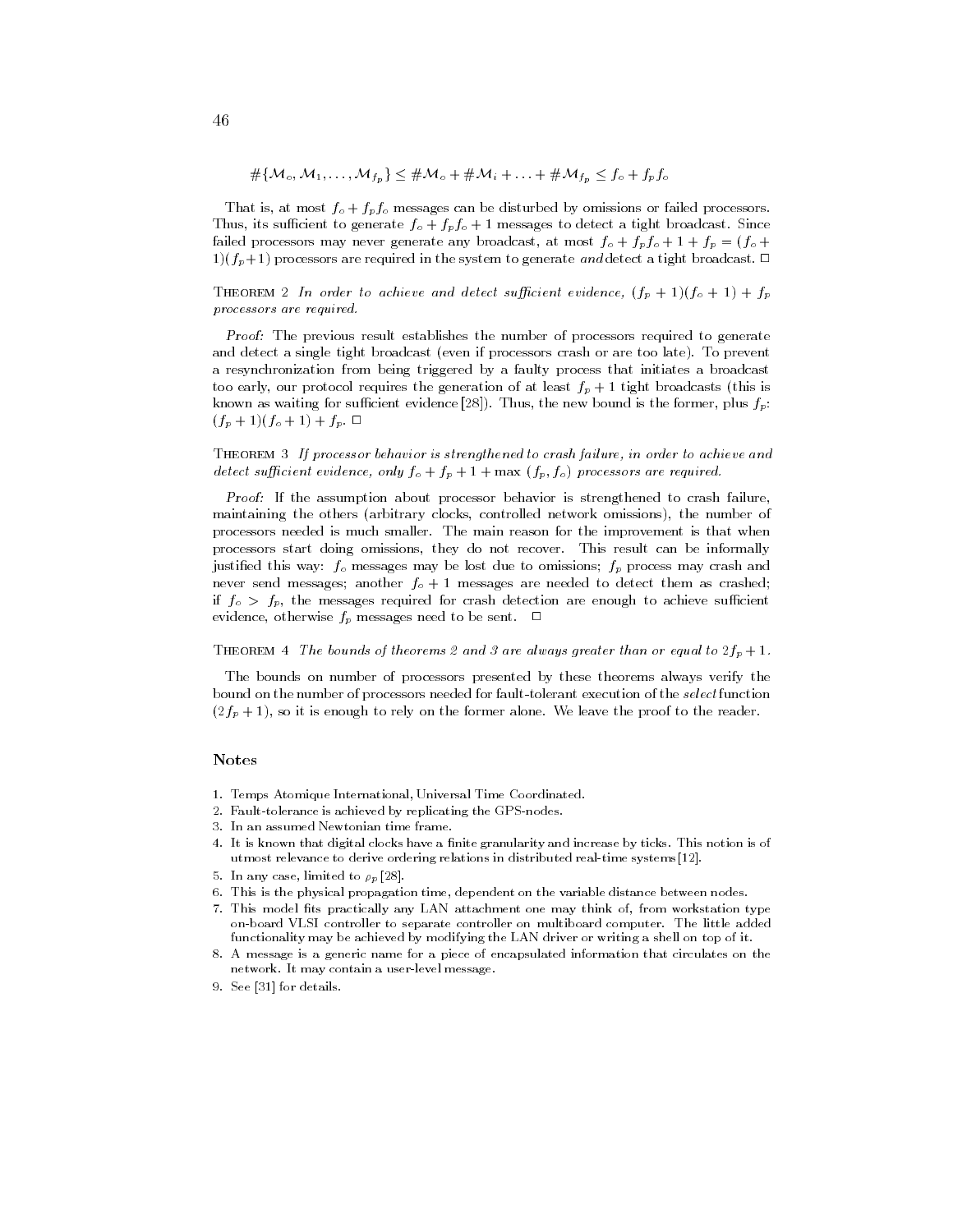$$\#\{\mathcal{M}_o, \mathcal{M}_1, \ldots, \mathcal{M}_{f_p}\} \leq \#\mathcal{M}_o + \#\mathcal{M}_i + \ldots + \#\mathcal{M}_{f_p} \leq f_o + f_p f_o$$

That is, at most $f_o + f_p f_o$ messages can be disturbed by omissions or failed processors. Thus, its sufficient to generate $f_o + f_p f_o + 1$ messages to detect a tight broadcast. Since failed processors may never generate any broadcast, at most $f_o + f_p f_o + 1 + f_p = (f_o + 1)(f_p + 1)$ processors are required in the system to generate *and* detect a tight broadcast. □

THEOREM 2 *In order to achieve and detect sufficient evidence, $(f_p + 1)(f_o + 1) + f_p$ processors are required.*

*Proof:* The previous result establishes the number of processors required to generate and detect a single tight broadcast (even if processors crash or are too late). To prevent a resynchronization from being triggered by a faulty process that initiates a broadcast too early, our protocol requires the generation of at least $f_p + 1$ tight broadcasts (this is known as waiting for sufficient evidence [28]). Thus, the new bound is the former, plus $f_p$: $(f_p + 1)(f_o + 1) + f_p$. □

THEOREM 3 *If processor behavior is strengthened to crash failure, in order to achieve and detect sufficient evidence, only $f_o + f_p + 1 + \max(f_p, f_o)$ processors are required.*

*Proof:* If the assumption about processor behavior is strengthened to crash failure, maintaining the others (arbitrary clocks, controlled network omissions), the number of processors needed is much smaller. The main reason for the improvement is that when processors start doing omissions, they do not recover. This result can be informally justified this way: $f_o$ messages may be lost due to omissions; $f_p$ process may crash and never send messages; another $f_o + 1$ messages are needed to detect them as crashed; if $f_o > f_p$, the messages required for crash detection are enough to achieve sufficient evidence, otherwise $f_p$ messages need to be sent. □

THEOREM 4 *The bounds of theorems 2 and 3 are always greater than or equal to $2f_p + 1$.*

The bounds on number of processors presented by these theorems always verify the bound on the number of processors needed for fault-tolerant execution of the *select* function $(2f_p + 1)$, so it is enough to rely on the former alone. We leave the proof to the reader.

## Notes

1. Temps Atomique International, Universal Time Coordinated.
2. Fault-tolerance is achieved by replicating the GPS-nodes.
3. In an assumed Newtonian time frame.
4. It is known that digital clocks have a finite granularity and increase by ticks. This notion is of utmost relevance to derive ordering relations in distributed real-time systems [12].
5. In any case, limited to $\rho_p$ [28].
6. This is the physical propagation time, dependent on the variable distance between nodes.
7. This model fits practically any LAN attachment one may think of, from workstation type on-board VLSI controller to separate controller on multiboard computer. The little added functionality may be achieved by modifying the LAN driver or writing a shell on top of it.
8. A message is a generic name for a piece of encapsulated information that circulates on the network. It may contain a user-level message.
9. See [31] for details.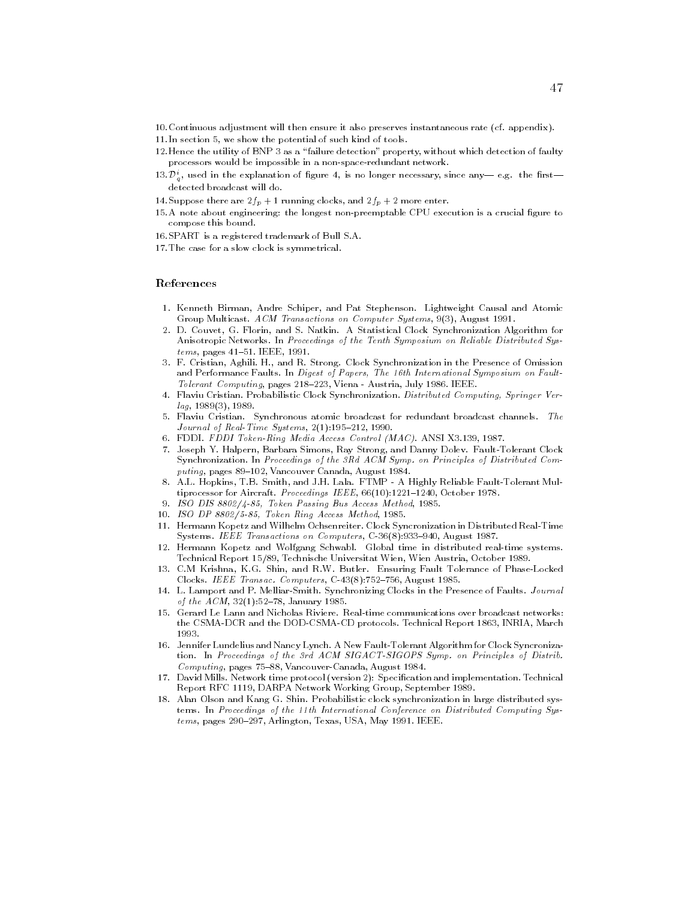10. Continuous adjustment will then ensure it also preserves instantaneous rate (cf. appendix).
11. In section 5, we show the potential of such kind of tools.
12. Hence the utility of BNP 3 as a "failure detection" property, without which detection of faulty processors would be impossible in a non-space-redundant network.
13. $\mathcal{D}_q^i$, used in the explanation of figure 4, is no longer necessary, since any— e.g. the first— detected broadcast will do.
14. Suppose there are $2f_p + 1$ running clocks, and $2f_p + 2$ more enter.
15. A note about engineering: the longest non-preemptable CPU execution is a crucial figure to compose this bound.
16. SPART is a registered trademark of Bull S.A.
17. The case for a slow clock is symmetrical.

## References

1. Kenneth Birman, Andre Schiper, and Pat Stephenson. Lightweight Causal and Atomic Group Multicast. *ACM Transactions on Computer Systems*, 9(3), August 1991.
2. D. Couvet, G. Florin, and S. Natkin. A Statistical Clock Synchronization Algorithm for Anisotropic Networks. In *Proceedings of the Tenth Symposium on Reliable Distributed Systems*, pages 41–51. IEEE, 1991.
3. F. Cristian, Aghili. H., and R. Strong. Clock Synchronization in the Presence of Omission and Performance Faults. In *Digest of Papers, The 16th International Symposium on Fault-Tolerant Computing*, pages 218–223, Viena - Austria, July 1986. IEEE.
4. Flaviu Cristian. Probabilistic Clock Synchronization. *Distributed Computing, Springer Verlag*, 1989(3), 1989.
5. Flaviu Cristian. Synchronous atomic broadcast for redundant broadcast channels. *The Journal of Real-Time Systems*, 2(1):195–212, 1990.
6. FDDI. *FDDI Token-Ring Media Access Control (MAC)*. ANSI X3.139, 1987.
7. Joseph Y. Halpern, Barbara Simons, Ray Strong, and Danny Dolev. Fault-Tolerant Clock Synchronization. In *Proceedings of the 3Rd ACM Symp. on Principles of Distributed Computing*, pages 89–102, Vancouver Canada, August 1984.
8. A.L. Hopkins, T.B. Smith, and J.H. Lala. FTMP - A Highly Reliable Fault-Tolerant Multiprocessor for Aircraft. *Proceedings IEEE*, 66(10):1221–1240, October 1978.
9. *ISO DIS 8802/4-85, Token Passing Bus Access Method*, 1985.
10. *ISO DP 8802/5-85, Token Ring Access Method*, 1985.
11. Hermann Kopetz and Wilhelm Ochsenreiter. Clock Syncronization in Distributed Real-Time Systems. *IEEE Transactions on Computers*, C-36(8):933–940, August 1987.
12. Hermann Kopetz and Wolfgang Schwabl. Global time in distributed real-time systems. Technical Report 15/89, Technische Universitat Wien, Wien Austria, October 1989.
13. C.M Krishna, K.G. Shin, and R.W. Butler. Ensuring Fault Tolerance of Phase-Locked Clocks. *IEEE Transac. Computers*, C-43(8):752–756, August 1985.
14. L. Lamport and P. Melliar-Smith. Synchronizing Clocks in the Presence of Faults. *Journal of the ACM*, 32(1):52–78, January 1985.
15. Gerard Le Lann and Nicholas Riviere. Real-time communications over broadcast networks: the CSMA-DCR and the DOD-CSMA-CD protocols. Technical Report 1863, INRIA, March 1993.
16. Jennifer Lundelius and Nancy Lynch. A New Fault-Tolerant Algorithm for Clock Syncronization. In *Proceedings of the 3rd ACM SIGACT-SIGOPS Symp. on Principles of Distrib. Computing*, pages 75–88, Vancouver-Canada, August 1984.
17. David Mills. Network time protocol (version 2): Specification and implementation. Technical Report RFC 1119, DARPA Network Working Group, September 1989.
18. Alan Olson and Kang G. Shin. Probabilistic clock synchronization in large distributed systems. In *Proceedings of the 11th International Conference on Distributed Computing Systems*, pages 290–297, Arlington, Texas, USA, May 1991. IEEE.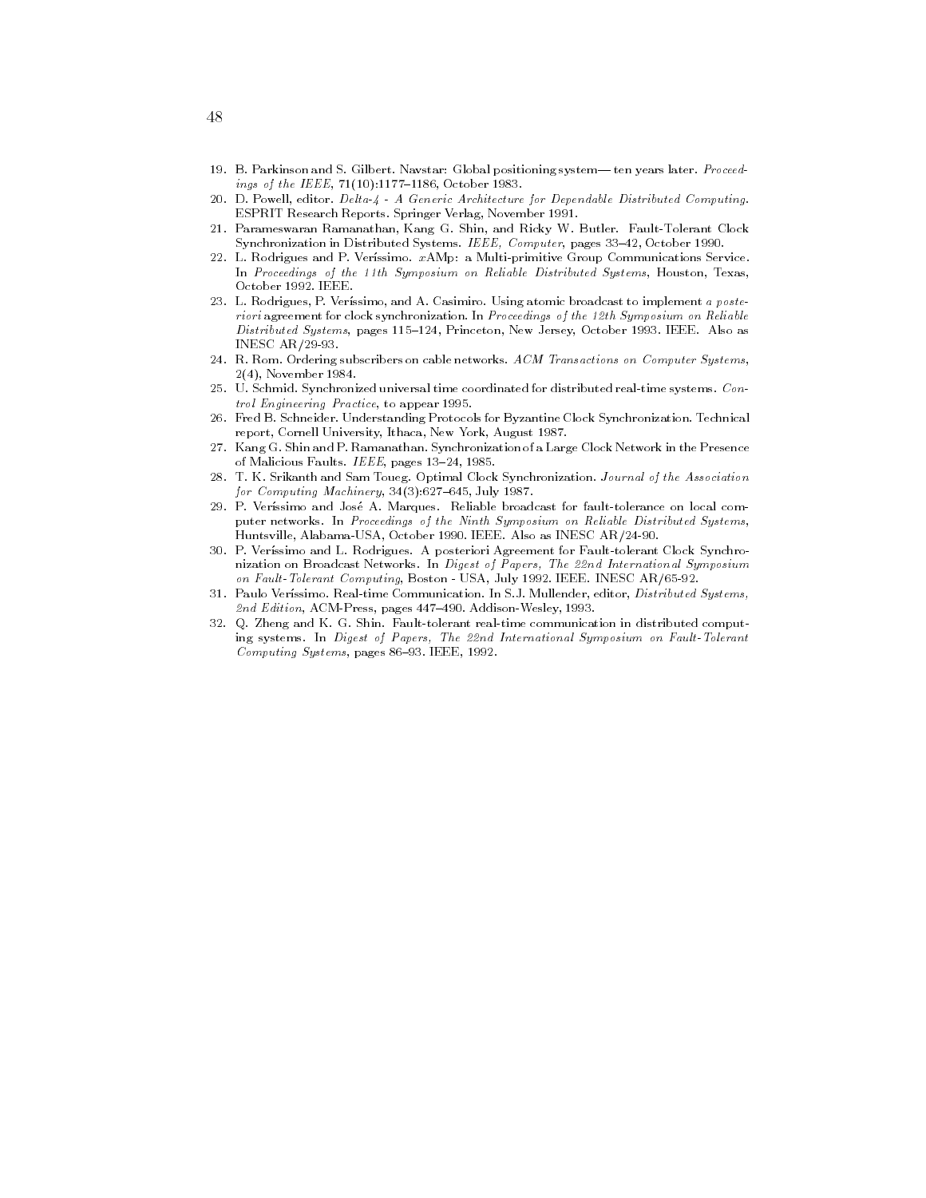19. B. Parkinson and S. Gilbert. Navstar: Global positioning system— ten years later. *Proceedings of the IEEE*, 71(10):1177–1186, October 1983.
20. D. Powell, editor. *Delta-4 - A Generic Architecture for Dependable Distributed Computing*. ESPRIT Research Reports. Springer Verlag, November 1991.
21. Parameswaran Ramanathan, Kang G. Shin, and Ricky W. Butler. Fault-Tolerant Clock Synchronization in Distributed Systems. *IEEE, Computer*, pages 33–42, October 1990.
22. L. Rodrigues and P. Veríssimo. *x*AMp: a Multi-primitive Group Communications Service. In *Proceedings of the 11th Symposium on Reliable Distributed Systems*, Houston, Texas, October 1992. IEEE.
23. L. Rodrigues, P. Veríssimo, and A. Casimiro. Using atomic broadcast to implement *a posteriori* agreement for clock synchronization. In *Proceedings of the 12th Symposium on Reliable Distributed Systems*, pages 115–124, Princeton, New Jersey, October 1993. IEEE. Also as INESC AR/29-93.
24. R. Rom. Ordering subscribers on cable networks. *ACM Transactions on Computer Systems*, 2(4), November 1984.
25. U. Schmid. Synchronized universal time coordinated for distributed real-time systems. *Control Engineering Practice*, to appear 1995.
26. Fred B. Schneider. Understanding Protocols for Byzantine Clock Synchronization. Technical report, Cornell University, Ithaca, New York, August 1987.
27. Kang G. Shin and P. Ramanathan. Synchronization of a Large Clock Network in the Presence of Malicious Faults. *IEEE*, pages 13–24, 1985.
28. T. K. Srikanth and Sam Toueg. Optimal Clock Synchronization. *Journal of the Association for Computing Machinery*, 34(3):627–645, July 1987.
29. P. Veríssimo and José A. Marques. Reliable broadcast for fault-tolerance on local computer networks. In *Proceedings of the Ninth Symposium on Reliable Distributed Systems*, Huntsville, Alabama-USA, October 1990. IEEE. Also as INESC AR/24-90.
30. P. Veríssimo and L. Rodrigues. A posteriori Agreement for Fault-tolerant Clock Synchronization on Broadcast Networks. In *Digest of Papers, The 22nd International Symposium on Fault-Tolerant Computing*, Boston - USA, July 1992. IEEE. INESC AR/65-92.
31. Paulo Veríssimo. Real-time Communication. In S.J. Mullender, editor, *Distributed Systems, 2nd Edition*, ACM-Press, pages 447–490. Addison-Wesley, 1993.
32. Q. Zheng and K. G. Shin. Fault-tolerant real-time communication in distributed computing systems. In *Digest of Papers, The 22nd International Symposium on Fault-Tolerant Computing Systems*, pages 86–93. IEEE, 1992.